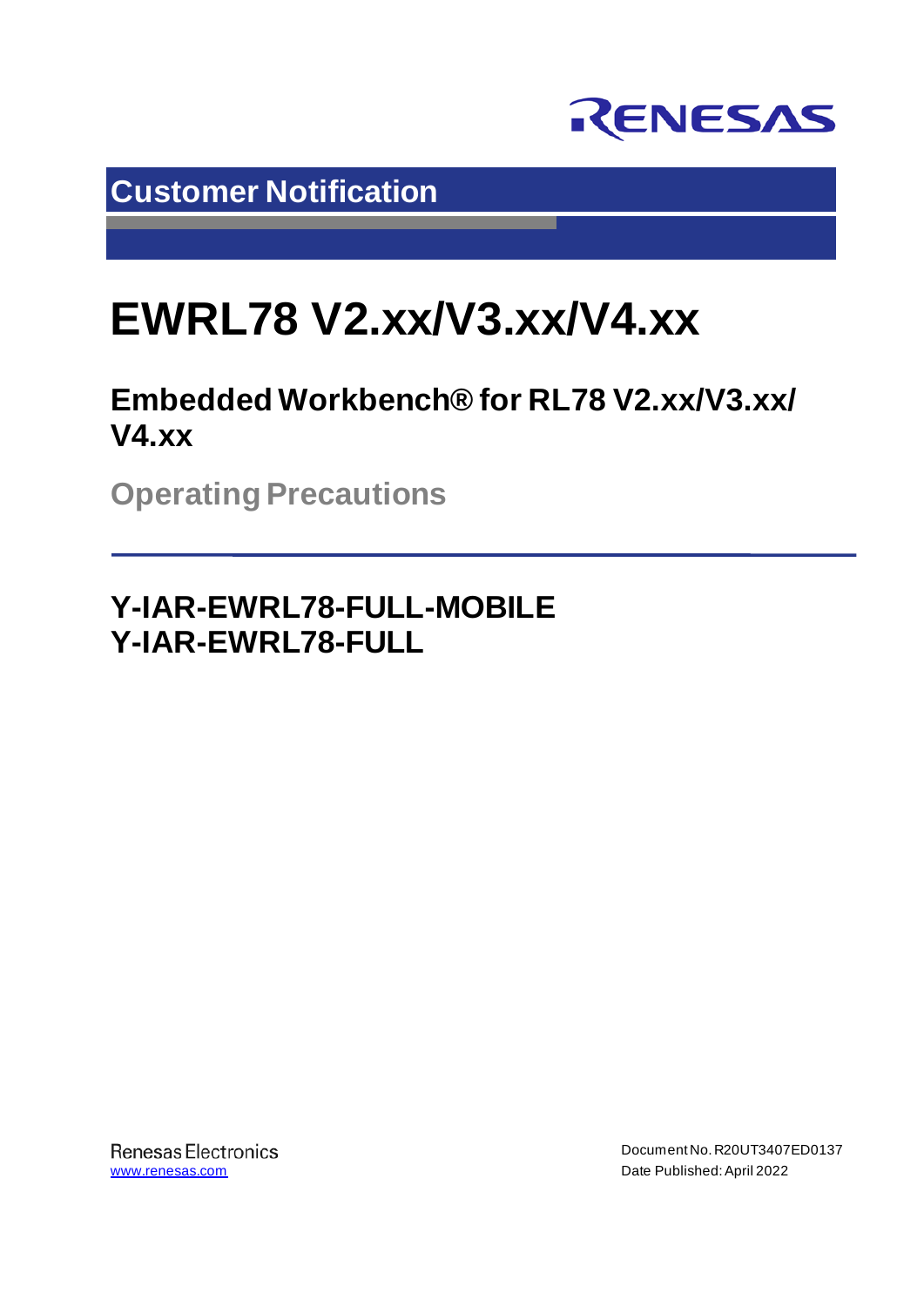Customer Notification

# EWRL78 V2.xx/V3.xx/V4.xx

## Embedded Workbench® for RL78 V2.xx/V3.xx/ V4.xx

Operating Precautions

## Y-IAR-EWRL78-FULL-MOBILE
## Y-IAR-EWRL78-FULL

Renesas Electronics
www.renesas.com

Document No. R20UT3407ED0137
Date Published: April 2022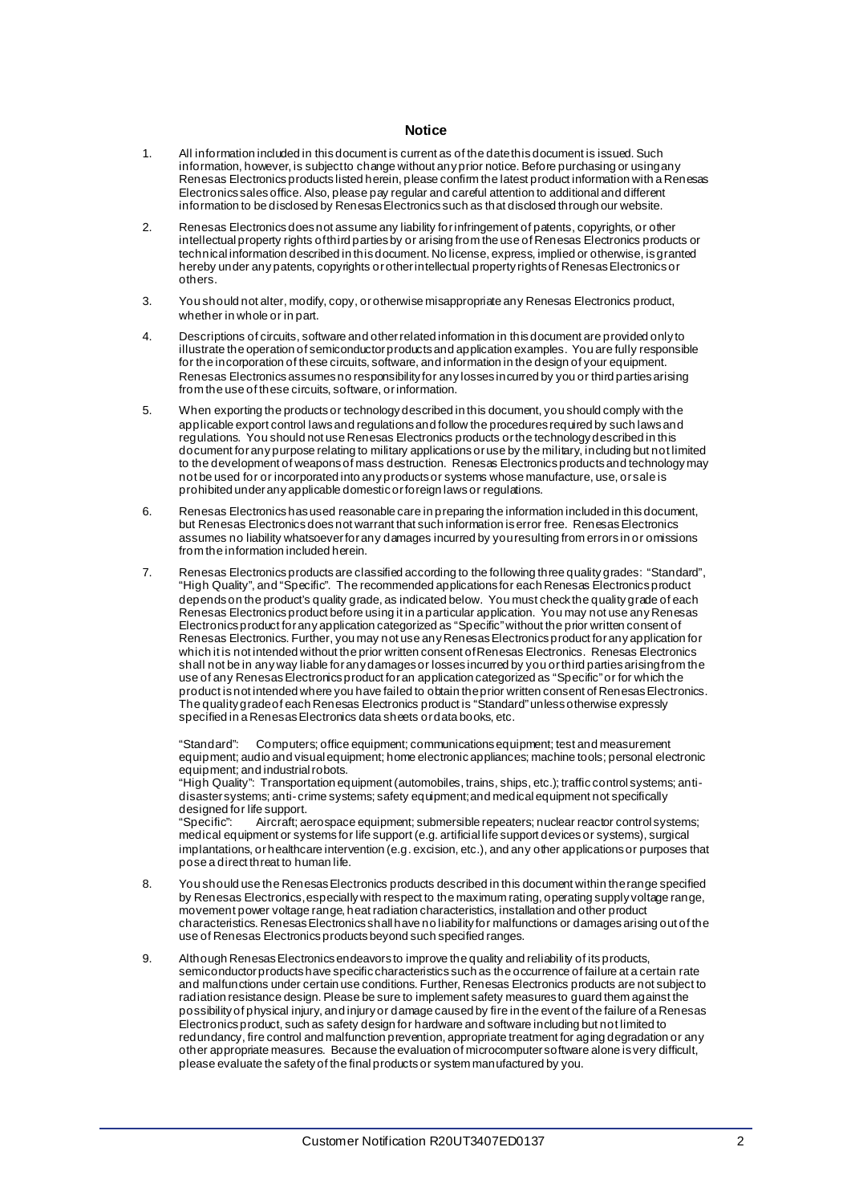# Notice

1. All information included in this document is current as of the date this document is issued. Such information, however, is subject to change without any prior notice. Before purchasing or using any Renesas Electronics products listed herein, please confirm the latest product information with a Renesas Electronics sales office. Also, please pay regular and careful attention to additional and different information to be disclosed by Renesas Electronics such as that disclosed through our website.

2. Renesas Electronics does not assume any liability for infringement of patents, copyrights, or other intellectual property rights of third parties by or arising from the use of Renesas Electronics products or technical information described in this document. No license, express, implied or otherwise, is granted hereby under any patents, copyrights or other intellectual property rights of Renesas Electronics or others.

3. You should not alter, modify, copy, or otherwise misappropriate any Renesas Electronics product, whether in whole or in part.

4. Descriptions of circuits, software and other related information in this document are provided only to illustrate the operation of semiconductor products and application examples. You are fully responsible for the incorporation of these circuits, software, and information in the design of your equipment. Renesas Electronics assumes no responsibility for any losses incurred by you or third parties arising from the use of these circuits, software, or information.

5. When exporting the products or technology described in this document, you should comply with the applicable export control laws and regulations and follow the procedures required by such laws and regulations. You should not use Renesas Electronics products or the technology described in this document for any purpose relating to military applications or use by the military, including but not limited to the development of weapons of mass destruction. Renesas Electronics products and technology may not be used for or incorporated into any products or systems whose manufacture, use, or sale is prohibited under any applicable domestic or foreign laws or regulations.

6. Renesas Electronics has used reasonable care in preparing the information included in this document, but Renesas Electronics does not warrant that such information is error free. Renesas Electronics assumes no liability whatsoever for any damages incurred by you resulting from errors in or omissions from the information included herein.

7. Renesas Electronics products are classified according to the following three quality grades: "Standard", "High Quality", and "Specific". The recommended applications for each Renesas Electronics product depends on the product's quality grade, as indicated below. You must check the quality grade of each Renesas Electronics product before using it in a particular application. You may not use any Renesas Electronics product for any application categorized as "Specific" without the prior written consent of Renesas Electronics. Further, you may not use any Renesas Electronics product for any application for which it is not intended without the prior written consent of Renesas Electronics. Renesas Electronics shall not be in any way liable for any damages or losses incurred by you or third parties arising from the use of any Renesas Electronics product for an application categorized as "Specific" or for which the product is not intended where you have failed to obtain the prior written consent of Renesas Electronics. The quality grade of each Renesas Electronics product is "Standard" unless otherwise expressly specified in a Renesas Electronics data sheets or data books, etc.

   "Standard": Computers; office equipment; communications equipment; test and measurement equipment; audio and visual equipment; home electronic appliances; machine tools; personal electronic equipment; and industrial robots.
   "High Quality": Transportation equipment (automobiles, trains, ships, etc.); traffic control systems; anti-disaster systems; anti-crime systems; safety equipment; and medical equipment not specifically designed for life support.
   "Specific": Aircraft; aerospace equipment; submersible repeaters; nuclear reactor control systems; medical equipment or systems for life support (e.g. artificial life support devices or systems), surgical implantations, or healthcare intervention (e.g. excision, etc.), and any other applications or purposes that pose a direct threat to human life.

8. You should use the Renesas Electronics products described in this document within the range specified by Renesas Electronics, especially with respect to the maximum rating, operating supply voltage range, movement power voltage range, heat radiation characteristics, installation and other product characteristics. Renesas Electronics shall have no liability for malfunctions or damages arising out of the use of Renesas Electronics products beyond such specified ranges.

9. Although Renesas Electronics endeavors to improve the quality and reliability of its products, semiconductor products have specific characteristics such as the occurrence of failure at a certain rate and malfunctions under certain use conditions. Further, Renesas Electronics products are not subject to radiation resistance design. Please be sure to implement safety measures to guard them against the possibility of physical injury, and injury or damage caused by fire in the event of the failure of a Renesas Electronics product, such as safety design for hardware and software including but not limited to redundancy, fire control and malfunction prevention, appropriate treatment for aging degradation or any other appropriate measures. Because the evaluation of microcomputer software alone is very difficult, please evaluate the safety of the final products or system manufactured by you.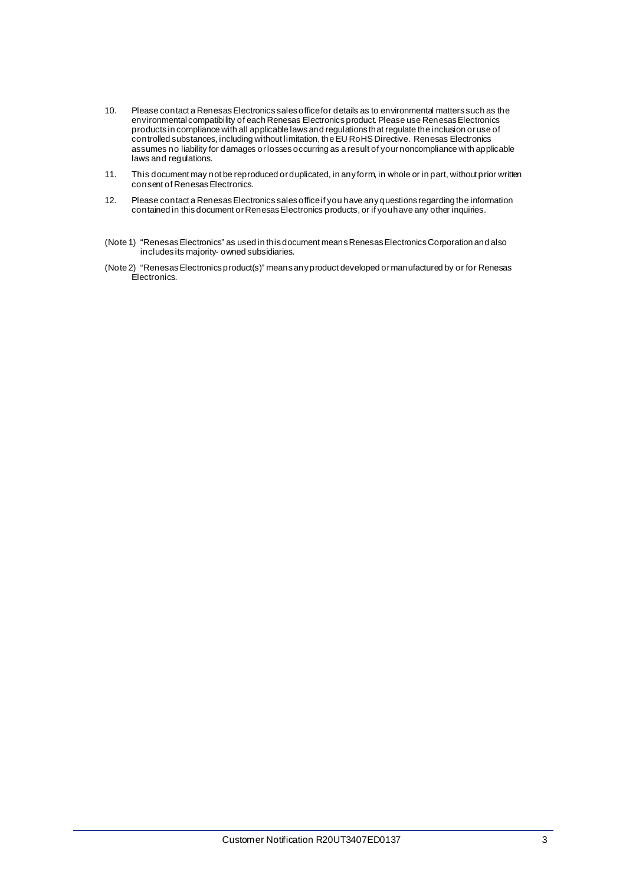10. Please contact a Renesas Electronics sales office for details as to environmental matters such as the environmental compatibility of each Renesas Electronics product. Please use Renesas Electronics products in compliance with all applicable laws and regulations that regulate the inclusion or use of controlled substances, including without limitation, the EU RoHS Directive. Renesas Electronics assumes no liability for damages or losses occurring as a result of your noncompliance with applicable laws and regulations.

11. This document may not be reproduced or duplicated, in any form, in whole or in part, without prior written consent of Renesas Electronics.

12. Please contact a Renesas Electronics sales office if you have any questions regarding the information contained in this document or Renesas Electronics products, or if you have any other inquiries.

(Note 1) "Renesas Electronics" as used in this document means Renesas Electronics Corporation and also includes its majority- owned subsidiaries.

(Note 2) "Renesas Electronics product(s)" means any product developed or manufactured by or for Renesas Electronics.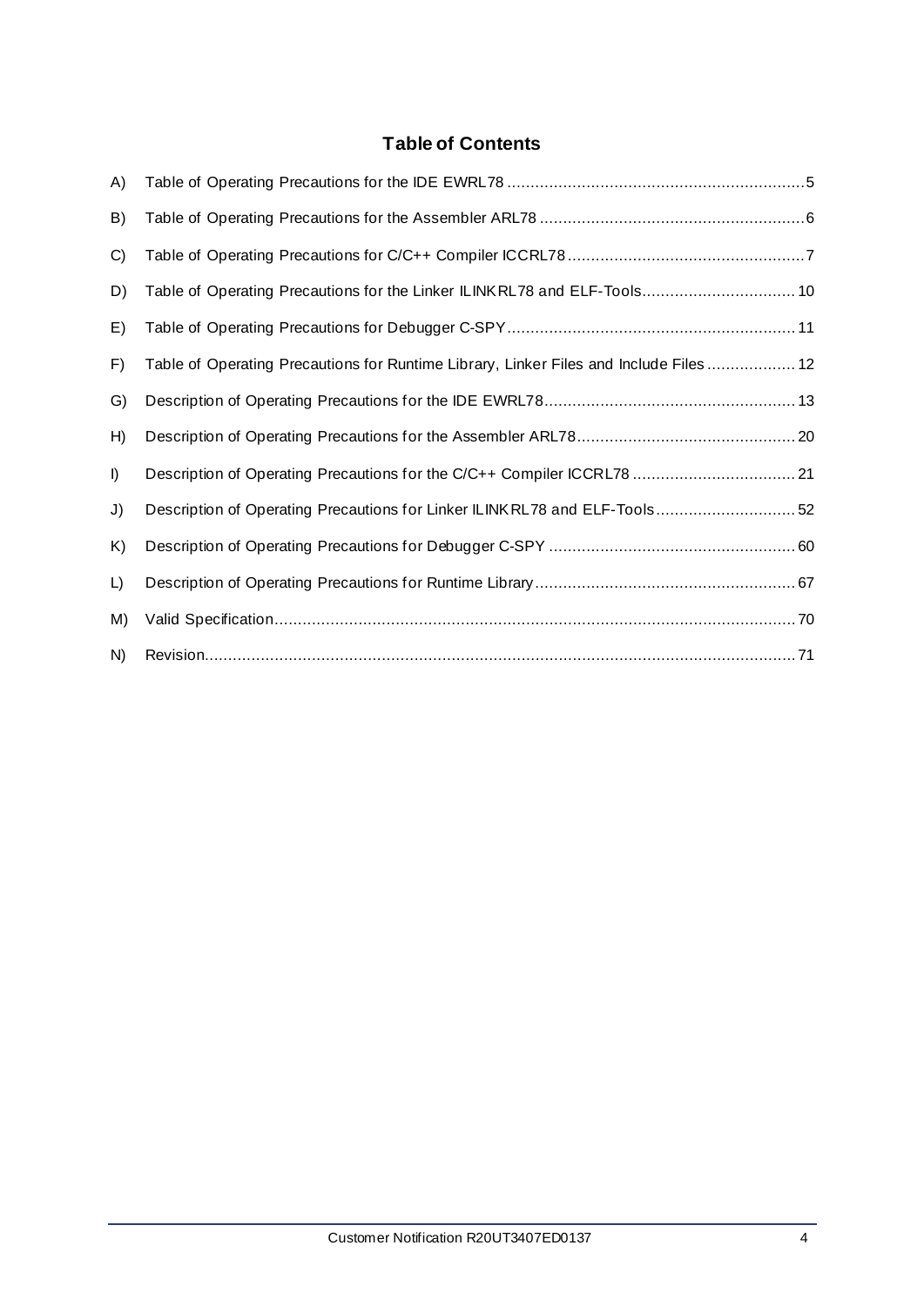## Table of Contents

A) Table of Operating Precautions for the IDE EWRL78 ........................................ 5

B) Table of Operating Precautions for the Assembler ARL78 ........................................ 6

C) Table of Operating Precautions for C/C++ Compiler ICCRL78 ........................................ 7

D) Table of Operating Precautions for the Linker ILINKRL78 and ELF-Tools ........................................ 10

E) Table of Operating Precautions for Debugger C-SPY ........................................ 11

F) Table of Operating Precautions for Runtime Library, Linker Files and Include Files ........................................ 12

G) Description of Operating Precautions for the IDE EWRL78 ........................................ 13

H) Description of Operating Precautions for the Assembler ARL78 ........................................ 20

I) Description of Operating Precautions for the C/C++ Compiler ICCRL78 ........................................ 21

J) Description of Operating Precautions for Linker ILINKRL78 and ELF-Tools ........................................ 52

K) Description of Operating Precautions for Debugger C-SPY ........................................ 60

L) Description of Operating Precautions for Runtime Library ........................................ 67

M) Valid Specification ........................................ 70

N) Revision ........................................ 71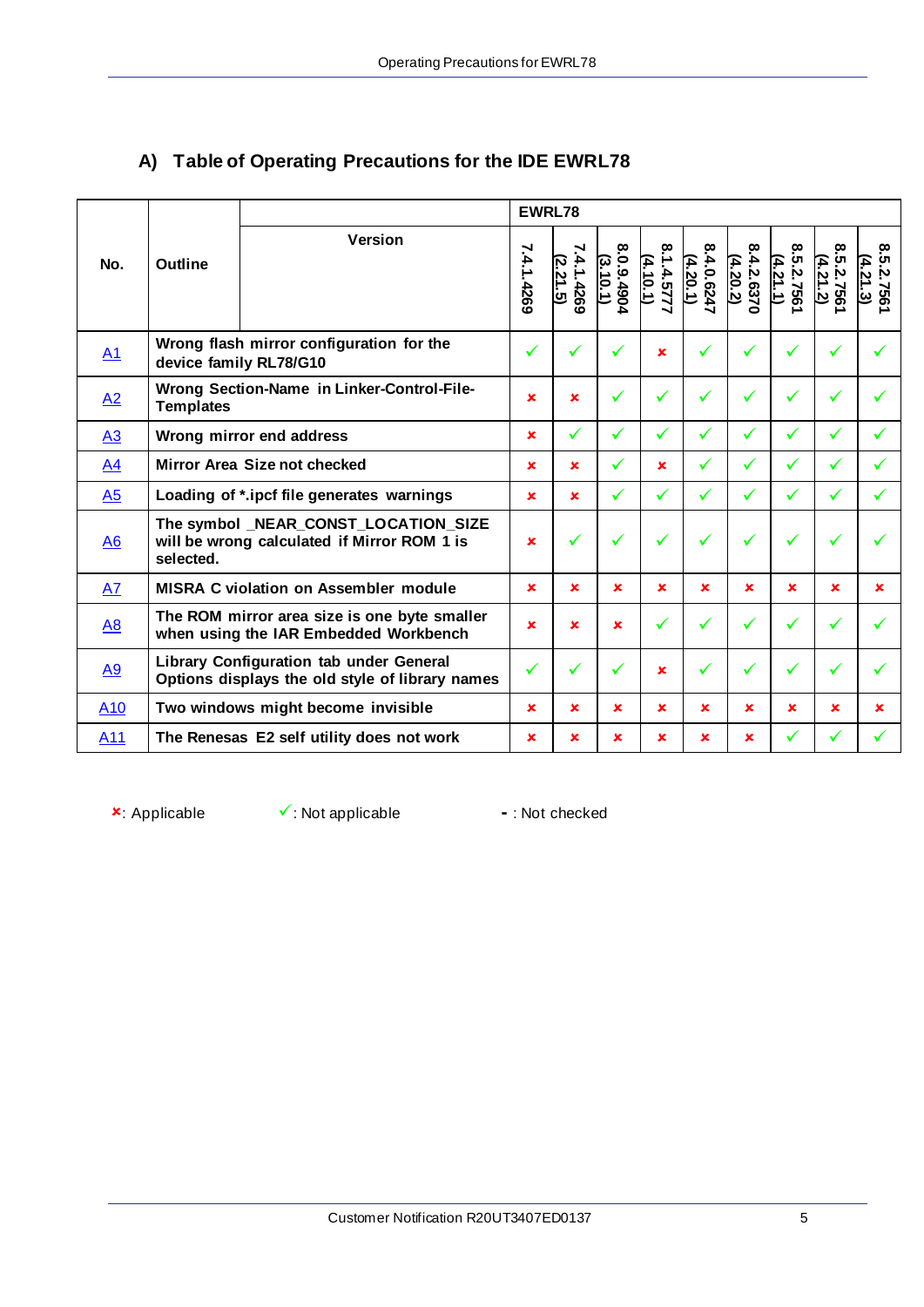## A) Table of Operating Precautions for the IDE EWRL78

| No. | Outline | | EWRL78 | | | | | | | | |
|---|---|---|---|---|---|---|---|---|---|---|---|
| | | Version | 7.4.1.4269 | 7.4.1.4269 (2.21.5) | 8.0.9.4904 (3.10.1) | 8.1.4.5777 (4.10.1) | 8.4.0.6247 (4.20.1) | 8.4.2.6370 (4.20.2) | 8.5.2.7561 (4.21.1) | 8.5.2.7561 (4.21.2) | 8.5.2.7561 (4.21.3) |
| A1 | Wrong flash mirror configuration for the device family RL78/G10 | | ✓ | ✓ | ✓ | ✗ | ✓ | ✓ | ✓ | ✓ | ✓ |
| A2 | Wrong Section-Name in Linker-Control-File-Templates | | ✗ | ✗ | ✓ | ✓ | ✓ | ✓ | ✓ | ✓ | ✓ |
| A3 | Wrong mirror end address | | ✗ | ✓ | ✓ | ✓ | ✓ | ✓ | ✓ | ✓ | ✓ |
| A4 | Mirror Area Size not checked | | ✗ | ✗ | ✓ | ✗ | ✓ | ✓ | ✓ | ✓ | ✓ |
| A5 | Loading of *.ipcf file generates warnings | | ✗ | ✗ | ✓ | ✓ | ✓ | ✓ | ✓ | ✓ | ✓ |
| A6 | The symbol _NEAR_CONST_LOCATION_SIZE will be wrong calculated if Mirror ROM 1 is selected. | | ✗ | ✓ | ✓ | ✓ | ✓ | ✓ | ✓ | ✓ | ✓ |
| A7 | MISRA C violation on Assembler module | | ✗ | ✗ | ✗ | ✗ | ✗ | ✗ | ✗ | ✗ | ✗ |
| A8 | The ROM mirror area size is one byte smaller when using the IAR Embedded Workbench | | ✗ | ✗ | ✗ | ✓ | ✓ | ✓ | ✓ | ✓ | ✓ |
| A9 | Library Configuration tab under General Options displays the old style of library names | | ✓ | ✓ | ✓ | ✗ | ✓ | ✓ | ✓ | ✓ | ✓ |
| A10 | Two windows might become invisible | | ✗ | ✗ | ✗ | ✗ | ✗ | ✗ | ✗ | ✗ | ✗ |
| A11 | The Renesas E2 self utility does not work | | ✗ | ✗ | ✗ | ✗ | ✗ | ✗ | ✓ | ✓ | ✓ |

✗: Applicable ✓: Not applicable - : Not checked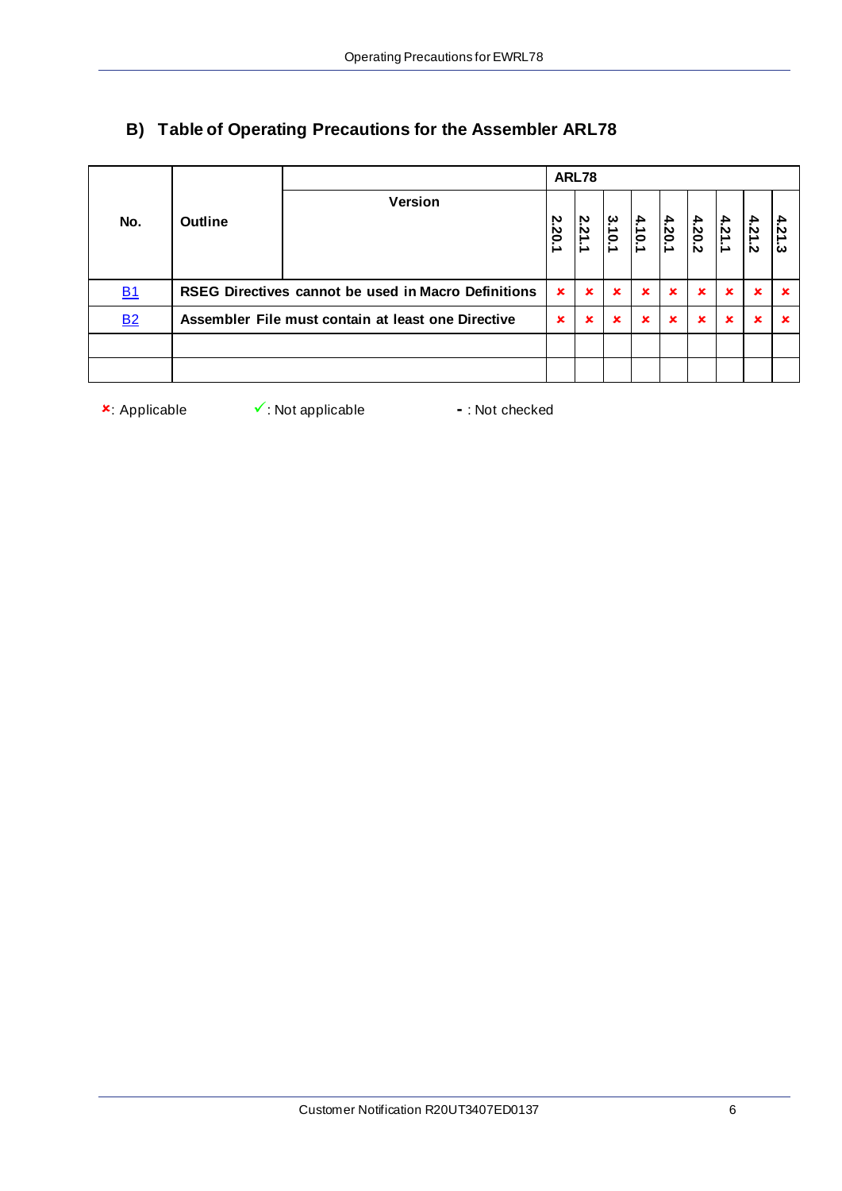## B) Table of Operating Precautions for the Assembler ARL78

| No. | Outline | ARL78 | | | | | | | | |
|---|---|---|---|---|---|---|---|---|---|---|
| | Version | 2.20.1 | 2.21.1 | 3.10.1 | 4.10.1 | 4.20.1 | 4.20.2 | 4.21.1 | 4.21.2 | 4.21.3 |
| B1 | RSEG Directives cannot be used in Macro Definitions | × | × | × | × | × | × | × | × | × |
| B2 | Assembler File must contain at least one Directive | × | × | × | × | × | × | × | × | × |
| | | | | | | | | | | |
| | | | | | | | | | | |

×: Applicable ✓: Not applicable - : Not checked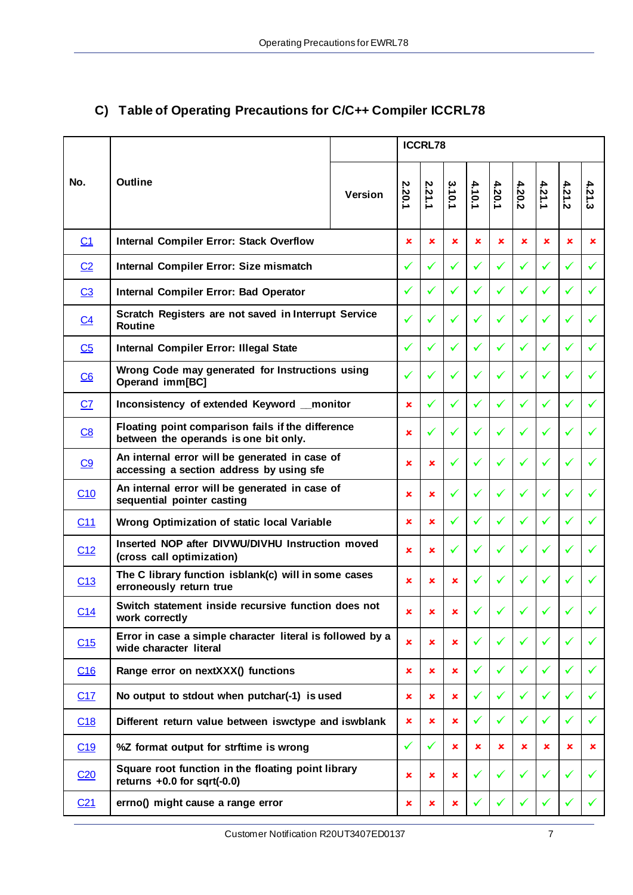## C) Table of Operating Precautions for C/C++ Compiler ICCRL78

| No. | Outline | ICCRL78 2.20.1 | 2.21.1 | 3.10.1 | 4.10.1 | 4.20.1 | 4.20.2 | 4.21.1 | 4.21.2 | 4.21.3 |
|---|---|---|---|---|---|---|---|---|---|---|
| C1 | Internal Compiler Error: Stack Overflow | × | × | × | × | × | × | × | × | × |
| C2 | Internal Compiler Error: Size mismatch | ✓ | ✓ | ✓ | ✓ | ✓ | ✓ | ✓ | ✓ | ✓ |
| C3 | Internal Compiler Error: Bad Operator | ✓ | ✓ | ✓ | ✓ | ✓ | ✓ | ✓ | ✓ | ✓ |
| C4 | Scratch Registers are not saved in Interrupt Service Routine | ✓ | ✓ | ✓ | ✓ | ✓ | ✓ | ✓ | ✓ | ✓ |
| C5 | Internal Compiler Error: Illegal State | ✓ | ✓ | ✓ | ✓ | ✓ | ✓ | ✓ | ✓ | ✓ |
| C6 | Wrong Code may generated for Instructions using Operand imm[BC] | ✓ | ✓ | ✓ | ✓ | ✓ | ✓ | ✓ | ✓ | ✓ |
| C7 | Inconsistency of extended Keyword __monitor | × | ✓ | ✓ | ✓ | ✓ | ✓ | ✓ | ✓ | ✓ |
| C8 | Floating point comparison fails if the difference between the operands is one bit only. | × | ✓ | ✓ | ✓ | ✓ | ✓ | ✓ | ✓ | ✓ |
| C9 | An internal error will be generated in case of accessing a section address by using sfe | × | × | ✓ | ✓ | ✓ | ✓ | ✓ | ✓ | ✓ |
| C10 | An internal error will be generated in case of sequential pointer casting | × | × | ✓ | ✓ | ✓ | ✓ | ✓ | ✓ | ✓ |
| C11 | Wrong Optimization of static local Variable | × | × | ✓ | ✓ | ✓ | ✓ | ✓ | ✓ | ✓ |
| C12 | Inserted NOP after DIVWU/DIVHU Instruction moved (cross call optimization) | × | × | ✓ | ✓ | ✓ | ✓ | ✓ | ✓ | ✓ |
| C13 | The C library function isblank(c) will in some cases erroneously return true | × | × | × | ✓ | ✓ | ✓ | ✓ | ✓ | ✓ |
| C14 | Switch statement inside recursive function does not work correctly | × | × | × | ✓ | ✓ | ✓ | ✓ | ✓ | ✓ |
| C15 | Error in case a simple character literal is followed by a wide character literal | × | × | × | ✓ | ✓ | ✓ | ✓ | ✓ | ✓ |
| C16 | Range error on nextXXX() functions | × | × | × | ✓ | ✓ | ✓ | ✓ | ✓ | ✓ |
| C17 | No output to stdout when putchar(-1) is used | × | × | × | ✓ | ✓ | ✓ | ✓ | ✓ | ✓ |
| C18 | Different return value between iswctype and iswblank | × | × | × | ✓ | ✓ | ✓ | ✓ | ✓ | ✓ |
| C19 | %Z format output for strftime is wrong | ✓ | ✓ | × | × | × | × | × | × | × |
| C20 | Square root function in the floating point library returns +0.0 for sqrt(-0.0) | × | × | × | ✓ | ✓ | ✓ | ✓ | ✓ | ✓ |
| C21 | errno() might cause a range error | × | × | × | ✓ | ✓ | ✓ | ✓ | ✓ | ✓ |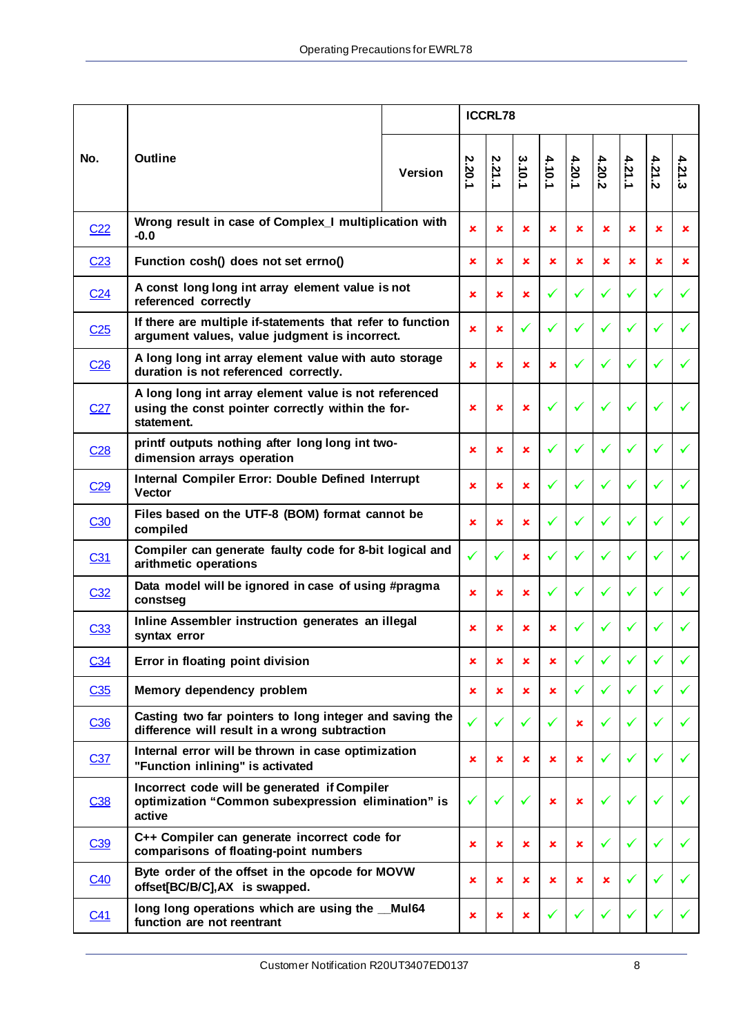| No. | Outline | ICCRL78 | | | | | | | | |
|---|---|---|---|---|---|---|---|---|---|---|
| | Version | 2.20.1 | 2.21.1 | 3.10.1 | 4.10.1 | 4.20.1 | 4.20.2 | 4.21.1 | 4.21.2 | 4.21.3 |
| C22 | Wrong result in case of Complex_I multiplication with -0.0 | ✗ | ✗ | ✗ | ✗ | ✗ | ✗ | ✗ | ✗ | ✗ |
| C23 | Function cosh() does not set errno() | ✗ | ✗ | ✗ | ✗ | ✗ | ✗ | ✗ | ✗ | ✗ |
| C24 | A const long long int array element value is not referenced correctly | ✗ | ✗ | ✗ | ✓ | ✓ | ✓ | ✓ | ✓ | ✓ |
| C25 | If there are multiple if-statements that refer to function argument values, value judgment is incorrect. | ✗ | ✗ | ✓ | ✓ | ✓ | ✓ | ✓ | ✓ | ✓ |
| C26 | A long long int array element value with auto storage duration is not referenced correctly. | ✗ | ✗ | ✗ | ✗ | ✓ | ✓ | ✓ | ✓ | ✓ |
| C27 | A long long int array element value is not referenced using the const pointer correctly within the for-statement. | ✗ | ✗ | ✗ | ✓ | ✓ | ✓ | ✓ | ✓ | ✓ |
| C28 | printf outputs nothing after long long int two-dimension arrays operation | ✗ | ✗ | ✗ | ✓ | ✓ | ✓ | ✓ | ✓ | ✓ |
| C29 | Internal Compiler Error: Double Defined Interrupt Vector | ✗ | ✗ | ✗ | ✓ | ✓ | ✓ | ✓ | ✓ | ✓ |
| C30 | Files based on the UTF-8 (BOM) format cannot be compiled | ✗ | ✗ | ✗ | ✓ | ✓ | ✓ | ✓ | ✓ | ✓ |
| C31 | Compiler can generate faulty code for 8-bit logical and arithmetic operations | ✓ | ✓ | ✗ | ✓ | ✓ | ✓ | ✓ | ✓ | ✓ |
| C32 | Data model will be ignored in case of using #pragma constseg | ✗ | ✗ | ✗ | ✓ | ✓ | ✓ | ✓ | ✓ | ✓ |
| C33 | Inline Assembler instruction generates an illegal syntax error | ✗ | ✗ | ✗ | ✗ | ✓ | ✓ | ✓ | ✓ | ✓ |
| C34 | Error in floating point division | ✗ | ✗ | ✗ | ✗ | ✓ | ✓ | ✓ | ✓ | ✓ |
| C35 | Memory dependency problem | ✗ | ✗ | ✗ | ✗ | ✓ | ✓ | ✓ | ✓ | ✓ |
| C36 | Casting two far pointers to long integer and saving the difference will result in a wrong subtraction | ✓ | ✓ | ✓ | ✓ | ✗ | ✓ | ✓ | ✓ | ✓ |
| C37 | Internal error will be thrown in case optimization "Function inlining" is activated | ✗ | ✗ | ✗ | ✗ | ✗ | ✓ | ✓ | ✓ | ✓ |
| C38 | Incorrect code will be generated if Compiler optimization "Common subexpression elimination" is active | ✓ | ✓ | ✓ | ✗ | ✗ | ✓ | ✓ | ✓ | ✓ |
| C39 | C++ Compiler can generate incorrect code for comparisons of floating-point numbers | ✗ | ✗ | ✗ | ✗ | ✗ | ✓ | ✓ | ✓ | ✓ |
| C40 | Byte order of the offset in the opcode for MOVW offset[BC/B/C],AX is swapped. | ✗ | ✗ | ✗ | ✗ | ✗ | ✗ | ✓ | ✓ | ✓ |
| C41 | long long operations which are using the __Mul64 function are not reentrant | ✗ | ✗ | ✗ | ✓ | ✓ | ✓ | ✓ | ✓ | ✓ |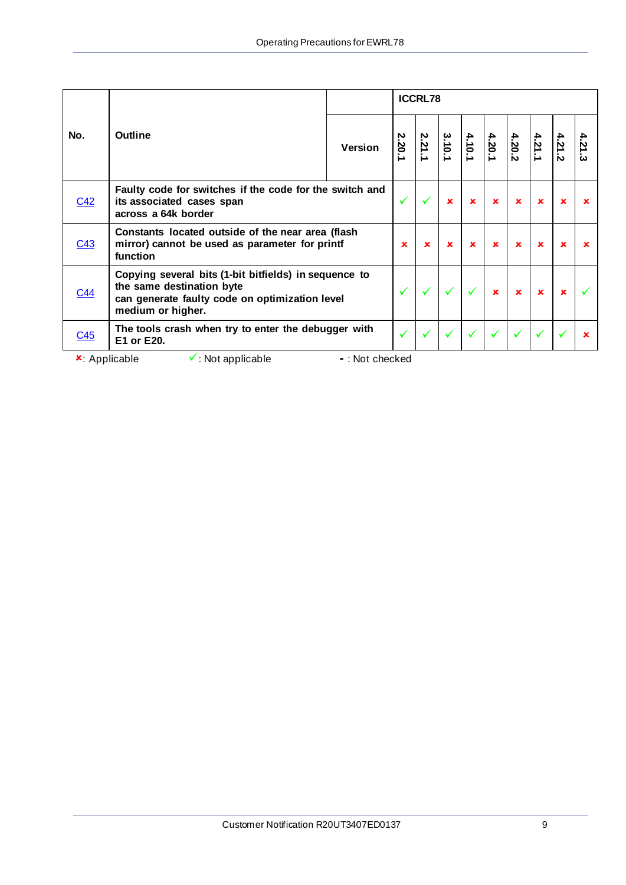| No. | Outline | Version | ICCRL78 | | | | | | | | |
|---|---|---|---|---|---|---|---|---|---|---|---|
| | | | 2.20.1 | 2.21.1 | 3.10.1 | 4.10.1 | 4.20.1 | 4.20.2 | 4.21.1 | 4.21.2 | 4.21.3 |
| C42 | **Faulty code for switches if the code for the switch and its associated cases span across a 64k border** | | ✓ | ✓ | ✗ | ✗ | ✗ | ✗ | ✗ | ✗ | ✗ |
| C43 | **Constants located outside of the near area (flash mirror) cannot be used as parameter for printf function** | | ✗ | ✗ | ✗ | ✗ | ✗ | ✗ | ✗ | ✗ | ✗ |
| C44 | **Copying several bits (1-bit bitfields) in sequence to the same destination byte can generate faulty code on optimization level medium or higher.** | | ✓ | ✓ | ✓ | ✓ | ✗ | ✗ | ✗ | ✗ | ✓ |
| C45 | **The tools crash when try to enter the debugger with E1 or E20.** | | ✓ | ✓ | ✓ | ✓ | ✓ | ✓ | ✓ | ✓ | ✗ |

✗: Applicable ✓: Not applicable - : Not checked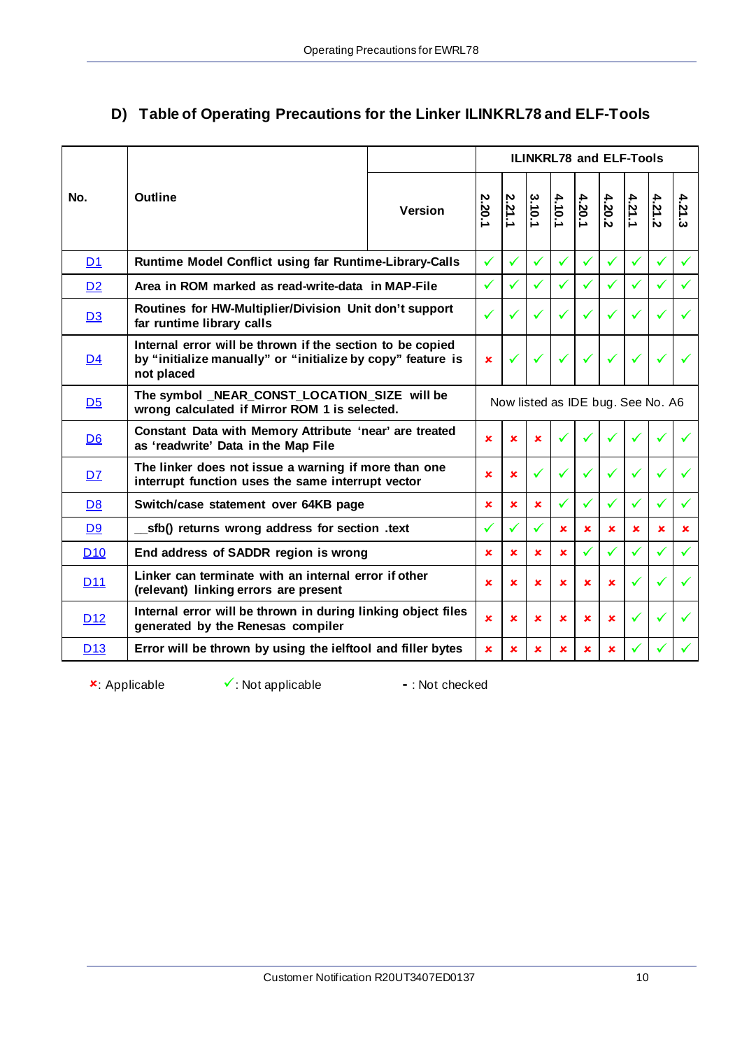## D) Table of Operating Precautions for the Linker ILINKRL78 and ELF-Tools

| No. | Outline | 2.20.1 | 2.21.1 | 3.10.1 | 4.10.1 | 4.20.1 | 4.20.2 | 4.21.1 | 4.21.2 | 4.21.3 |
|---|---|---|---|---|---|---|---|---|---|---|
| | Version | ILINKRL78 and ELF-Tools | | | | | | | | |
| D1 | Runtime Model Conflict using far Runtime-Library-Calls | ✓ | ✓ | ✓ | ✓ | ✓ | ✓ | ✓ | ✓ | ✓ |
| D2 | Area in ROM marked as read-write-data in MAP-File | ✓ | ✓ | ✓ | ✓ | ✓ | ✓ | ✓ | ✓ | ✓ |
| D3 | Routines for HW-Multiplier/Division Unit don't support far runtime library calls | ✓ | ✓ | ✓ | ✓ | ✓ | ✓ | ✓ | ✓ | ✓ |
| D4 | Internal error will be thrown if the section to be copied by "initialize manually" or "initialize by copy" feature is not placed | ✗ | ✓ | ✓ | ✓ | ✓ | ✓ | ✓ | ✓ | ✓ |
| D5 | The symbol _NEAR_CONST_LOCATION_SIZE will be wrong calculated if Mirror ROM 1 is selected. | Now listed as IDE bug. See No. A6 | | | | | | | | |
| D6 | Constant Data with Memory Attribute 'near' are treated as 'readwrite' Data in the Map File | ✗ | ✗ | ✗ | ✓ | ✓ | ✓ | ✓ | ✓ | ✓ |
| D7 | The linker does not issue a warning if more than one interrupt function uses the same interrupt vector | ✗ | ✗ | ✓ | ✓ | ✓ | ✓ | ✓ | ✓ | ✓ |
| D8 | Switch/case statement over 64KB page | ✗ | ✗ | ✗ | ✓ | ✓ | ✓ | ✓ | ✓ | ✓ |
| D9 | __sfb() returns wrong address for section .text | ✓ | ✓ | ✓ | ✗ | ✗ | ✗ | ✗ | ✗ | ✗ |
| D10 | End address of SADDR region is wrong | ✗ | ✗ | ✗ | ✗ | ✓ | ✓ | ✓ | ✓ | ✓ |
| D11 | Linker can terminate with an internal error if other (relevant) linking errors are present | ✗ | ✗ | ✗ | ✗ | ✗ | ✗ | ✓ | ✓ | ✓ |
| D12 | Internal error will be thrown in during linking object files generated by the Renesas compiler | ✗ | ✗ | ✗ | ✗ | ✗ | ✗ | ✓ | ✓ | ✓ |
| D13 | Error will be thrown by using the ielftool and filler bytes | ✗ | ✗ | ✗ | ✗ | ✗ | ✗ | ✓ | ✓ | ✓ |

✗: Applicable ✓: Not applicable - : Not checked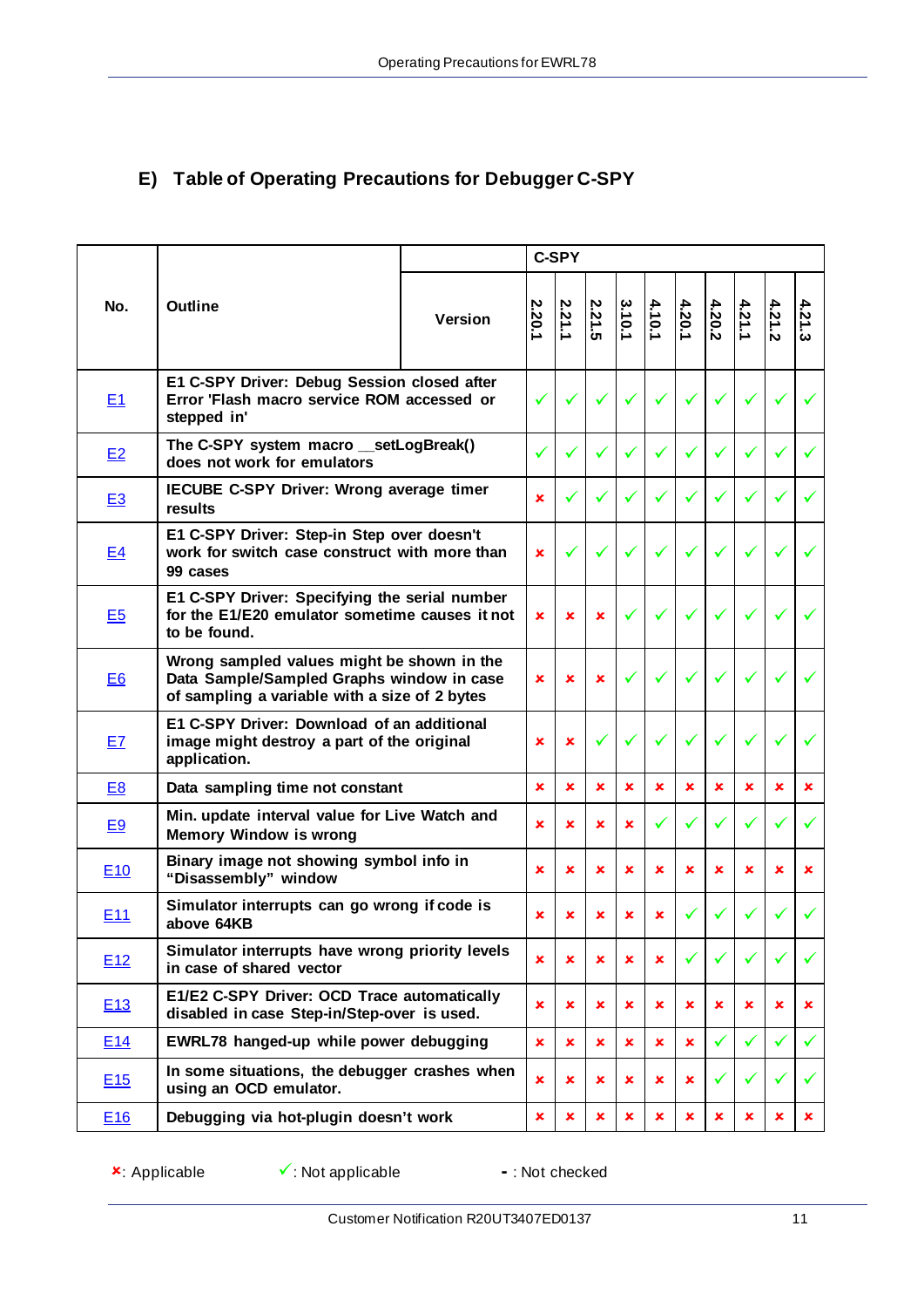## E) Table of Operating Precautions for Debugger C-SPY

| No. | Outline | C-SPY 2.20.1 | 2.21.1 | 2.21.5 | 3.10.1 | 4.10.1 | 4.20.1 | 4.20.2 | 4.21.1 | 4.21.2 | 4.21.3 |
|---|---|---|---|---|---|---|---|---|---|---|---|
| E1 | E1 C-SPY Driver: Debug Session closed after Error 'Flash macro service ROM accessed or stepped in' | ✓ | ✓ | ✓ | ✓ | ✓ | ✓ | ✓ | ✓ | ✓ | ✓ |
| E2 | The C-SPY system macro __setLogBreak() does not work for emulators | ✓ | ✓ | ✓ | ✓ | ✓ | ✓ | ✓ | ✓ | ✓ | ✓ |
| E3 | IECUBE C-SPY Driver: Wrong average timer results | × | ✓ | ✓ | ✓ | ✓ | ✓ | ✓ | ✓ | ✓ | ✓ |
| E4 | E1 C-SPY Driver: Step-in Step over doesn't work for switch case construct with more than 99 cases | × | ✓ | ✓ | ✓ | ✓ | ✓ | ✓ | ✓ | ✓ | ✓ |
| E5 | E1 C-SPY Driver: Specifying the serial number for the E1/E20 emulator sometime causes it not to be found. | × | × | × | ✓ | ✓ | ✓ | ✓ | ✓ | ✓ | ✓ |
| E6 | Wrong sampled values might be shown in the Data Sample/Sampled Graphs window in case of sampling a variable with a size of 2 bytes | × | × | × | ✓ | ✓ | ✓ | ✓ | ✓ | ✓ | ✓ |
| E7 | E1 C-SPY Driver: Download of an additional image might destroy a part of the original application. | × | × | ✓ | ✓ | ✓ | ✓ | ✓ | ✓ | ✓ | ✓ |
| E8 | Data sampling time not constant | × | × | × | × | × | × | × | × | × | × |
| E9 | Min. update interval value for Live Watch and Memory Window is wrong | × | × | × | × | ✓ | ✓ | ✓ | ✓ | ✓ | ✓ |
| E10 | Binary image not showing symbol info in "Disassembly" window | × | × | × | × | × | × | × | × | × | × |
| E11 | Simulator interrupts can go wrong if code is above 64KB | × | × | × | × | × | ✓ | ✓ | ✓ | ✓ | ✓ |
| E12 | Simulator interrupts have wrong priority levels in case of shared vector | × | × | × | × | × | ✓ | ✓ | ✓ | ✓ | ✓ |
| E13 | E1/E2 C-SPY Driver: OCD Trace automatically disabled in case Step-in/Step-over is used. | × | × | × | × | × | × | × | × | × | × |
| E14 | EWRL78 hanged-up while power debugging | × | × | × | × | × | × | ✓ | ✓ | ✓ | ✓ |
| E15 | In some situations, the debugger crashes when using an OCD emulator. | × | × | × | × | × | × | ✓ | ✓ | ✓ | ✓ |
| E16 | Debugging via hot-plugin doesn't work | × | × | × | × | × | × | × | × | × | × |

×: Applicable  ✓: Not applicable  - : Not checked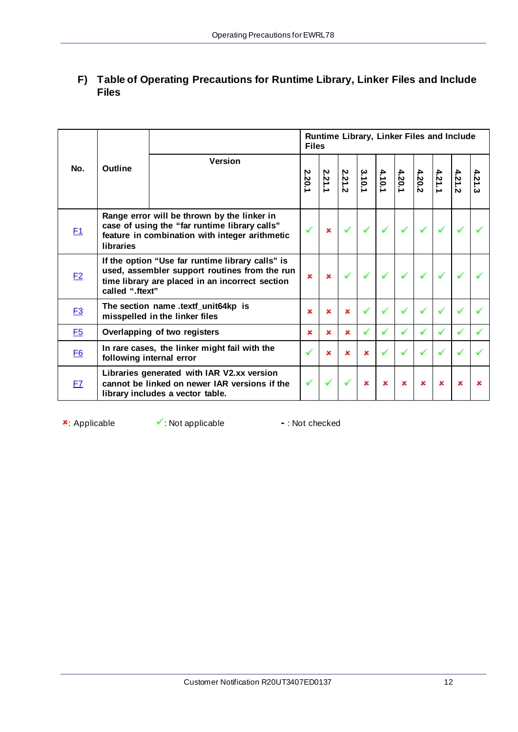## F) Table of Operating Precautions for Runtime Library, Linker Files and Include Files

| No. | Outline | Runtime Library, Linker Files and Include Files | | | | | | | | | |
|---|---|---|---|---|---|---|---|---|---|---|---|
| | Version | 2.20.1 | 2.21.1 | 2.21.2 | 3.10.1 | 4.10.1 | 4.20.1 | 4.20.2 | 4.21.1 | 4.21.2 | 4.21.3 |
| F1 | Range error will be thrown by the linker in case of using the “far runtime library calls” feature in combination with integer arithmetic libraries | ✓ | ✗ | ✓ | ✓ | ✓ | ✓ | ✓ | ✓ | ✓ | ✓ |
| F2 | If the option “Use far runtime library calls” is used, assembler support routines from the run time library are placed in an incorrect section called “.ftext” | ✗ | ✗ | ✓ | ✓ | ✓ | ✓ | ✓ | ✓ | ✓ | ✓ |
| F3 | The section name .textf_unit64kp is misspelled in the linker files | ✗ | ✗ | ✗ | ✓ | ✓ | ✓ | ✓ | ✓ | ✓ | ✓ |
| F5 | Overlapping of two registers | ✗ | ✗ | ✗ | ✓ | ✓ | ✓ | ✓ | ✓ | ✓ | ✓ |
| F6 | In rare cases, the linker might fail with the following internal error | ✓ | ✗ | ✗ | ✗ | ✓ | ✓ | ✓ | ✓ | ✓ | ✓ |
| F7 | Libraries generated with IAR V2.xx version cannot be linked on newer IAR versions if the library includes a vector table. | ✓ | ✓ | ✓ | ✗ | ✗ | ✗ | ✗ | ✗ | ✗ | ✗ |

✗: Applicable ✓: Not applicable - : Not checked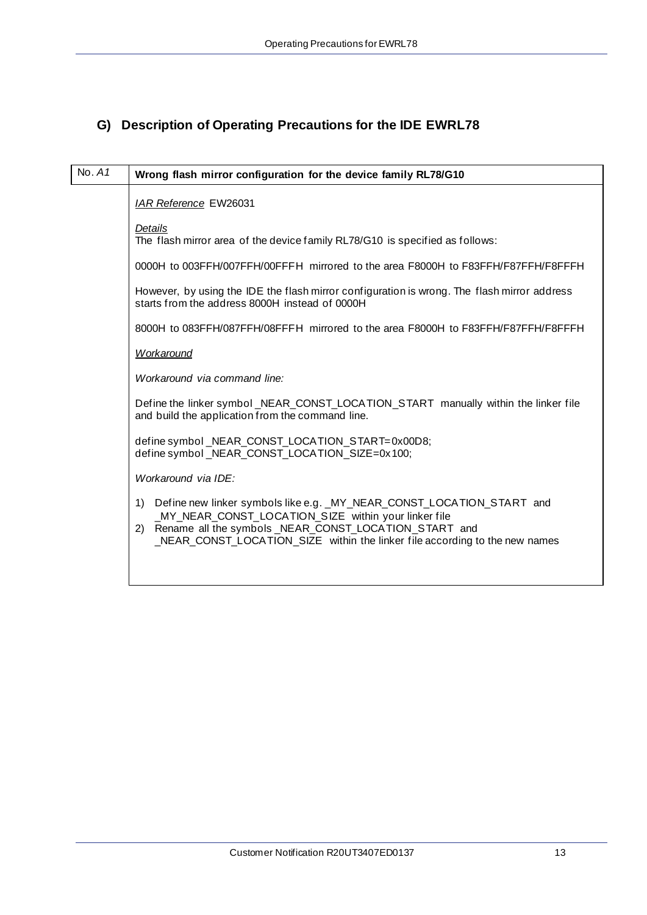## G) Description of Operating Precautions for the IDE EWRL78

| No. *A1* | **Wrong flash mirror configuration for the device family RL78/G10** |
|---|---|

*IAR Reference* EW26031

*Details*

The flash mirror area of the device family RL78/G10 is specified as follows:

0000H to 003FFH/007FFH/00FFFH mirrored to the area F8000H to F83FFH/F87FFH/F8FFFH

However, by using the IDE the flash mirror configuration is wrong. The flash mirror address starts from the address 8000H instead of 0000H

8000H to 083FFH/087FFH/08FFFH mirrored to the area F8000H to F83FFH/F87FFH/F8FFFH

*Workaround*

*Workaround via command line:*

Define the linker symbol _NEAR_CONST_LOCATION_START manually within the linker file and build the application from the command line.

```
define symbol _NEAR_CONST_LOCATION_START=0x00D8;
define symbol _NEAR_CONST_LOCATION_SIZE=0x100;
```

*Workaround via IDE:*

1) Define new linker symbols like e.g. _MY_NEAR_CONST_LOCATION_START and _MY_NEAR_CONST_LOCATION_SIZE within your linker file
2) Rename all the symbols _NEAR_CONST_LOCATION_START and _NEAR_CONST_LOCATION_SIZE within the linker file according to the new names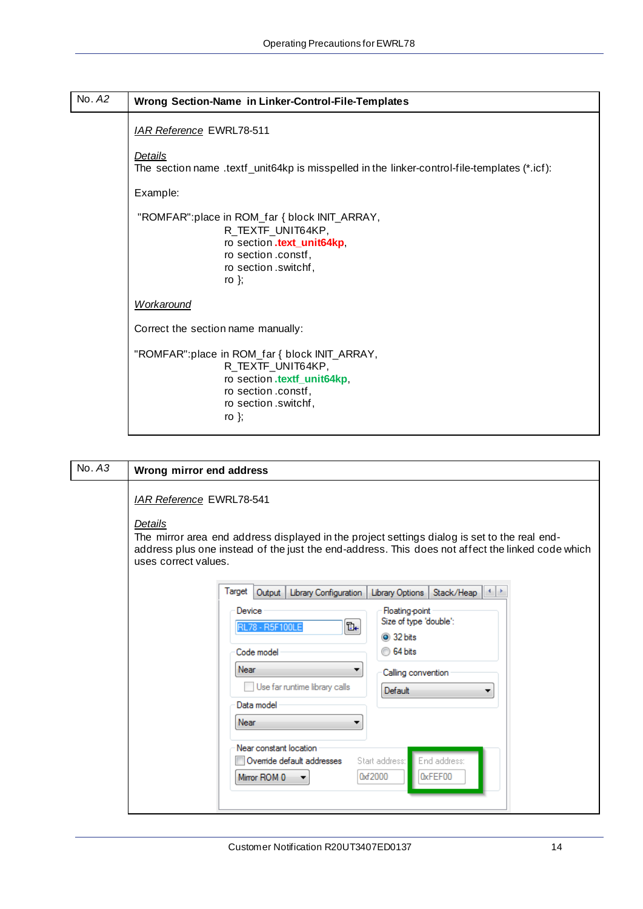| No. *A2* | **Wrong Section-Name in Linker-Control-File-Templates** |
|---|---|

*IAR Reference* EWRL78-511

*Details*
The section name .textf_unit64kp is misspelled in the linker-control-file-templates (*.icf):

Example:

```
"ROMFAR":place in ROM_far { block INIT_ARRAY,
                            R_TEXTF_UNIT64KP,
                            ro section .text_unit64kp,
                            ro section .constf,
                            ro section .switchf,
                            ro };
```

*Workaround*

Correct the section name manually:

```
"ROMFAR":place in ROM_far { block INIT_ARRAY,
                            R_TEXTF_UNIT64KP,
                            ro section .textf_unit64kp,
                            ro section .constf,
                            ro section .switchf,
                            ro };
```

| No. *A3* | **Wrong mirror end address** |
|---|---|

*IAR Reference* EWRL78-541

*Details*
The mirror area end address displayed in the project settings dialog is set to the real end-address plus one instead of the just the end-address. This does not affect the linked code which uses correct values.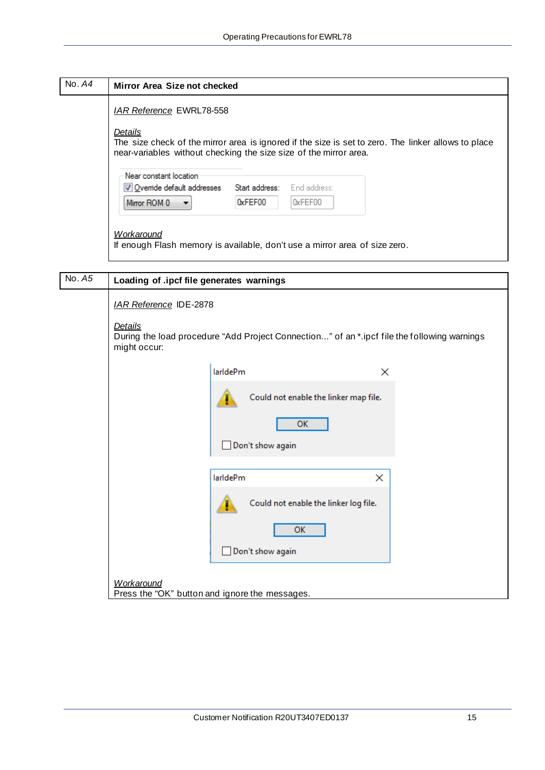| No. *A4* | **Mirror Area Size not checked** |
|---|---|
| | *IAR Reference* EWRL78-558<br><br>*Details*<br>The size check of the mirror area is ignored if the size is set to zero. The linker allows to place near-variables without checking the size size of the mirror area.<br><br>Near constant location<br>☑ Override default addresses — Start address: 0xFEF00 — End address: 0xFEF00<br>Mirror ROM 0<br><br>*Workaround*<br>If enough Flash memory is available, don't use a mirror area of size zero. |

| No. *A5* | **Loading of .ipcf file generates warnings** |
|---|---|
| | *IAR Reference* IDE-2878<br><br>*Details*<br>During the load procedure "Add Project Connection..." of an *.ipcf file the following warnings might occur:<br><br>IarIdePm<br>Could not enable the linker map file.<br>OK<br>☐ Don't show again<br><br>IarIdePm<br>Could not enable the linker log file.<br>OK<br>☐ Don't show again<br><br>*Workaround*<br>Press the "OK" button and ignore the messages. |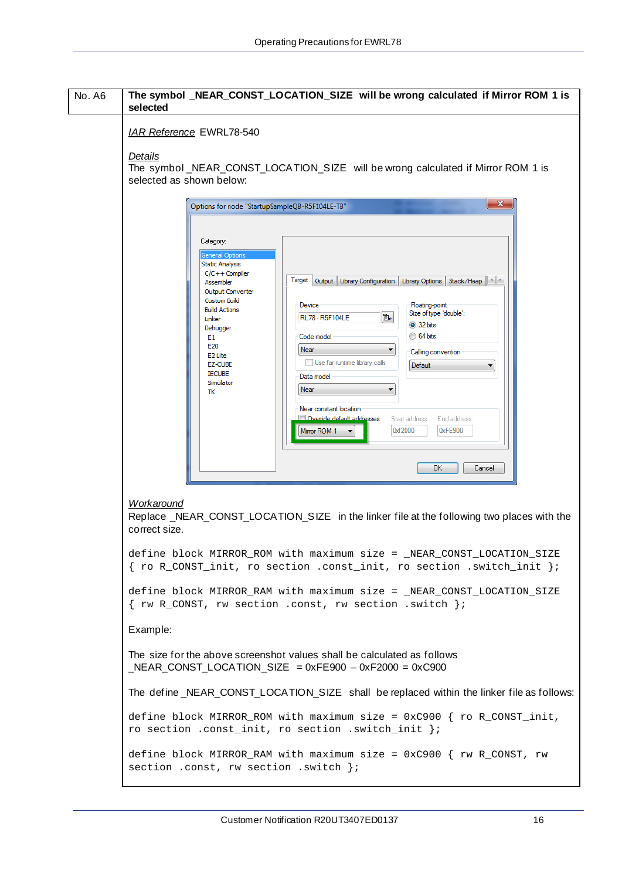| No. A6 | **The symbol _NEAR_CONST_LOCATION_SIZE will be wrong calculated if Mirror ROM 1 is selected** |
|---|---|

*IAR Reference* EWRL78-540

*Details*
The symbol _NEAR_CONST_LOCATION_SIZE will be wrong calculated if Mirror ROM 1 is selected as shown below:

*Workaround*
Replace _NEAR_CONST_LOCATION_SIZE in the linker file at the following two places with the correct size.

```
define block MIRROR_ROM with maximum size = _NEAR_CONST_LOCATION_SIZE
{ ro R_CONST_init, ro section .const_init, ro section .switch_init };

define block MIRROR_RAM with maximum size = _NEAR_CONST_LOCATION_SIZE
{ rw R_CONST, rw section .const, rw section .switch };
```

Example:

The size for the above screenshot values shall be calculated as follows
_NEAR_CONST_LOCATION_SIZE = 0xFE900 – 0xF2000 = 0xC900

The define _NEAR_CONST_LOCATION_SIZE shall be replaced within the linker file as follows:

```
define block MIRROR_ROM with maximum size = 0xC900 { ro R_CONST_init,
ro section .const_init, ro section .switch_init };

define block MIRROR_RAM with maximum size = 0xC900 { rw R_CONST, rw
section .const, rw section .switch };
```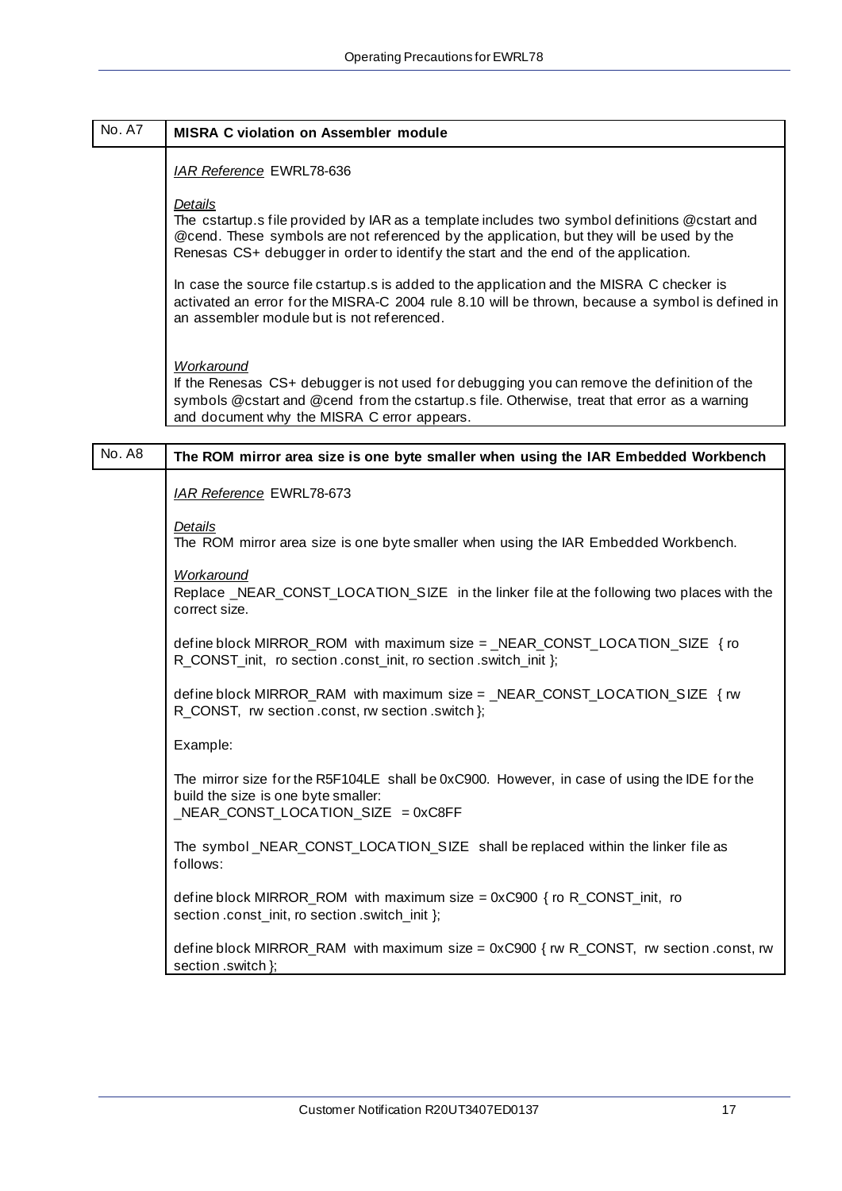## No. A7 MISRA C violation on Assembler module

*IAR Reference* EWRL78-636

*Details*

The cstartup.s file provided by IAR as a template includes two symbol definitions @cstart and @cend. These symbols are not referenced by the application, but they will be used by the Renesas CS+ debugger in order to identify the start and the end of the application.

In case the source file cstartup.s is added to the application and the MISRA C checker is activated an error for the MISRA-C 2004 rule 8.10 will be thrown, because a symbol is defined in an assembler module but is not referenced.

*Workaround*

If the Renesas CS+ debugger is not used for debugging you can remove the definition of the symbols @cstart and @cend from the cstartup.s file. Otherwise, treat that error as a warning and document why the MISRA C error appears.

## No. A8 The ROM mirror area size is one byte smaller when using the IAR Embedded Workbench

*IAR Reference* EWRL78-673

*Details*

The ROM mirror area size is one byte smaller when using the IAR Embedded Workbench.

*Workaround*

Replace _NEAR_CONST_LOCATION_SIZE in the linker file at the following two places with the correct size.

```
define block MIRROR_ROM with maximum size = _NEAR_CONST_LOCATION_SIZE { ro R_CONST_init, ro section .const_init, ro section .switch_init };
```

```
define block MIRROR_RAM with maximum size = _NEAR_CONST_LOCATION_SIZE { rw R_CONST, rw section .const, rw section .switch };
```

Example:

The mirror size for the R5F104LE shall be 0xC900. However, in case of using the IDE for the build the size is one byte smaller:
_NEAR_CONST_LOCATION_SIZE = 0xC8FF

The symbol _NEAR_CONST_LOCATION_SIZE shall be replaced within the linker file as follows:

```
define block MIRROR_ROM with maximum size = 0xC900 { ro R_CONST_init, ro section .const_init, ro section .switch_init };
```

```
define block MIRROR_RAM with maximum size = 0xC900 { rw R_CONST, rw section .const, rw section .switch };
```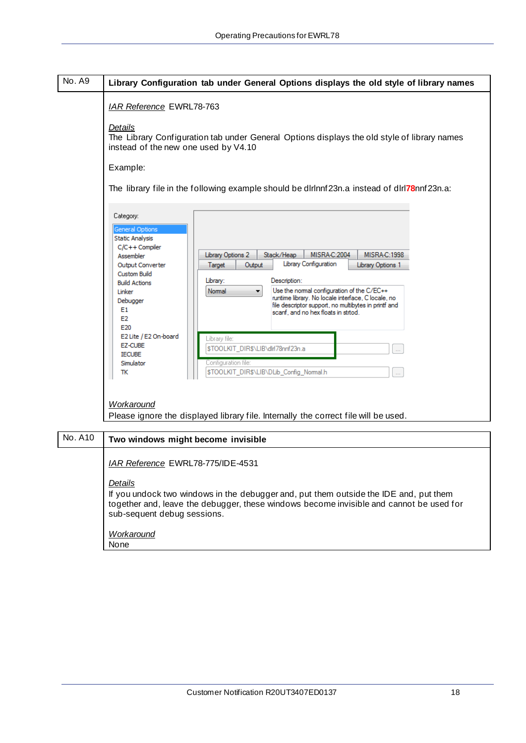| No. A9 | **Library Configuration tab under General Options displays the old style of library names** |
|---|---|

*IAR Reference* EWRL78-763

*Details*
The Library Configuration tab under General Options displays the old style of library names instead of the new one used by V4.10

Example:

The library file in the following example should be dlrlnnf23n.a instead of dlrl**78**nnf23n.a:

| No. A10 | **Two windows might become invisible** |
|---|---|

*IAR Reference* EWRL78-775/IDE-4531

*Details*
If you undock two windows in the debugger and, put them outside the IDE and, put them together and, leave the debugger, these windows become invisible and cannot be used for sub-sequent debug sessions.

*Workaround*
None

| No. A9 | **Library Configuration tab under General Options displays the old style of library names** |
|---|---|

*IAR Reference* EWRL78-763

*Details*
The Library Configuration tab under General Options displays the old style of library names instead of the new one used by V4.10

Example:

The library file in the following example should be dlrlnnf23n.a instead of dlrl**78**nnf23n.a:

*Workaround*
Please ignore the displayed library file. Internally the correct file will be used.

| No. A10 | **Two windows might become invisible** |
|---|---|

*IAR Reference* EWRL78-775/IDE-4531

*Details*
If you undock two windows in the debugger and, put them outside the IDE and, put them together and, leave the debugger, these windows become invisible and cannot be used for sub-sequent debug sessions.

*Workaround*
None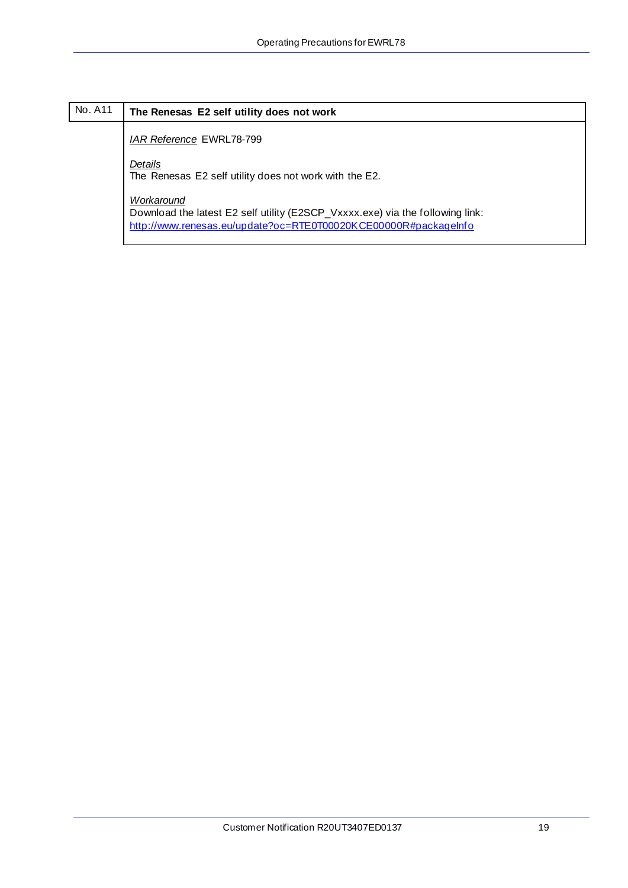| No. A11 | **The Renesas E2 self utility does not work** |
| --- | --- |
| | *IAR Reference* EWRL78-799<br><br>*Details*<br>The Renesas E2 self utility does not work with the E2.<br><br>*Workaround*<br>Download the latest E2 self utility (E2SCP_Vxxxx.exe) via the following link:<br>http://www.renesas.eu/update?oc=RTE0T00020KCE00000R#packageInfo |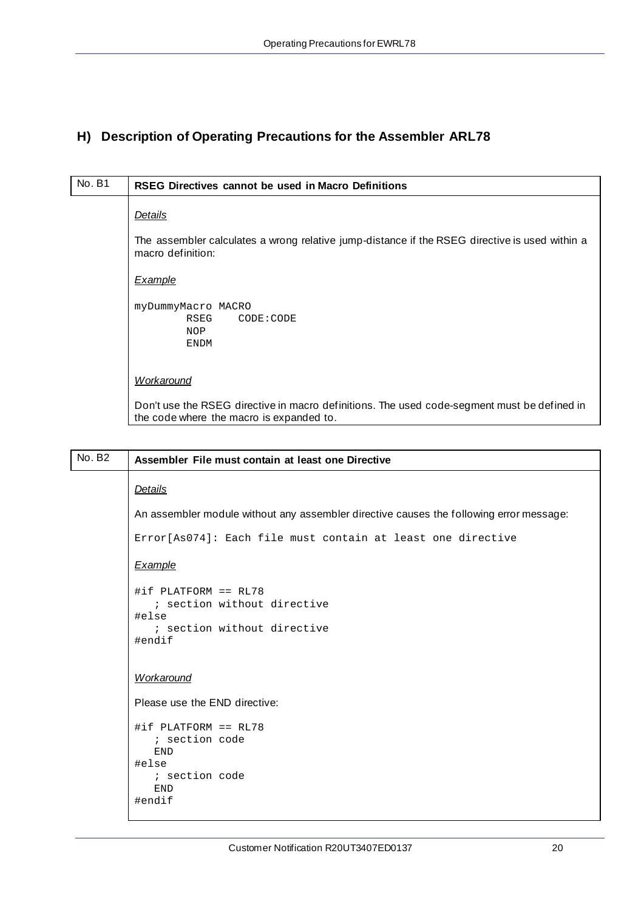## H) Description of Operating Precautions for the Assembler ARL78

### No. B1 — RSEG Directives cannot be used in Macro Definitions

*Details*

The assembler calculates a wrong relative jump-distance if the RSEG directive is used within a macro definition:

*Example*

```
myDummyMacro MACRO
        RSEG    CODE:CODE
        NOP
        ENDM
```

*Workaround*

Don't use the RSEG directive in macro definitions. The used code-segment must be defined in the code where the macro is expanded to.

### No. B2 — Assembler File must contain at least one Directive

*Details*

An assembler module without any assembler directive causes the following error message:

```
Error[As074]: Each file must contain at least one directive
```

*Example*

```
#if PLATFORM == RL78
   ; section without directive
#else
   ; section without directive
#endif
```

*Workaround*

Please use the END directive:

```
#if PLATFORM == RL78
   ; section code
   END
#else
   ; section code
   END
#endif
```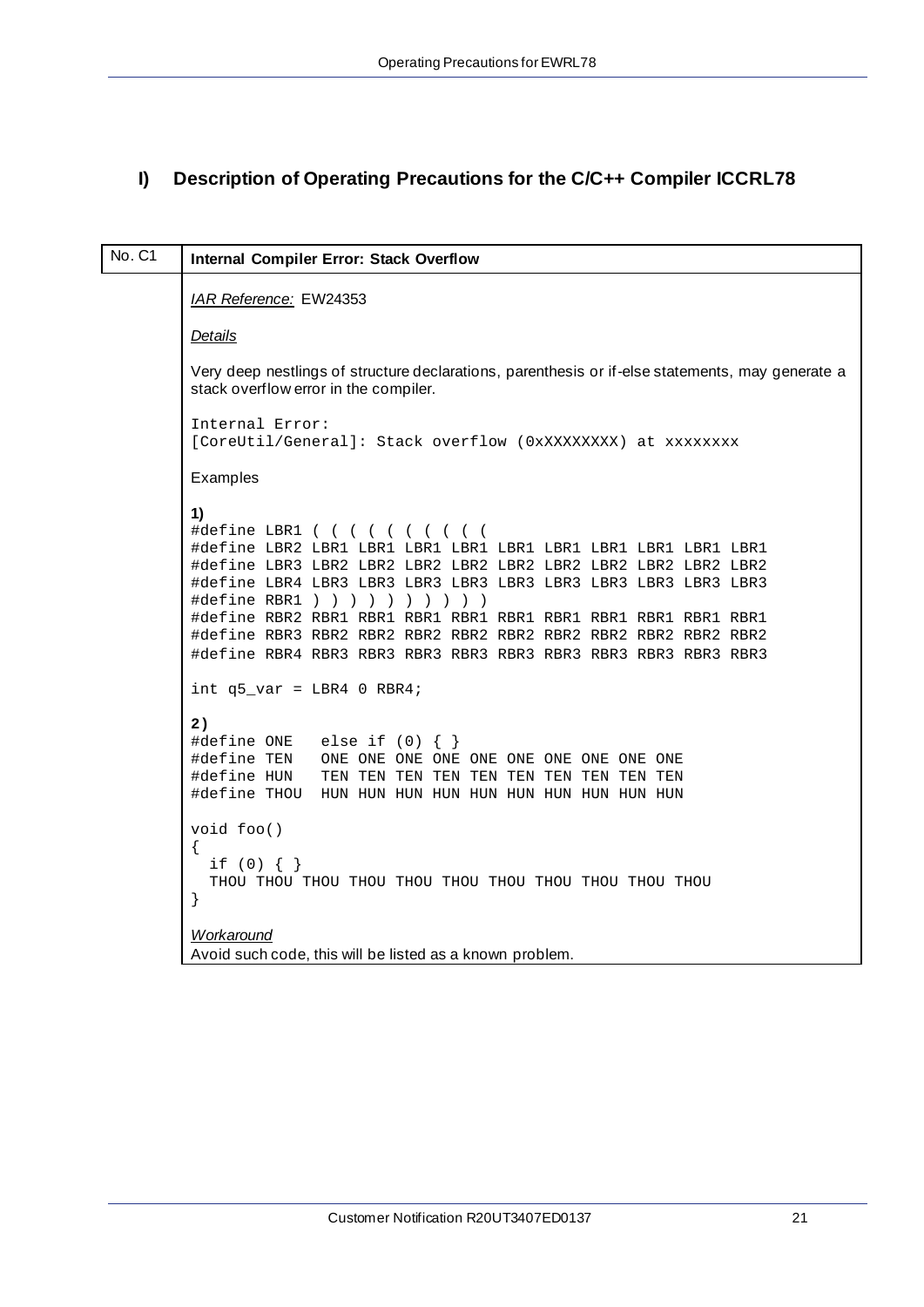## I) Description of Operating Precautions for the C/C++ Compiler ICCRL78

| No. C1 | **Internal Compiler Error: Stack Overflow** |
|---|---|

*IAR Reference:* EW24353

*Details*

Very deep nestlings of structure declarations, parenthesis or if-else statements, may generate a stack overflow error in the compiler.

```
Internal Error:
[CoreUtil/General]: Stack overflow (0xXXXXXXXX) at xxxxxxxx
```

Examples

**1)**

```
#define LBR1 ( ( ( ( ( ( ( ( ( (
#define LBR2 LBR1 LBR1 LBR1 LBR1 LBR1 LBR1 LBR1 LBR1 LBR1 LBR1
#define LBR3 LBR2 LBR2 LBR2 LBR2 LBR2 LBR2 LBR2 LBR2 LBR2 LBR2
#define LBR4 LBR3 LBR3 LBR3 LBR3 LBR3 LBR3 LBR3 LBR3 LBR3 LBR3
#define RBR1 ) ) ) ) ) ) ) ) ) )
#define RBR2 RBR1 RBR1 RBR1 RBR1 RBR1 RBR1 RBR1 RBR1 RBR1 RBR1
#define RBR3 RBR2 RBR2 RBR2 RBR2 RBR2 RBR2 RBR2 RBR2 RBR2 RBR2
#define RBR4 RBR3 RBR3 RBR3 RBR3 RBR3 RBR3 RBR3 RBR3 RBR3 RBR3

int q5_var = LBR4 0 RBR4;
```

**2)**

```
#define ONE   else if (0) { }
#define TEN   ONE ONE ONE ONE ONE ONE ONE ONE ONE ONE
#define HUN   TEN TEN TEN TEN TEN TEN TEN TEN TEN TEN
#define THOU  HUN HUN HUN HUN HUN HUN HUN HUN HUN HUN

void foo()
{
  if (0) { }
  THOU THOU THOU THOU THOU THOU THOU THOU THOU THOU THOU
}
```

*Workaround*

Avoid such code, this will be listed as a known problem.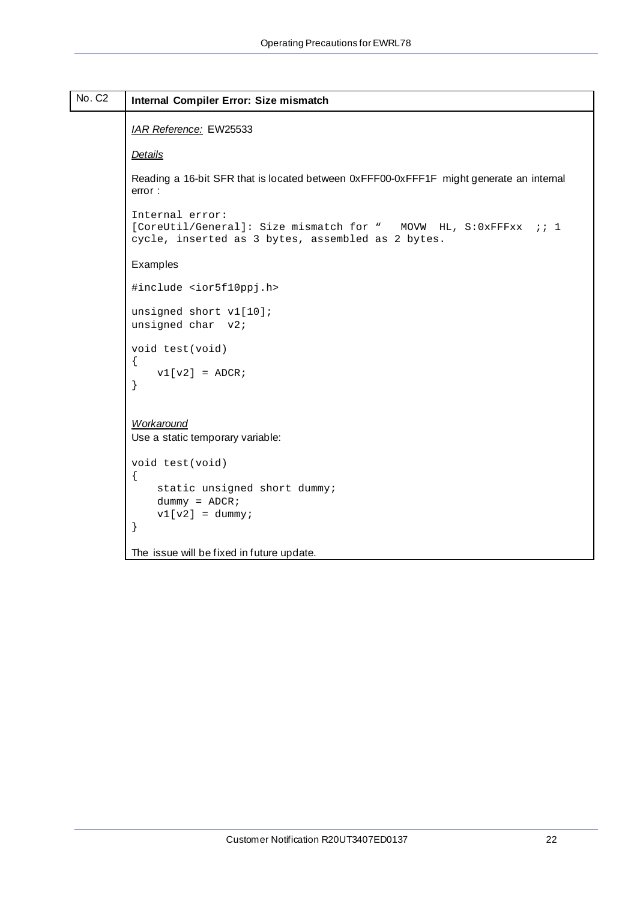| No. C2 | **Internal Compiler Error: Size mismatch** |
|---|---|

*IAR Reference:* EW25533

*Details*

Reading a 16-bit SFR that is located between 0xFFF00-0xFFF1F might generate an internal error :

```
Internal error:
[CoreUtil/General]: Size mismatch for "   MOVW  HL, S:0xFFFxx  ;; 1
cycle, inserted as 3 bytes, assembled as 2 bytes.
```

Examples

```
#include <ior5f10ppj.h>

unsigned short v1[10];
unsigned char  v2;

void test(void)
{
    v1[v2] = ADCR;
}
```

*Workaround*

Use a static temporary variable:

```
void test(void)
{
    static unsigned short dummy;
    dummy = ADCR;
    v1[v2] = dummy;
}
```

The issue will be fixed in future update.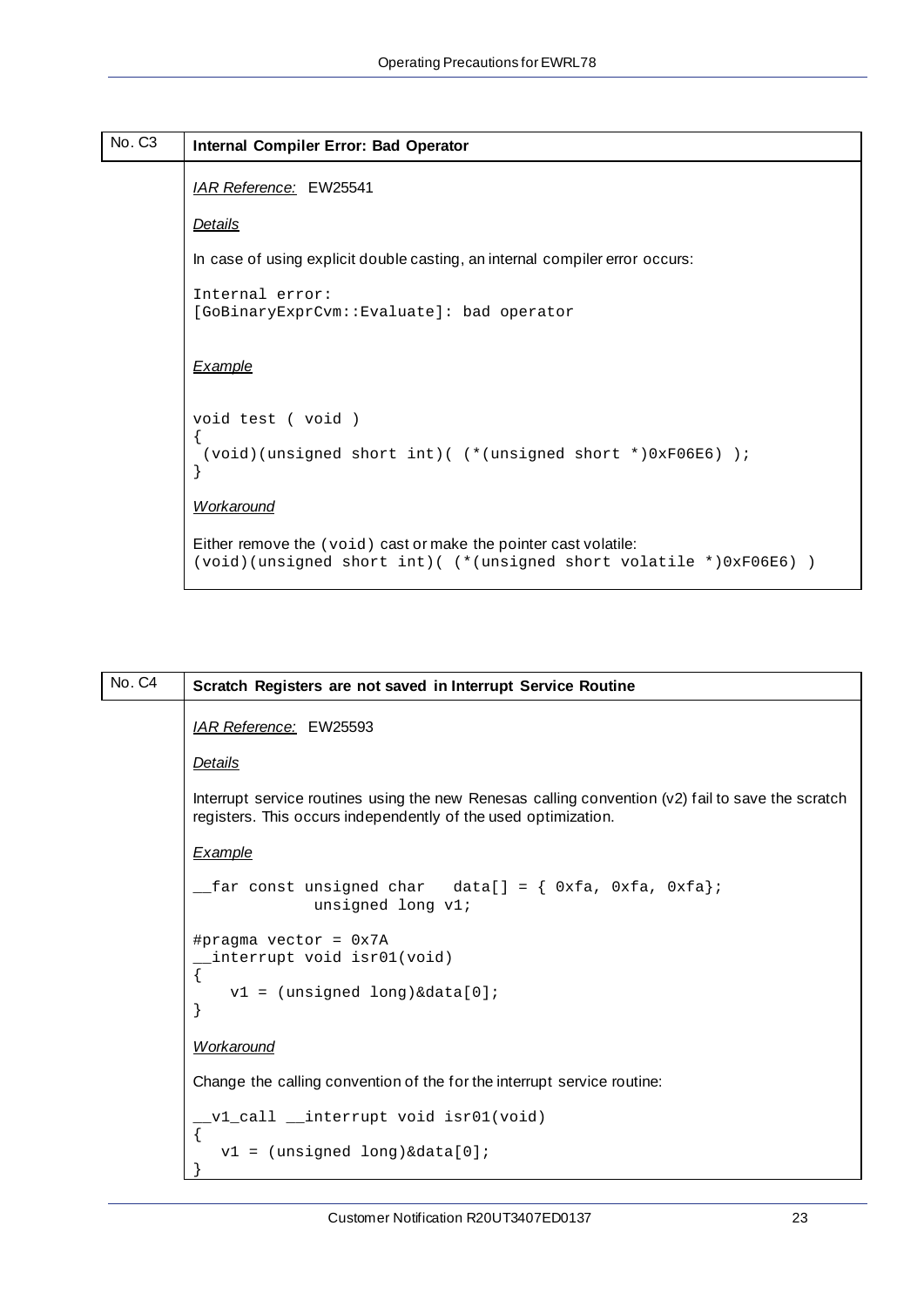## No. C3 Internal Compiler Error: Bad Operator

*IAR Reference:* EW25541

*Details*

In case of using explicit double casting, an internal compiler error occurs:

```
Internal error:
[GoBinaryExprCvm::Evaluate]: bad operator
```

*Example*

```
void test ( void )
{
 (void)(unsigned short int)( (*(unsigned short *)0xF06E6) );
}
```

*Workaround*

Either remove the `(void)` cast or make the pointer cast volatile:

```
(void)(unsigned short int)( (*(unsigned short volatile *)0xF06E6) )
```

## No. C4 Scratch Registers are not saved in Interrupt Service Routine

*IAR Reference:* EW25593

*Details*

Interrupt service routines using the new Renesas calling convention (v2) fail to save the scratch registers. This occurs independently of the used optimization.

*Example*

```
__far const unsigned char   data[] = { 0xfa, 0xfa, 0xfa};
             unsigned long v1;

#pragma vector = 0x7A
__interrupt void isr01(void)
{
    v1 = (unsigned long)&data[0];
}
```

*Workaround*

Change the calling convention of the for the interrupt service routine:

```
__v1_call __interrupt void isr01(void)
{
   v1 = (unsigned long)&data[0];
}
```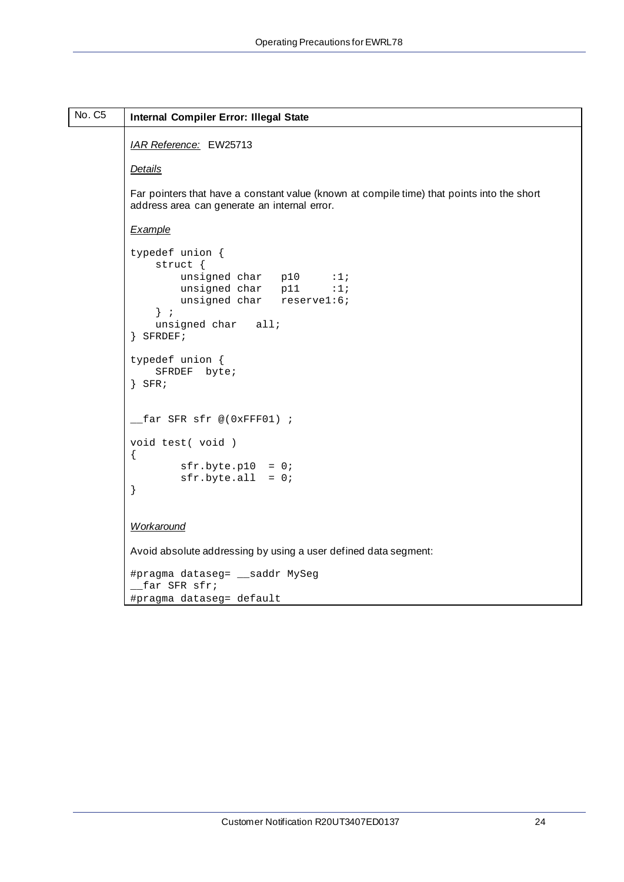| No. C5 | **Internal Compiler Error: Illegal State** |
|---|---|

*IAR Reference:* EW25713

*Details*

Far pointers that have a constant value (known at compile time) that points into the short address area can generate an internal error.

*Example*

```
typedef union {
    struct {
        unsigned char   p10     :1;
        unsigned char   p11     :1;
        unsigned char   reserve1:6;
    } ;
    unsigned char   all;
} SFRDEF;

typedef union {
    SFRDEF  byte;
} SFR;


__far SFR sfr @(0xFFF01) ;

void test( void )
{
        sfr.byte.p10  = 0;
        sfr.byte.all  = 0;
}
```

*Workaround*

Avoid absolute addressing by using a user defined data segment:

```
#pragma dataseg= __saddr MySeg
__far SFR sfr;
#pragma dataseg= default
```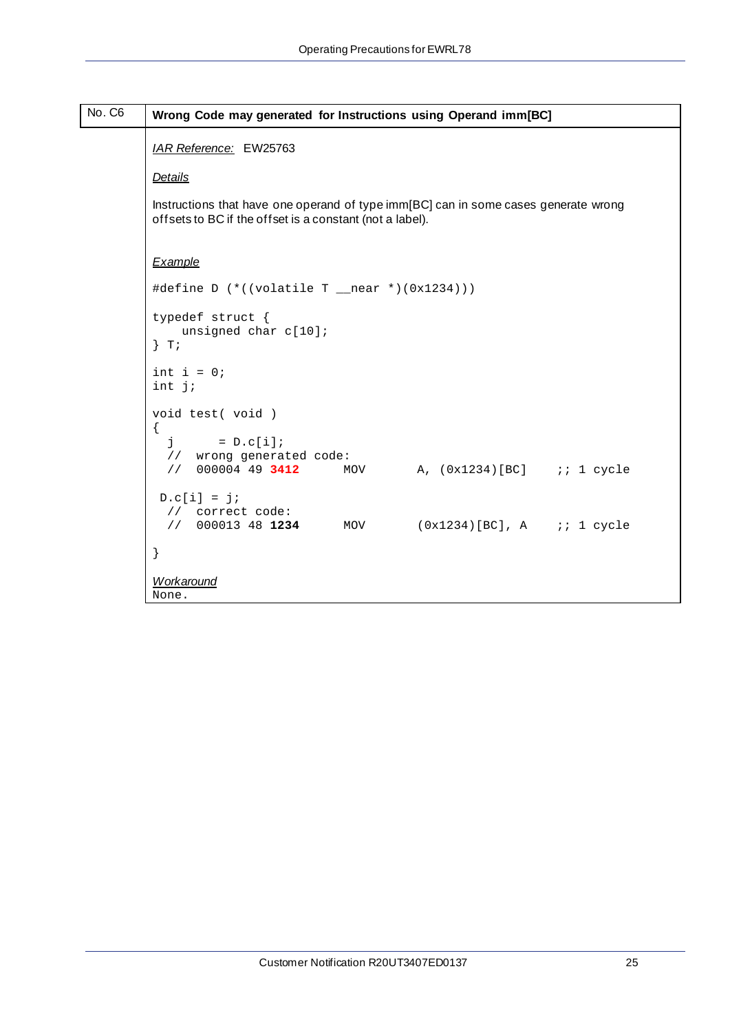## No. C6 — Wrong Code may generated for Instructions using Operand imm[BC]

*IAR Reference:* EW25763

*Details*

Instructions that have one operand of type imm[BC] can in some cases generate wrong offsets to BC if the offset is a constant (not a label).

*Example*

```
#define D (*((volatile T __near *)(0x1234)))

typedef struct {
    unsigned char c[10];
} T;

int i = 0;
int j;

void test( void )
{
  j      = D.c[i];
  //  wrong generated code:
  //  000004 49 3412      MOV       A, (0x1234)[BC]    ;; 1 cycle

 D.c[i] = j;
  //  correct code:
  //  000013 48 1234      MOV       (0x1234)[BC], A    ;; 1 cycle

}
```

*Workaround*

None.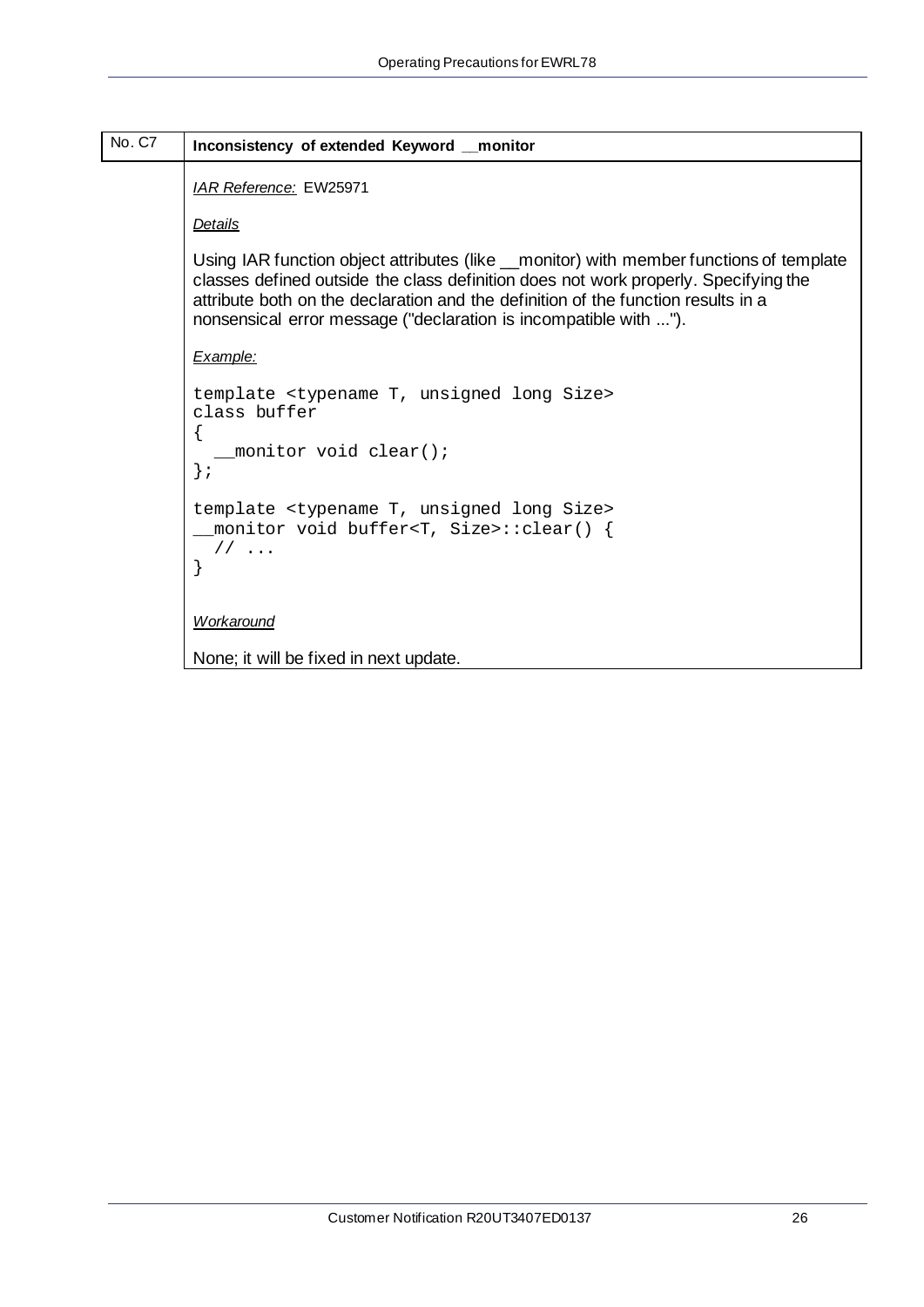| No. C7 | **Inconsistency of extended Keyword __monitor** |
|---|---|

*IAR Reference:* EW25971

*Details*

Using IAR function object attributes (like __monitor) with member functions of template classes defined outside the class definition does not work properly. Specifying the attribute both on the declaration and the definition of the function results in a nonsensical error message ("declaration is incompatible with ...").

*Example:*

```
template <typename T, unsigned long Size>
class buffer
{
  __monitor void clear();
};

template <typename T, unsigned long Size>
__monitor void buffer<T, Size>::clear() {
  // ...
}
```

*Workaround*

None; it will be fixed in next update.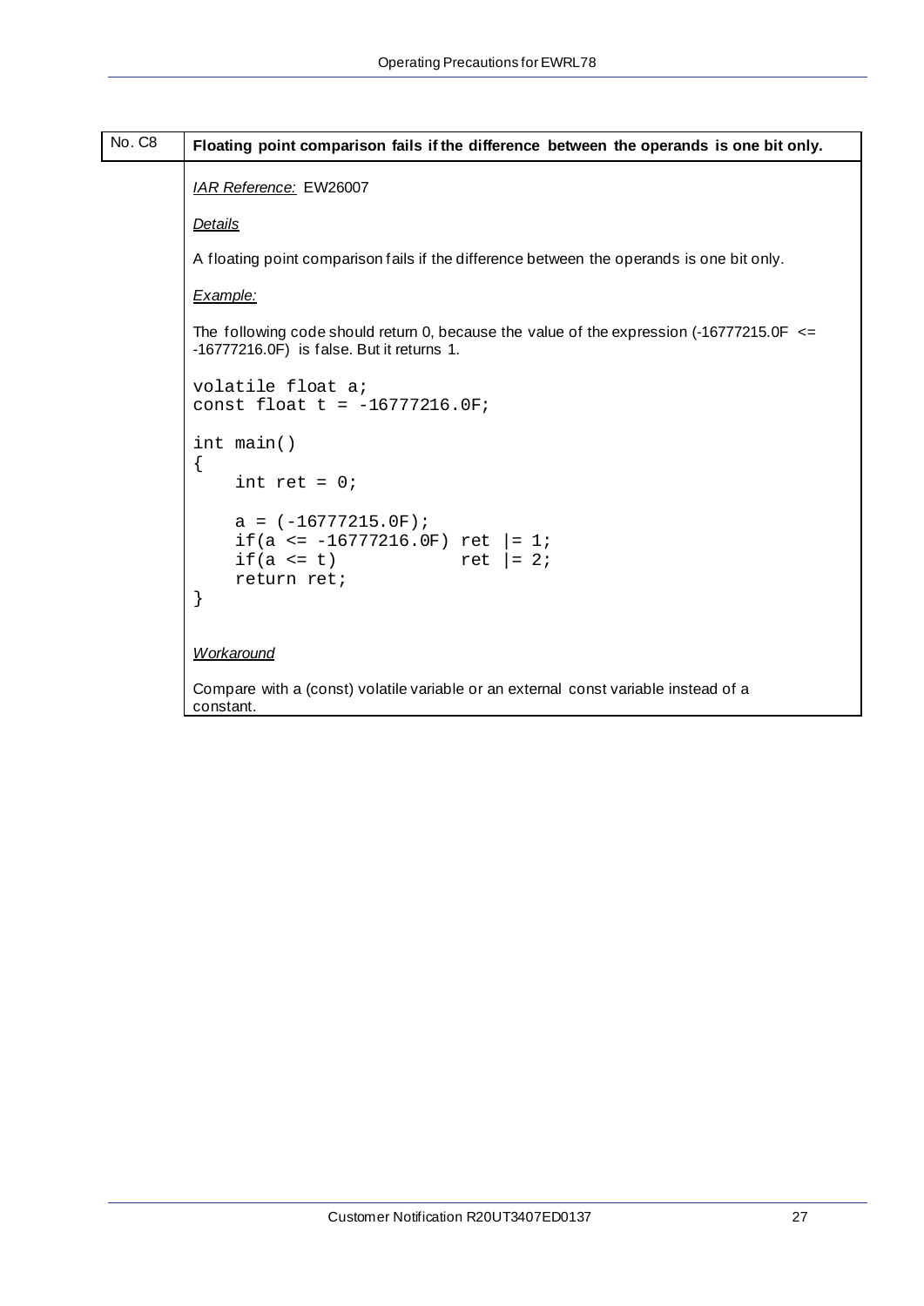| No. C8 | **Floating point comparison fails if the difference between the operands is one bit only.** |
|---|---|

*IAR Reference:* EW26007

*Details*

A floating point comparison fails if the difference between the operands is one bit only.

*Example:*

The following code should return 0, because the value of the expression (-16777215.0F <= -16777216.0F) is false. But it returns 1.

```
volatile float a;
const float t = -16777216.0F;

int main()
{
    int ret = 0;

    a = (-16777215.0F);
    if(a <= -16777216.0F) ret |= 1;
    if(a <= t)            ret |= 2;
    return ret;
}
```

*Workaround*

Compare with a (const) volatile variable or an external const variable instead of a constant.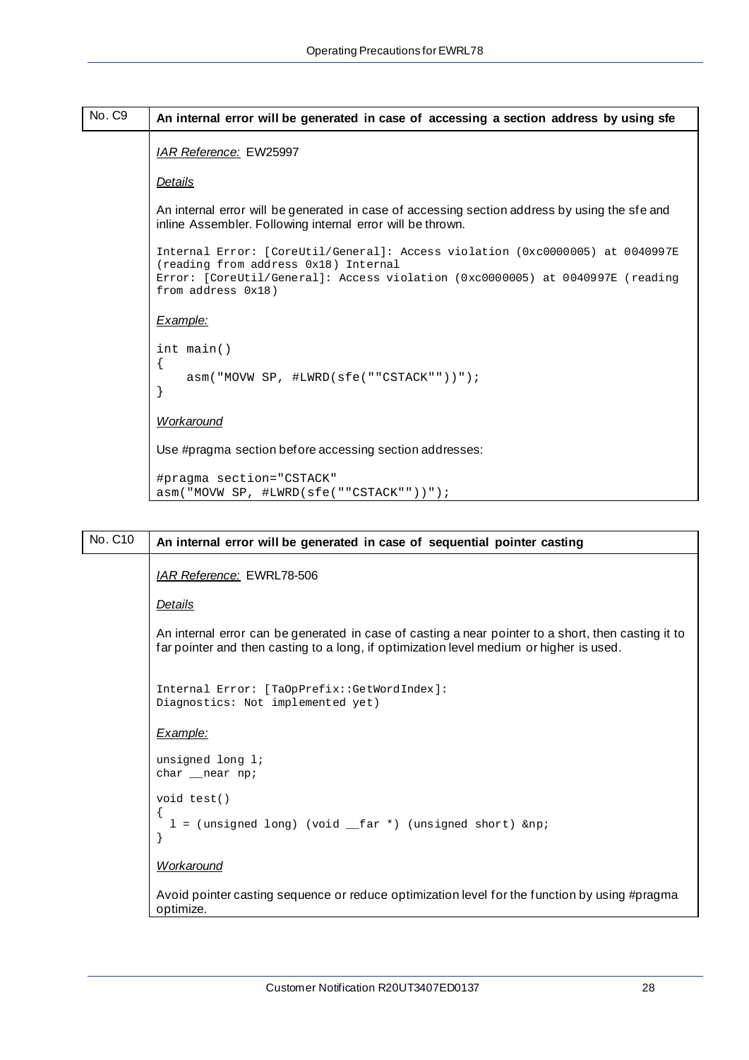## No. C9 — An internal error will be generated in case of accessing a section address by using sfe

*IAR Reference:* EW25997

*Details*

An internal error will be generated in case of accessing section address by using the sfe and inline Assembler. Following internal error will be thrown.

```
Internal Error: [CoreUtil/General]: Access violation (0xc0000005) at 0040997E
(reading from address 0x18) Internal
Error: [CoreUtil/General]: Access violation (0xc0000005) at 0040997E (reading
from address 0x18)
```

*Example:*

```
int main()
{
    asm("MOVW SP, #LWRD(sfe(""CSTACK""))");
}
```

*Workaround*

Use #pragma section before accessing section addresses:

```
#pragma section="CSTACK"
asm("MOVW SP, #LWRD(sfe(""CSTACK""))");
```

## No. C10 — An internal error will be generated in case of sequential pointer casting

*IAR Reference:* EWRL78-506

*Details*

An internal error can be generated in case of casting a near pointer to a short, then casting it to far pointer and then casting to a long, if optimization level medium or higher is used.

```
Internal Error: [TaOpPrefix::GetWordIndex]:
Diagnostics: Not implemented yet)
```

*Example:*

```
unsigned long l;
char __near np;

void test()
{
  l = (unsigned long) (void __far *) (unsigned short) &np;
}
```

*Workaround*

Avoid pointer casting sequence or reduce optimization level for the function by using #pragma optimize.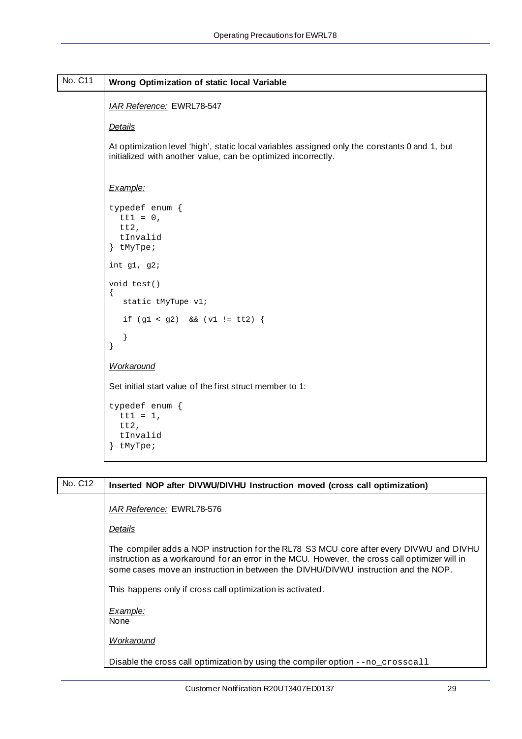## No. C11 Wrong Optimization of static local Variable

*IAR Reference:* EWRL78-547

*Details*

At optimization level 'high', static local variables assigned only the constants 0 and 1, but initialized with another value, can be optimized incorrectly.

*Example:*

```
typedef enum {
  tt1 = 0,
  tt2,
  tInvalid
} tMyTpe;

int g1, g2;

void test()
{
   static tMyTupe v1;

   if (g1 < g2)  && (v1 != tt2) {

   }
}
```

*Workaround*

Set initial start value of the first struct member to 1:

```
typedef enum {
  tt1 = 1,
  tt2,
  tInvalid
} tMyTpe;
```

## No. C12 Inserted NOP after DIVWU/DIVHU Instruction moved (cross call optimization)

*IAR Reference:* EWRL78-576

*Details*

The compiler adds a NOP instruction for the RL78 S3 MCU core after every DIVWU and DIVHU instruction as a workaround for an error in the MCU. However, the cross call optimizer will in some cases move an instruction in between the DIVHU/DIVWU instruction and the NOP.

This happens only if cross call optimization is activated.

*Example:*
None

*Workaround*

Disable the cross call optimization by using the compiler option `--no_crosscall`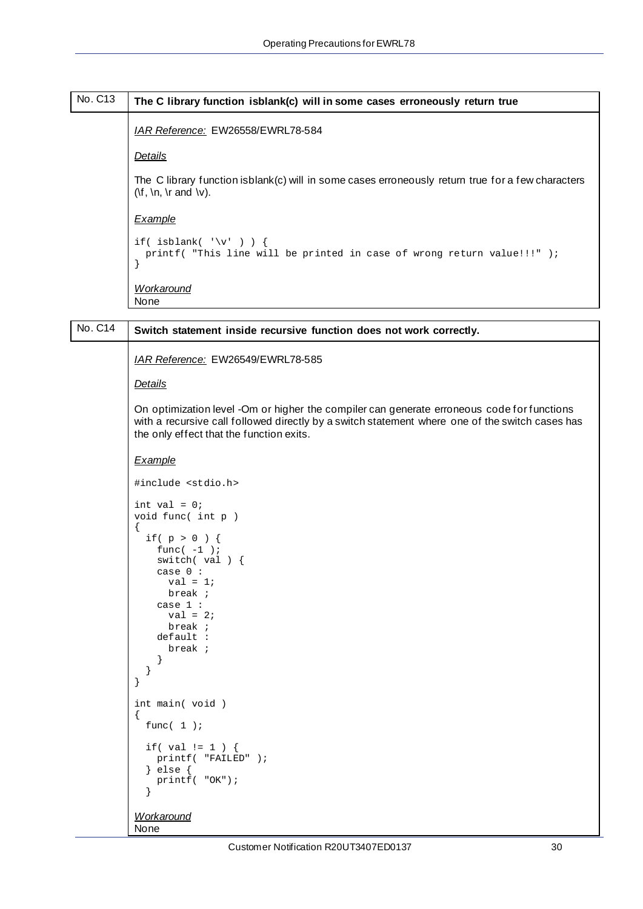## No. C13 The C library function isblank(c) will in some cases erroneously return true

*IAR Reference:* EW26558/EWRL78-584

*Details*

The C library function isblank(c) will in some cases erroneously return true for a few characters (\f, \n, \r and \v).

*Example*

```
if( isblank( '\v' ) ) {
  printf( "This line will be printed in case of wrong return value!!!" );
}
```

*Workaround*

None

## No. C14 Switch statement inside recursive function does not work correctly.

*IAR Reference:* EW26549/EWRL78-585

*Details*

On optimization level -Om or higher the compiler can generate erroneous code for functions with a recursive call followed directly by a switch statement where one of the switch cases has the only effect that the function exits.

*Example*

```
#include <stdio.h>

int val = 0;
void func( int p )
{
  if( p > 0 ) {
    func( -1 );
    switch( val ) {
    case 0 :
      val = 1;
      break ;
    case 1 :
      val = 2;
      break ;
    default :
      break ;
    }
  }
}

int main( void )
{
  func( 1 );

  if( val != 1 ) {
    printf( "FAILED" );
  } else {
    printf( "OK");
  }
```

*Workaround*

None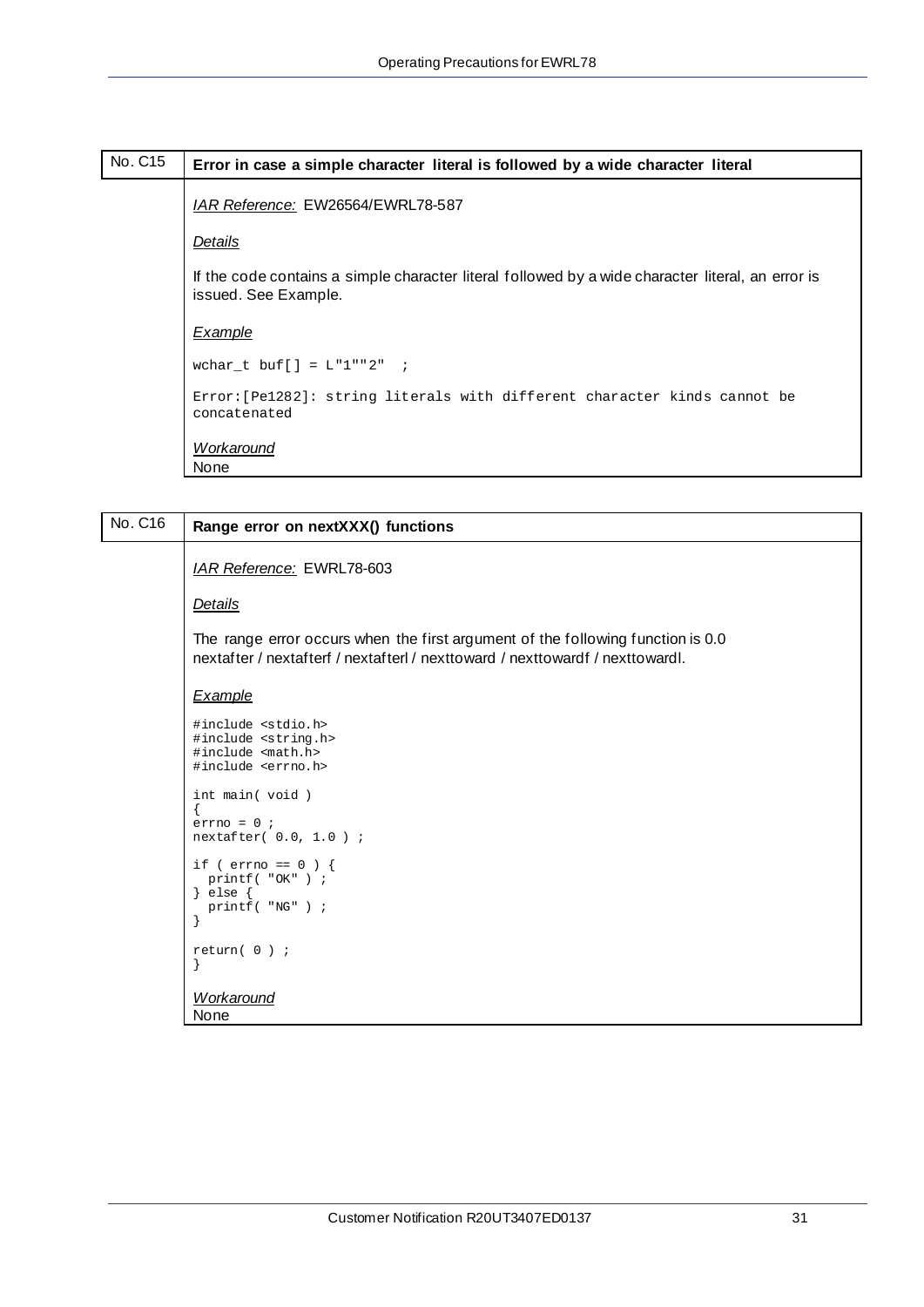## No. C15 Error in case a simple character literal is followed by a wide character literal

*IAR Reference:* EW26564/EWRL78-587

*Details*

If the code contains a simple character literal followed by a wide character literal, an error is issued. See Example.

*Example*

```
wchar_t buf[] = L"1""2"  ;
```

```
Error:[Pe1282]: string literals with different character kinds cannot be concatenated
```

*Workaround*

None

## No. C16 Range error on nextXXX() functions

*IAR Reference:* EWRL78-603

*Details*

The range error occurs when the first argument of the following function is 0.0
nextafter / nextafterf / nextafterl / nexttoward / nexttowardf / nexttowardl.

*Example*

```
#include <stdio.h>
#include <string.h>
#include <math.h>
#include <errno.h>

int main( void )
{
errno = 0 ;
nextafter( 0.0, 1.0 ) ;

if ( errno == 0 ) {
  printf( "OK" ) ;
} else {
  printf( "NG" ) ;
}

return( 0 ) ;
}
```

*Workaround*

None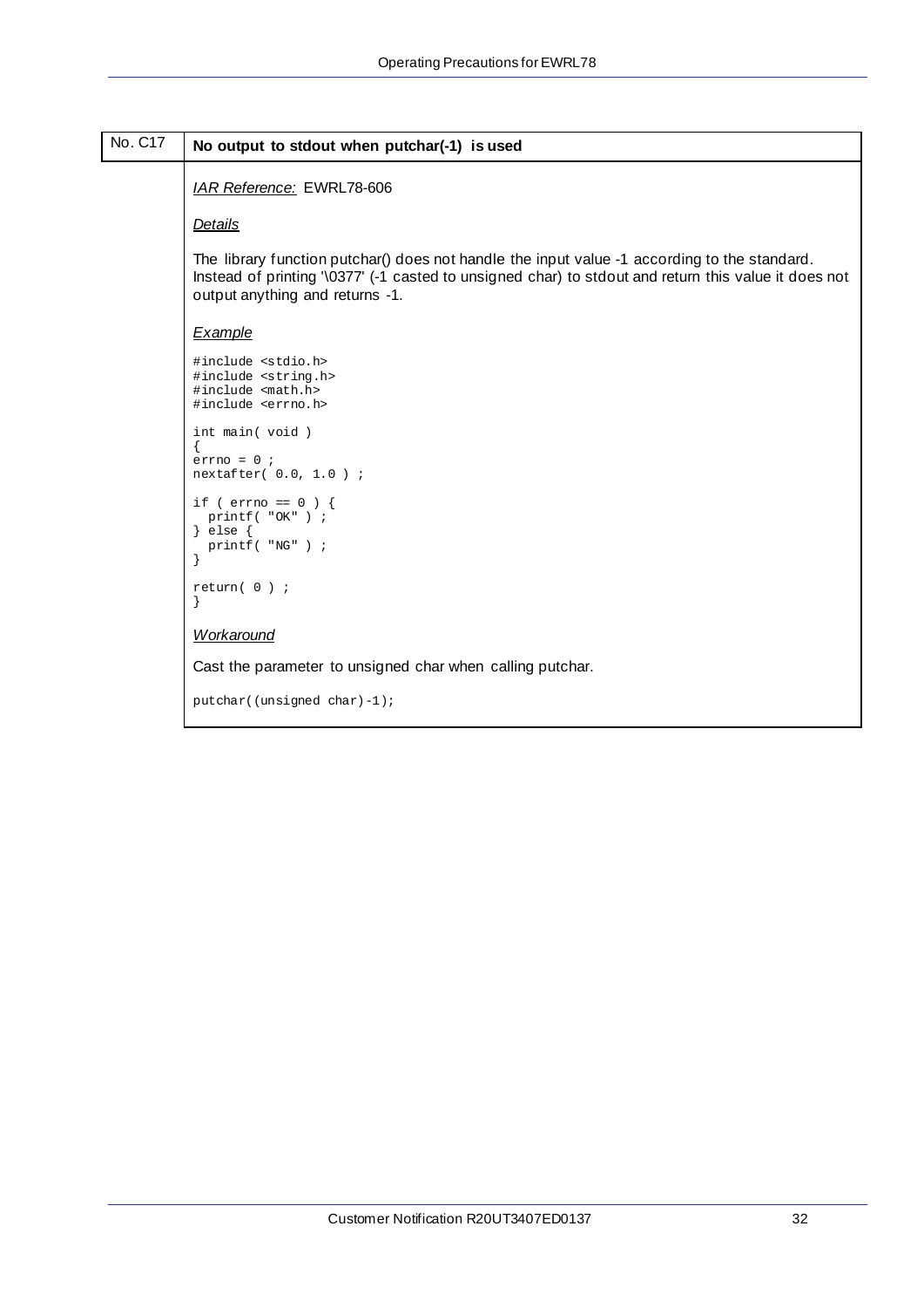## No. C17 No output to stdout when putchar(-1) is used

*IAR Reference:* EWRL78-606

*Details*

The library function putchar() does not handle the input value -1 according to the standard. Instead of printing '\0377' (-1 casted to unsigned char) to stdout and return this value it does not output anything and returns -1.

*Example*

```
#include <stdio.h>
#include <string.h>
#include <math.h>
#include <errno.h>

int main( void )
{
errno = 0 ;
nextafter( 0.0, 1.0 ) ;

if ( errno == 0 ) {
  printf( "OK" ) ;
} else {
  printf( "NG" ) ;
}

return( 0 ) ;
}
```

*Workaround*

Cast the parameter to unsigned char when calling putchar.

```
putchar((unsigned char)-1);
```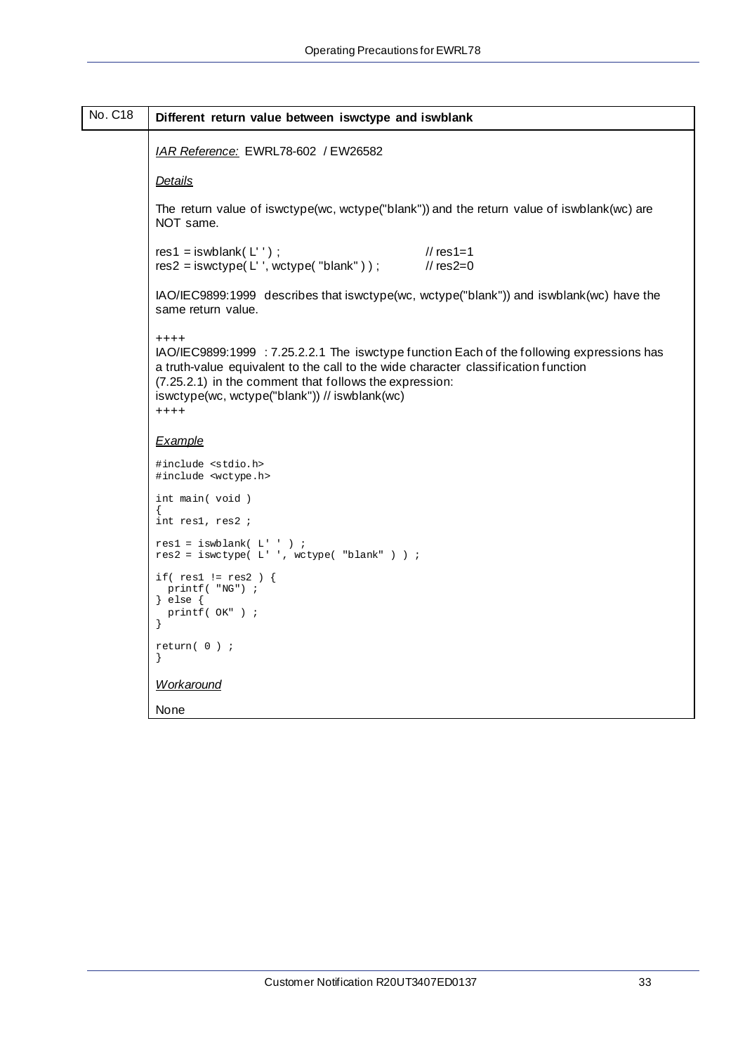## No. C18 Different return value between iswctype and iswblank

*IAR Reference:* EWRL78-602 / EW26582

*Details*

The return value of iswctype(wc, wctype("blank")) and the return value of iswblank(wc) are NOT same.

```
res1 = iswblank( L' ' ) ;                          // res1=1
res2 = iswctype( L' ', wctype( "blank" ) ) ;       // res2=0
```

IAO/IEC9899:1999 describes that iswctype(wc, wctype("blank")) and iswblank(wc) have the same return value.

++++
IAO/IEC9899:1999 : 7.25.2.2.1 The iswctype function Each of the following expressions has a truth-value equivalent to the call to the wide character classification function (7.25.2.1) in the comment that follows the expression:
iswctype(wc, wctype("blank")) // iswblank(wc)
++++

*Example*

```
#include <stdio.h>
#include <wctype.h>

int main( void )
{
int res1, res2 ;

res1 = iswblank( L' ' ) ;
res2 = iswctype( L' ', wctype( "blank" ) ) ;

if( res1 != res2 ) {
  printf( "NG") ;
} else {
  printf( OK" ) ;
}

return( 0 ) ;
}
```

*Workaround*

None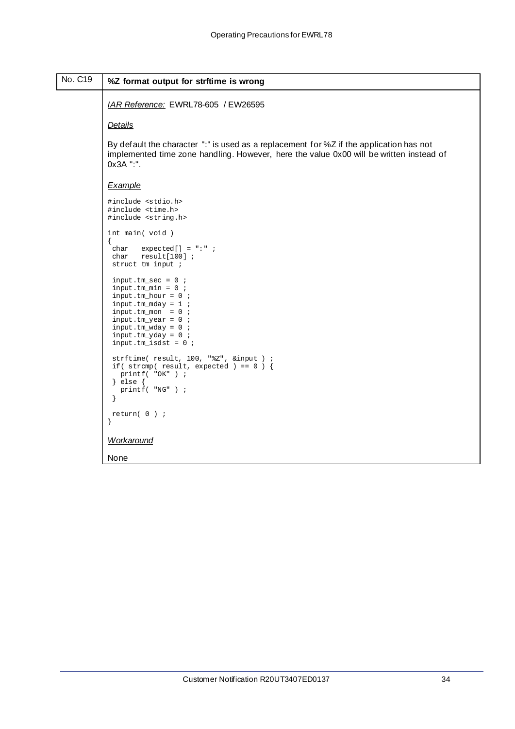## No. C19 %Z format output for strftime is wrong

*IAR Reference:* EWRL78-605 / EW26595

*Details*

By default the character ":" is used as a replacement for %Z if the application has not implemented time zone handling. However, here the value 0x00 will be written instead of 0x3A ":".

*Example*

```
#include <stdio.h>
#include <time.h>
#include <string.h>

int main( void )
{
 char   expected[] = ":" ;
 char   result[100] ;
 struct tm input ;

 input.tm_sec = 0 ;
 input.tm_min = 0 ;
 input.tm_hour = 0 ;
 input.tm_mday = 1 ;
 input.tm_mon  = 0 ;
 input.tm_year = 0 ;
 input.tm_wday = 0 ;
 input.tm_yday = 0 ;
 input.tm_isdst = 0 ;

 strftime( result, 100, "%Z", &input ) ;
 if( strcmp( result, expected ) == 0 ) {
   printf( "OK" ) ;
 } else {
   printf( "NG" ) ;
 }

 return( 0 ) ;
}
```

*Workaround*

None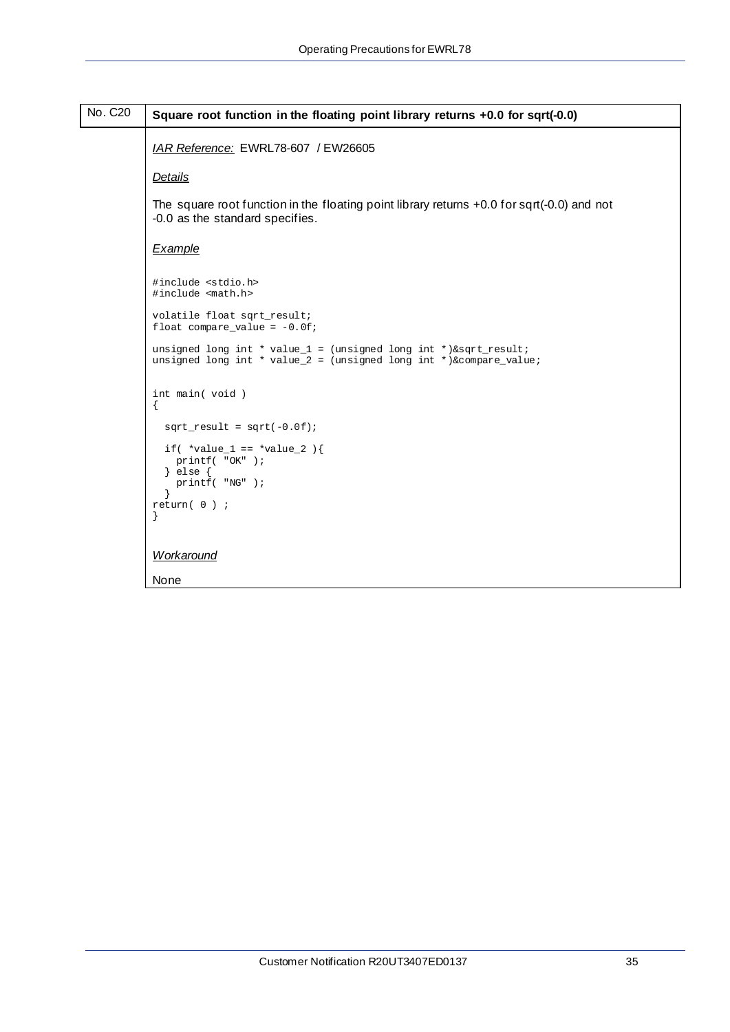| No. C20 | **Square root function in the floating point library returns +0.0 for sqrt(-0.0)** |
|---|---|

*IAR Reference:* EWRL78-607 / EW26605

*Details*

The square root function in the floating point library returns +0.0 for sqrt(-0.0) and not -0.0 as the standard specifies.

*Example*

```
#include <stdio.h>
#include <math.h>

volatile float sqrt_result;
float compare_value = -0.0f;

unsigned long int * value_1 = (unsigned long int *)&sqrt_result;
unsigned long int * value_2 = (unsigned long int *)&compare_value;


int main( void )
{
  sqrt_result = sqrt(-0.0f);

  if( *value_1 == *value_2 ){
    printf( "OK" );
  } else {
    printf( "NG" );
  }
return( 0 ) ;
}
```

*Workaround*

None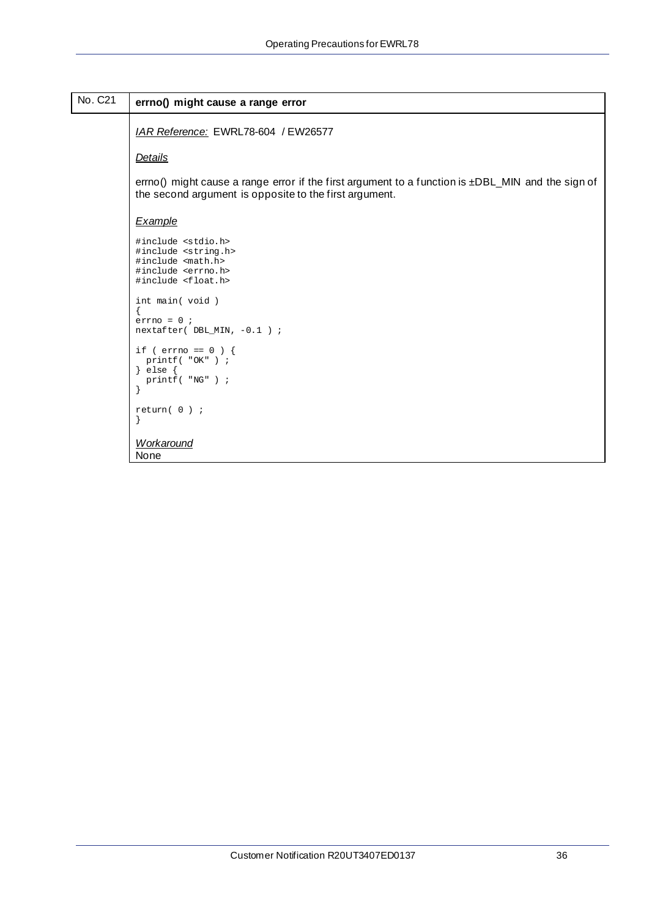## No. C21 errno() might cause a range error

*IAR Reference:* EWRL78-604 / EW26577

*Details*

errno() might cause a range error if the first argument to a function is ±DBL_MIN and the sign of the second argument is opposite to the first argument.

*Example*

```
#include <stdio.h>
#include <string.h>
#include <math.h>
#include <errno.h>
#include <float.h>

int main( void )
{
errno = 0 ;
nextafter( DBL_MIN, -0.1 ) ;

if ( errno == 0 ) {
  printf( "OK" ) ;
} else {
  printf( "NG" ) ;
}

return( 0 ) ;
}
```

*Workaround*

None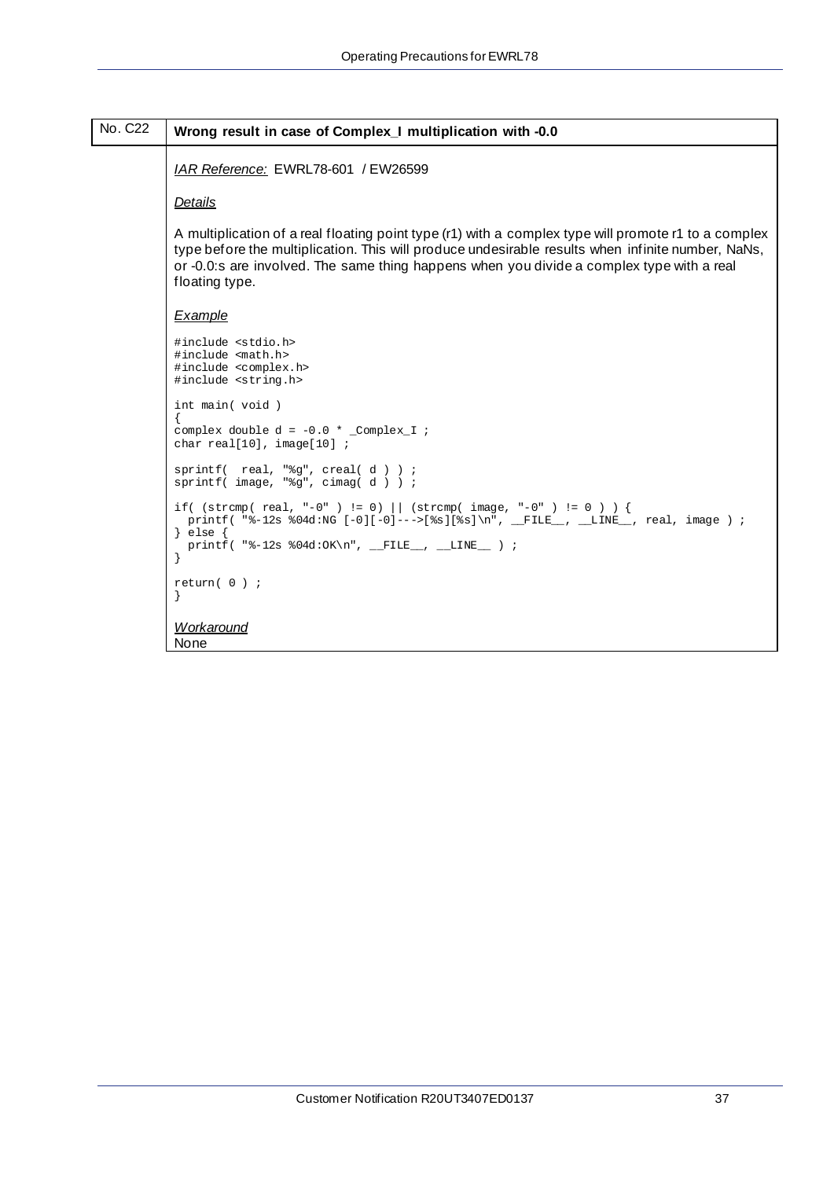## No. C22 Wrong result in case of Complex_I multiplication with -0.0

*IAR Reference:* EWRL78-601 / EW26599

*Details*

A multiplication of a real floating point type (r1) with a complex type will promote r1 to a complex type before the multiplication. This will produce undesirable results when infinite number, NaNs, or -0.0:s are involved. The same thing happens when you divide a complex type with a real floating type.

*Example*

```
#include <stdio.h>
#include <math.h>
#include <complex.h>
#include <string.h>

int main( void )
{
complex double d = -0.0 * _Complex_I ;
char real[10], image[10] ;

sprintf(  real, "%g", creal( d ) ) ;
sprintf( image, "%g", cimag( d ) ) ;

if( (strcmp( real, "-0" ) != 0) || (strcmp( image, "-0" ) != 0 ) ) {
  printf( "%-12s %04d:NG [-0][-0]--->[%s][%s]\n", __FILE__, __LINE__, real, image ) ;
} else {
  printf( "%-12s %04d:OK\n", __FILE__, __LINE__ ) ;
}

return( 0 ) ;
}
```

*Workaround*

None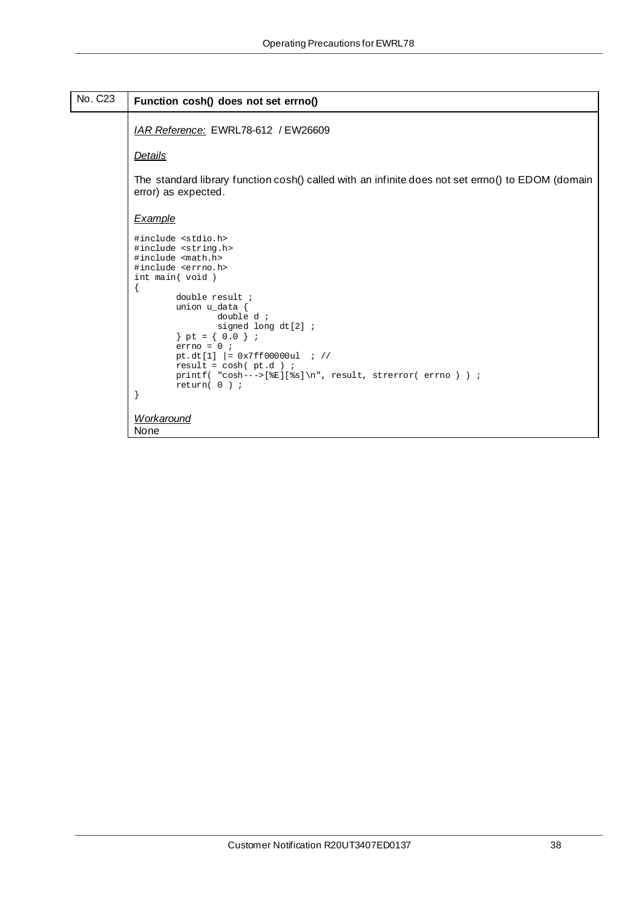| No. C23 | **Function cosh() does not set errno()** |
|---|---|

*IAR Reference:* EWRL78-612 / EW26609

*Details*

The standard library function cosh() called with an infinite does not set errno() to EDOM (domain error) as expected.

*Example*

```
#include <stdio.h>
#include <string.h>
#include <math.h>
#include <errno.h>
int main( void )
{
        double result ;
        union u_data {
                double d ;
                signed long dt[2] ;
        } pt = { 0.0 } ;
        errno = 0 ;
        pt.dt[1] |= 0x7ff00000ul  ; //
        result = cosh( pt.d ) ;
        printf( "cosh--->[%E][%s]\n", result, strerror( errno ) ) ;
        return( 0 ) ;
}
```

*Workaround*

None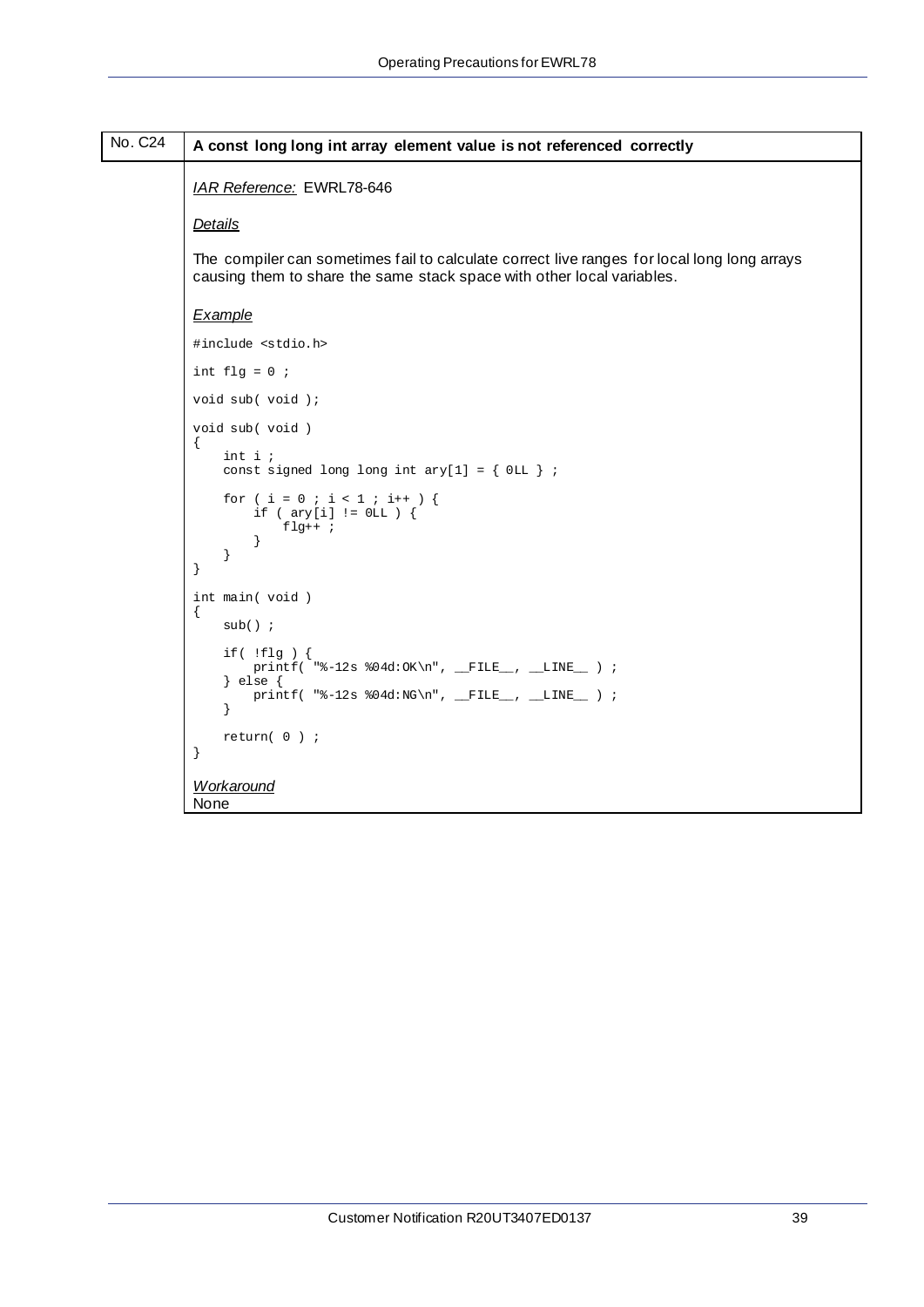## No. C24 A const long long int array element value is not referenced correctly

*IAR Reference:* EWRL78-646

*Details*

The compiler can sometimes fail to calculate correct live ranges for local long long arrays causing them to share the same stack space with other local variables.

*Example*

```
#include <stdio.h>

int flg = 0 ;

void sub( void );

void sub( void )
{
    int i ;
    const signed long long int ary[1] = { 0LL } ;

    for ( i = 0 ; i < 1 ; i++ ) {
        if ( ary[i] != 0LL ) {
            flg++ ;
        }
    }
}

int main( void )
{
    sub() ;

    if( !flg ) {
        printf( "%-12s %04d:OK\n", __FILE__, __LINE__ ) ;
    } else {
        printf( "%-12s %04d:NG\n", __FILE__, __LINE__ ) ;
    }

    return( 0 ) ;
}
```

*Workaround*

None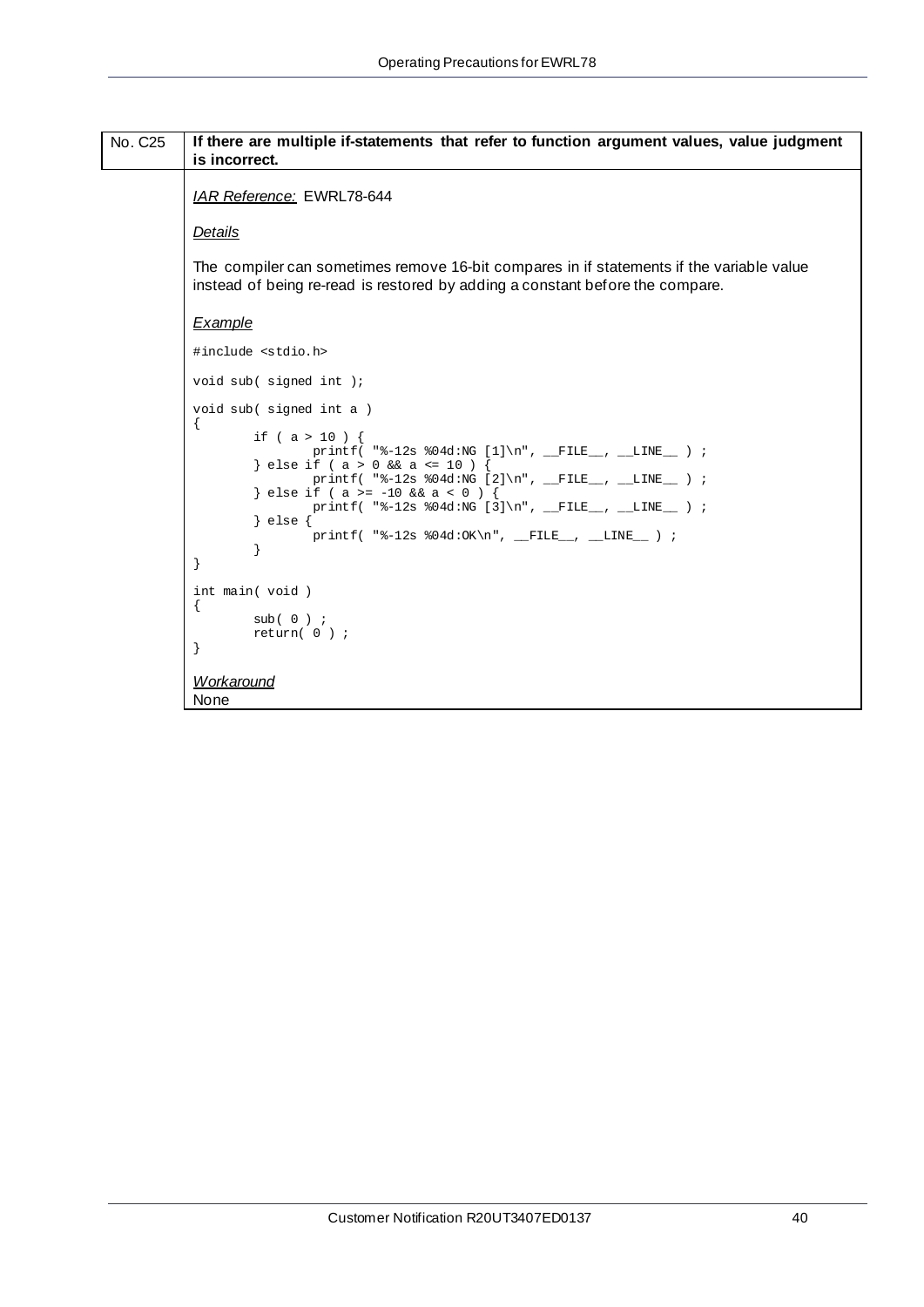## No. C25 — If there are multiple if-statements that refer to function argument values, value judgment is incorrect.

*IAR Reference:* EWRL78-644

*Details*

The compiler can sometimes remove 16-bit compares in if statements if the variable value instead of being re-read is restored by adding a constant before the compare.

*Example*

```
#include <stdio.h>

void sub( signed int );

void sub( signed int a )
{
        if ( a > 10 ) {
                printf( "%-12s %04d:NG [1]\n", __FILE__, __LINE__ ) ;
        } else if ( a > 0 && a <= 10 ) {
                printf( "%-12s %04d:NG [2]\n", __FILE__, __LINE__ ) ;
        } else if ( a >= -10 && a < 0 ) {
                printf( "%-12s %04d:NG [3]\n", __FILE__, __LINE__ ) ;
        } else {
                printf( "%-12s %04d:OK\n", __FILE__, __LINE__ ) ;
        }
}

int main( void )
{
        sub( 0 ) ;
        return( 0 ) ;
}
```

*Workaround*

None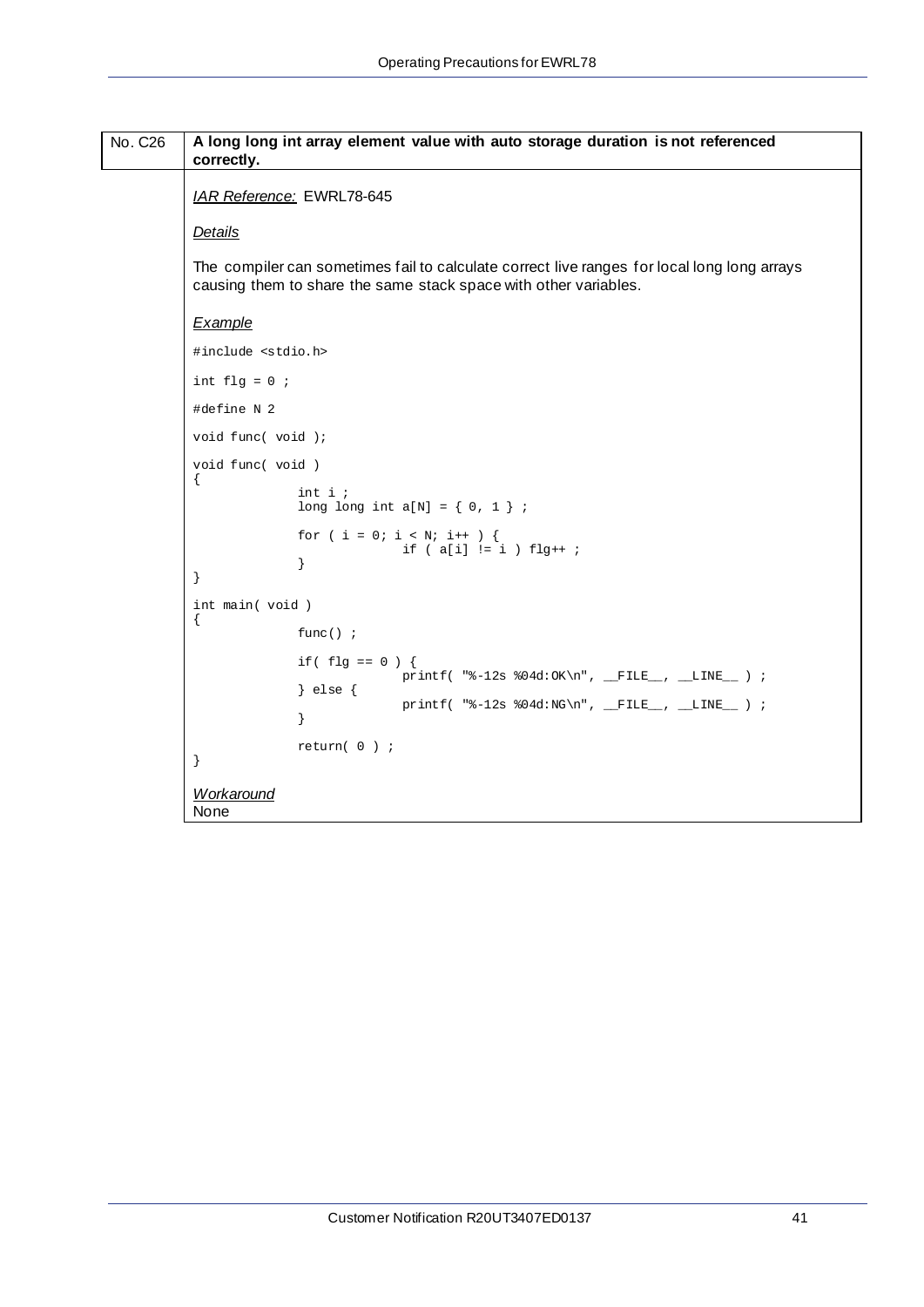**No. C26** — **A long long int array element value with auto storage duration is not referenced correctly.**

*IAR Reference:* EWRL78-645

*Details*

The compiler can sometimes fail to calculate correct live ranges for local long long arrays causing them to share the same stack space with other variables.

*Example*

```
#include <stdio.h>

int flg = 0 ;

#define N 2

void func( void );

void func( void )
{
            int i ;
            long long int a[N] = { 0, 1 } ;

            for ( i = 0; i < N; i++ ) {
                        if ( a[i] != i ) flg++ ;
            }
}

int main( void )
{
            func() ;

            if( flg == 0 ) {
                        printf( "%-12s %04d:OK\n", __FILE__, __LINE__ ) ;
            } else {
                        printf( "%-12s %04d:NG\n", __FILE__, __LINE__ ) ;
            }

            return( 0 ) ;
}
```

*Workaround*

None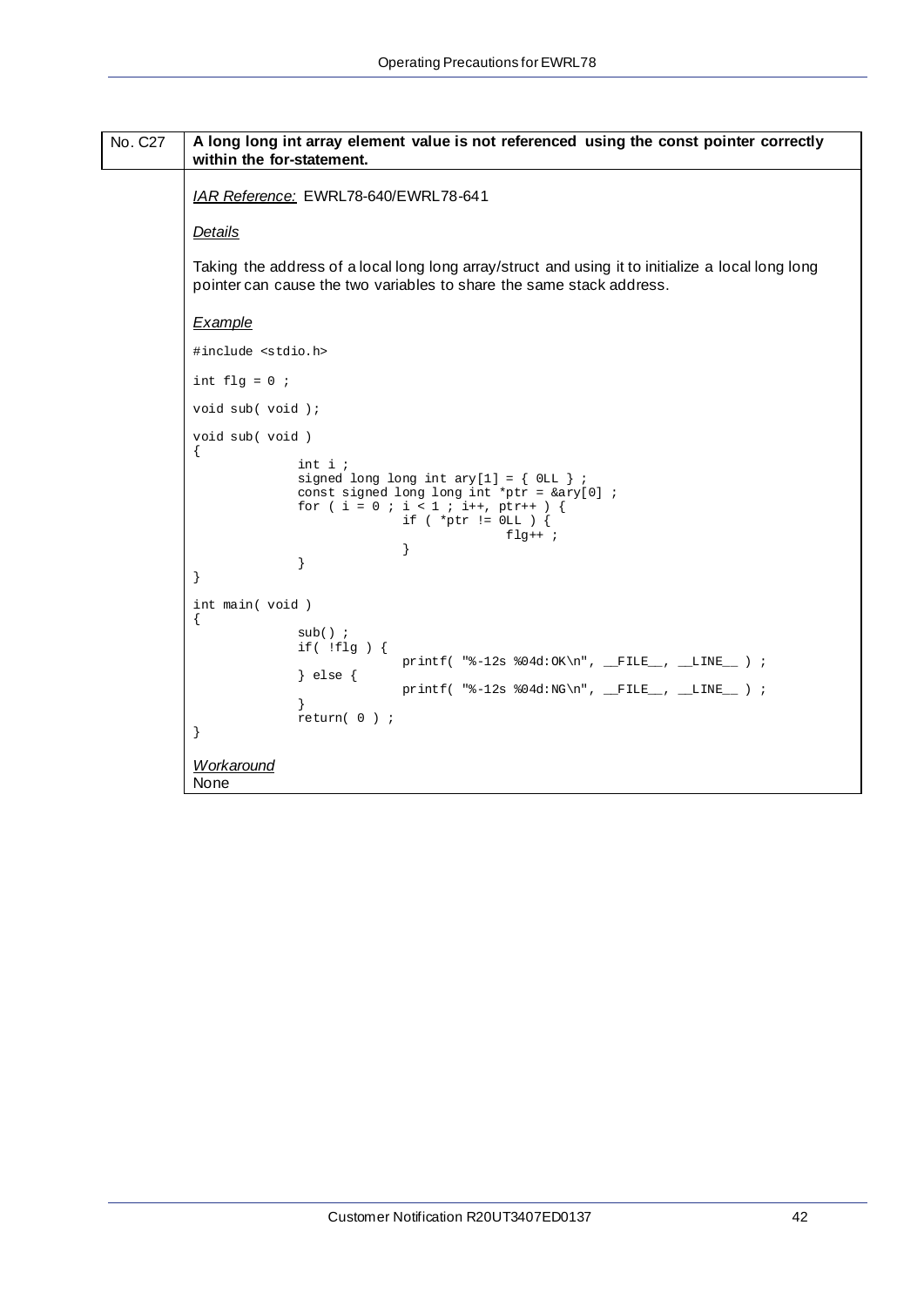| No. C27 | **A long long int array element value is not referenced using the const pointer correctly within the for-statement.** |
|---|---|

*IAR Reference:* EWRL78-640/EWRL78-641

*Details*

Taking the address of a local long long array/struct and using it to initialize a local long long pointer can cause the two variables to share the same stack address.

*Example*

```
#include <stdio.h>

int flg = 0 ;

void sub( void );

void sub( void )
{
            int i ;
            signed long long int ary[1] = { 0LL } ;
            const signed long long int *ptr = &ary[0] ;
            for ( i = 0 ; i < 1 ; i++, ptr++ ) {
                        if ( *ptr != 0LL ) {
                                    flg++ ;
                        }
            }
}

int main( void )
{
            sub() ;
            if( !flg ) {
                        printf( "%-12s %04d:OK\n", __FILE__, __LINE__ ) ;
            } else {
                        printf( "%-12s %04d:NG\n", __FILE__, __LINE__ ) ;
            }
            return( 0 ) ;
}
```

*Workaround*

None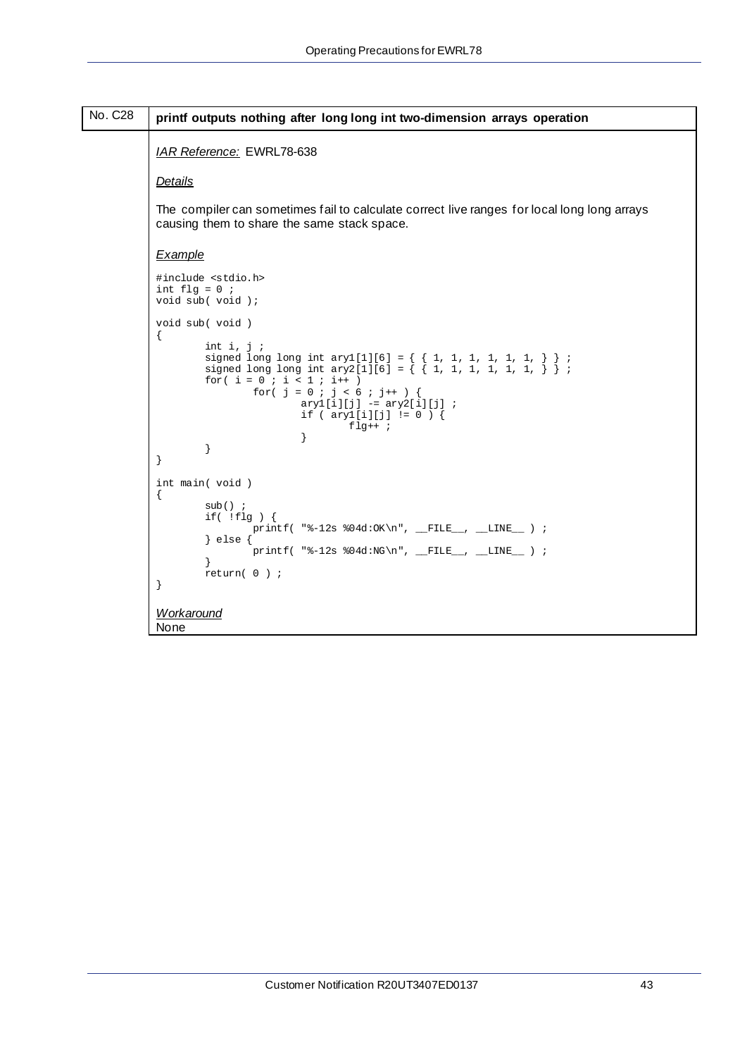## No. C28 printf outputs nothing after long long int two-dimension arrays operation

*IAR Reference:* EWRL78-638

*Details*

The compiler can sometimes fail to calculate correct live ranges for local long long arrays causing them to share the same stack space.

*Example*

```
#include <stdio.h>
int flg = 0 ;
void sub( void );

void sub( void )
{
        int i, j ;
        signed long long int ary1[1][6] = { { 1, 1, 1, 1, 1, 1, } } ;
        signed long long int ary2[1][6] = { { 1, 1, 1, 1, 1, 1, } } ;
        for( i = 0 ; i < 1 ; i++ )
                for( j = 0 ; j < 6 ; j++ ) {
                        ary1[i][j] -= ary2[i][j] ;
                        if ( ary1[i][j] != 0 ) {
                                flg++ ;
                        }
        }
}

int main( void )
{
        sub() ;
        if( !flg ) {
                printf( "%-12s %04d:OK\n", __FILE__, __LINE__ ) ;
        } else {
                printf( "%-12s %04d:NG\n", __FILE__, __LINE__ ) ;
        }
        return( 0 ) ;
}
```

*Workaround*

None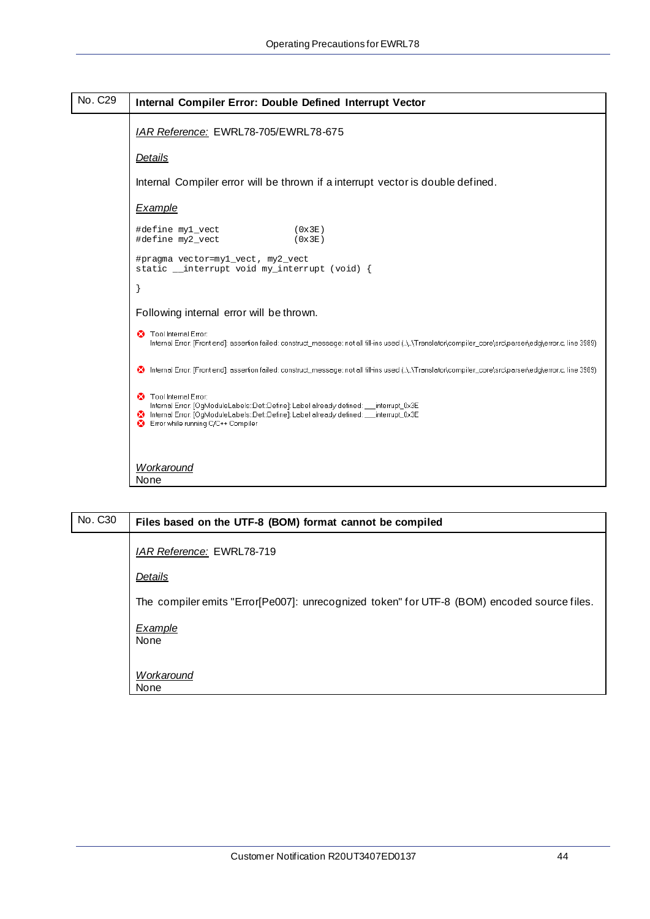## No. C29 Internal Compiler Error: Double Defined Interrupt Vector

*IAR Reference:* EWRL78-705/EWRL78-675

*Details*

Internal Compiler error will be thrown if a interrupt vector is double defined.

*Example*

```
#define my1_vect              (0x3E)
#define my2_vect              (0x3E)

#pragma vector=my1_vect, my2_vect
static __interrupt void my_interrupt (void) {

}
```

Following internal error will be thrown.

```
Tool Internal Error:
Internal Error: [Front end]: assertion failed: construct_message: not all fill-ins used (..\..\Translator\compiler_core\src\parser\edg\error.c, line 3989)

Internal Error: [Front end]: assertion failed: construct_message: not all fill-ins used (..\..\Translator\compiler_core\src\parser\edg\error.c, line 3989)

Tool Internal Error:
Internal Error: [OgModuleLabels::Def::Define]: Label already defined: ___interrupt_0x3E
Internal Error: [OgModuleLabels::Def::Define]: Label already defined: ___interrupt_0x3E
Error while running C/C++ Compiler
```

*Workaround*
None

## No. C30 Files based on the UTF-8 (BOM) format cannot be compiled

*IAR Reference:* EWRL78-719

*Details*

The compiler emits "Error[Pe007]: unrecognized token" for UTF-8 (BOM) encoded source files.

*Example*
None

*Workaround*
None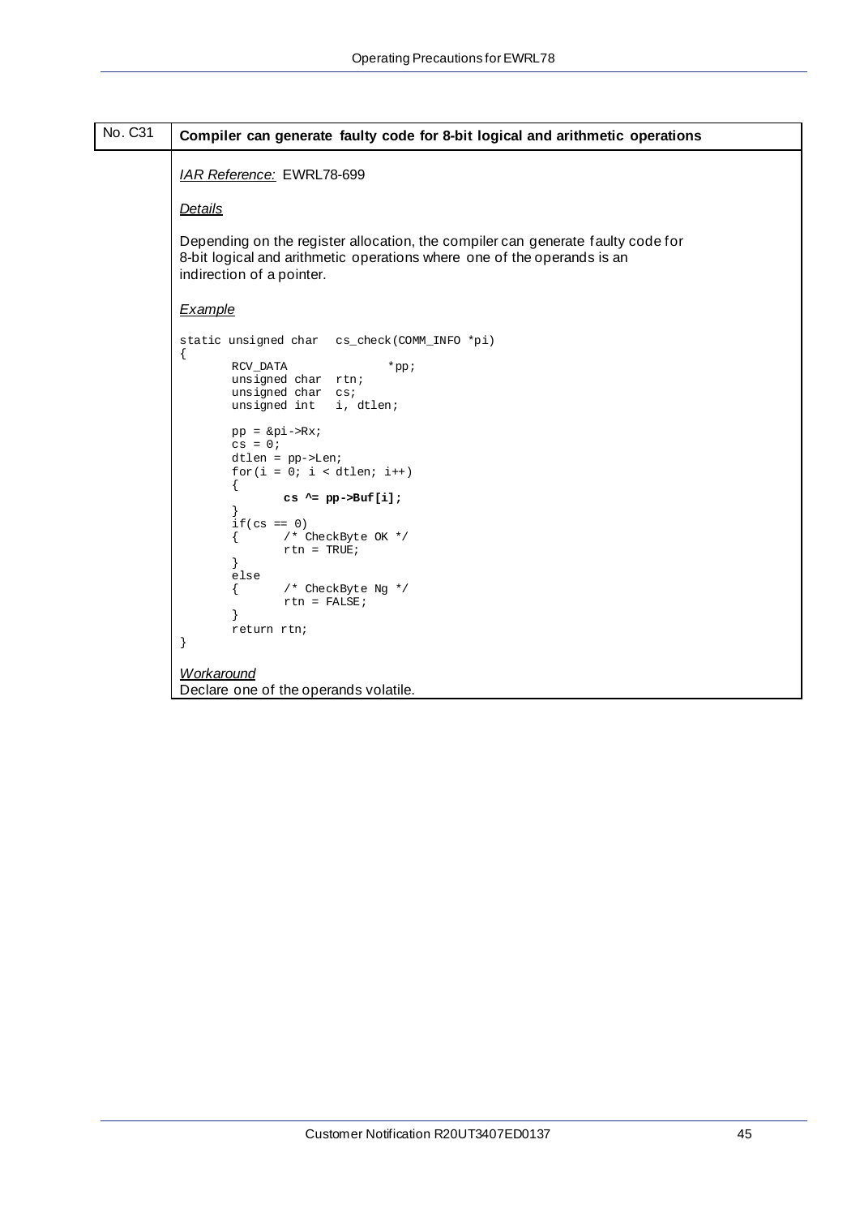| No. C31 | **Compiler can generate faulty code for 8-bit logical and arithmetic operations** |
|---|---|

*IAR Reference:* EWRL78-699

*Details*

Depending on the register allocation, the compiler can generate faulty code for 8-bit logical and arithmetic operations where one of the operands is an indirection of a pointer.

*Example*

```
static unsigned char   cs_check(COMM_INFO *pi)
{
        RCV_DATA                *pp;
        unsigned char  rtn;
        unsigned char  cs;
        unsigned int   i, dtlen;

        pp = &pi->Rx;
        cs = 0;
        dtlen = pp->Len;
        for(i = 0; i < dtlen; i++)
        {
                cs ^= pp->Buf[i];
        }
        if(cs == 0)
        {       /* CheckByte OK */
                rtn = TRUE;
        }
        else
        {       /* CheckByte Ng */
                rtn = FALSE;
        }
        return rtn;
}
```

*Workaround*

Declare one of the operands volatile.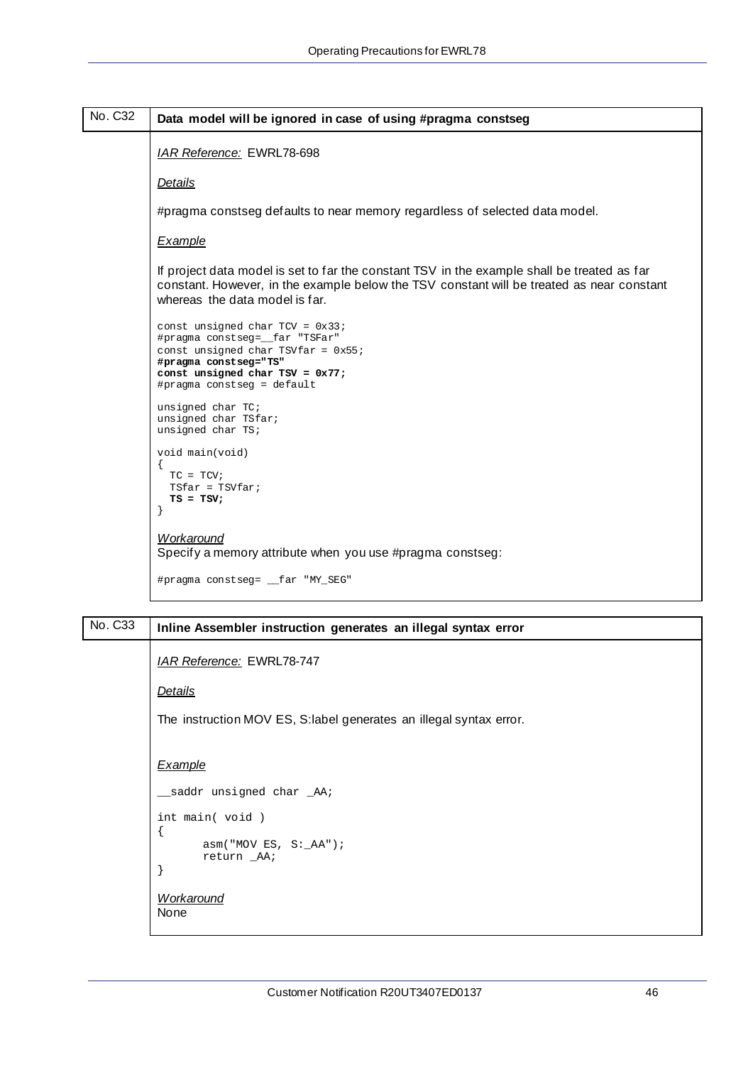## No. C32 Data model will be ignored in case of using #pragma constseg

*IAR Reference:* EWRL78-698

*Details*

#pragma constseg defaults to near memory regardless of selected data model.

*Example*

If project data model is set to far the constant TSV in the example shall be treated as far constant. However, in the example below the TSV constant will be treated as near constant whereas the data model is far.

```
const unsigned char TCV = 0x33;
#pragma constseg=__far "TSFar"
const unsigned char TSVfar = 0x55;
#pragma constseg="TS"
const unsigned char TSV = 0x77;
#pragma constseg = default

unsigned char TC;
unsigned char TSfar;
unsigned char TS;

void main(void)
{
  TC = TCV;
  TSfar = TSVfar;
  TS = TSV;
}
```

*Workaround*

Specify a memory attribute when you use #pragma constseg:

```
#pragma constseg= __far "MY_SEG"
```

## No. C33 Inline Assembler instruction generates an illegal syntax error

*IAR Reference:* EWRL78-747

*Details*

The instruction MOV ES, S:label generates an illegal syntax error.

*Example*

```
__saddr unsigned char _AA;

int main( void )
{
       asm("MOV ES, S:_AA");
       return _AA;
}
```

*Workaround*

None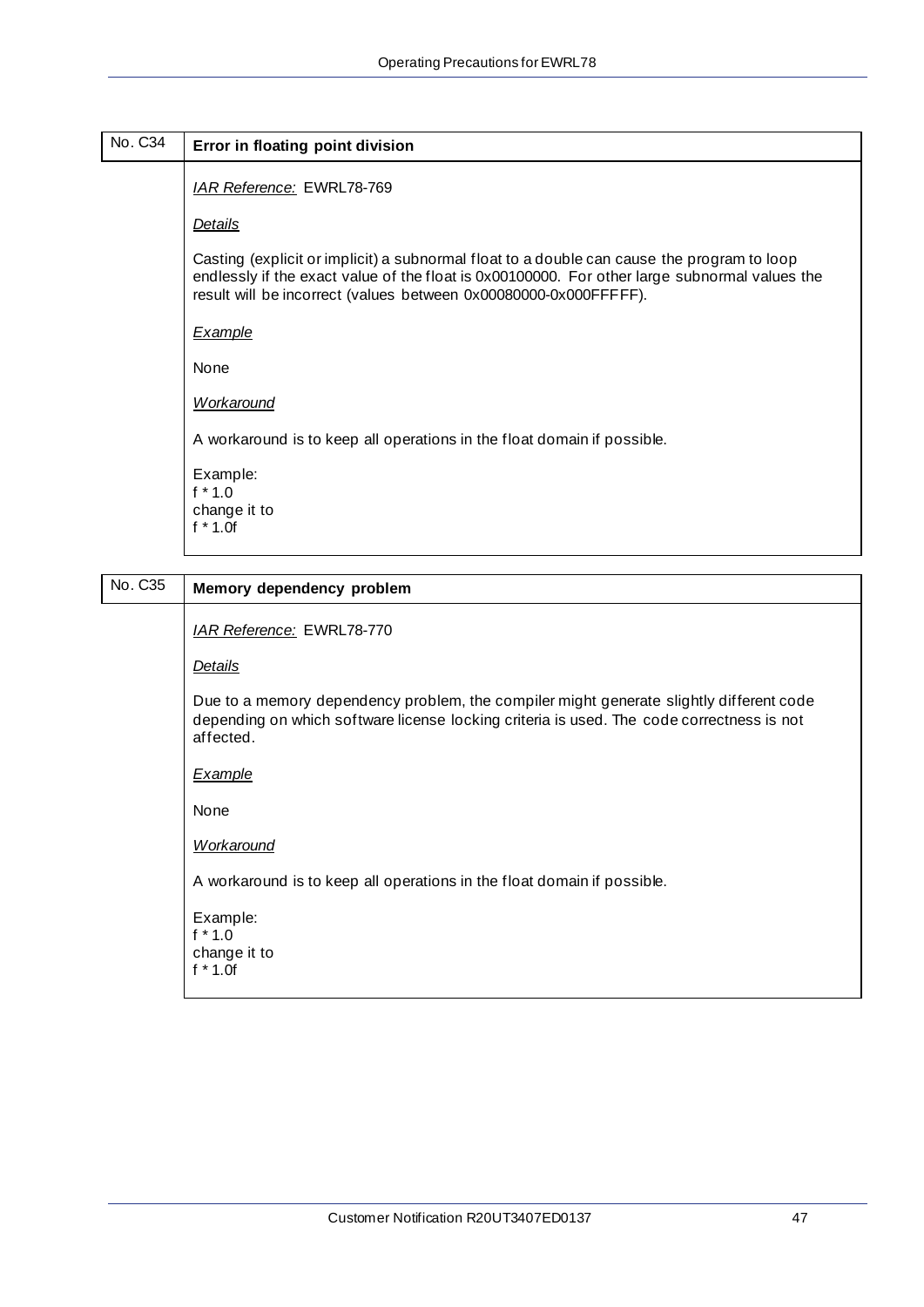| No. C34 | **Error in floating point division** |
|---|---|
| | *IAR Reference:* EWRL78-769<br><br>*Details*<br><br>Casting (explicit or implicit) a subnormal float to a double can cause the program to loop endlessly if the exact value of the float is 0x00100000. For other large subnormal values the result will be incorrect (values between 0x00080000-0x000FFFFF).<br><br>*Example*<br><br>None<br><br>*Workaround*<br><br>A workaround is to keep all operations in the float domain if possible.<br><br>Example:<br>f * 1.0<br>change it to<br>f * 1.0f |

| No. C35 | **Memory dependency problem** |
|---|---|
| | *IAR Reference:* EWRL78-770<br><br>*Details*<br><br>Due to a memory dependency problem, the compiler might generate slightly different code depending on which software license locking criteria is used. The code correctness is not affected.<br><br>*Example*<br><br>None<br><br>*Workaround*<br><br>A workaround is to keep all operations in the float domain if possible.<br><br>Example:<br>f * 1.0<br>change it to<br>f * 1.0f |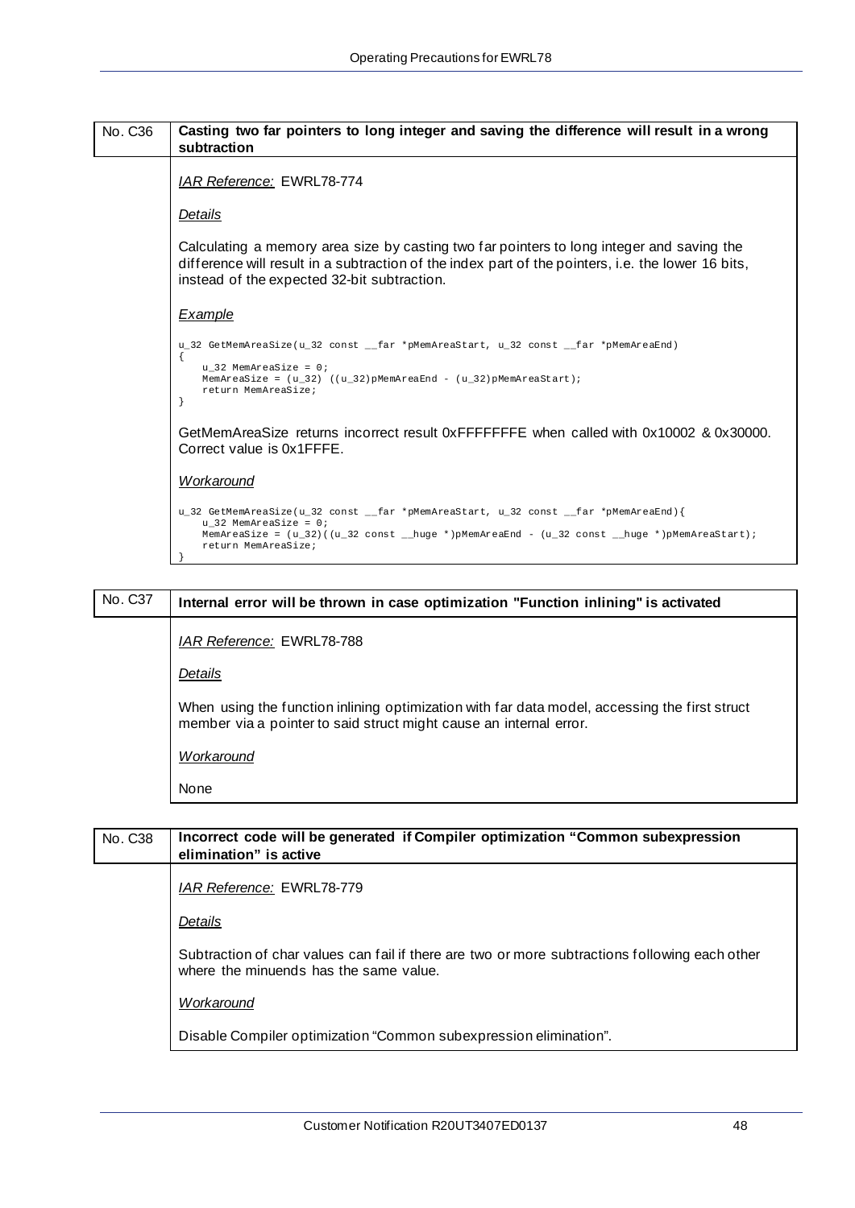## No. C36 Casting two far pointers to long integer and saving the difference will result in a wrong subtraction

*IAR Reference:* EWRL78-774

*Details*

Calculating a memory area size by casting two far pointers to long integer and saving the difference will result in a subtraction of the index part of the pointers, i.e. the lower 16 bits, instead of the expected 32-bit subtraction.

*Example*

```
u_32 GetMemAreaSize(u_32 const __far *pMemAreaStart, u_32 const __far *pMemAreaEnd)
{
    u_32 MemAreaSize = 0;
    MemAreaSize = (u_32) ((u_32)pMemAreaEnd - (u_32)pMemAreaStart);
    return MemAreaSize;
}
```

GetMemAreaSize returns incorrect result 0xFFFFFFFE when called with 0x10002 & 0x30000. Correct value is 0x1FFFE.

*Workaround*

```
u_32 GetMemAreaSize(u_32 const __far *pMemAreaStart, u_32 const __far *pMemAreaEnd){
    u_32 MemAreaSize = 0;
    MemAreaSize = (u_32)((u_32 const __huge *)pMemAreaEnd - (u_32 const __huge *)pMemAreaStart);
    return MemAreaSize;
}
```

## No. C37 Internal error will be thrown in case optimization "Function inlining" is activated

*IAR Reference:* EWRL78-788

*Details*

When using the function inlining optimization with far data model, accessing the first struct member via a pointer to said struct might cause an internal error.

*Workaround*

None

## No. C38 Incorrect code will be generated if Compiler optimization "Common subexpression elimination" is active

*IAR Reference:* EWRL78-779

*Details*

Subtraction of char values can fail if there are two or more subtractions following each other where the minuends has the same value.

*Workaround*

Disable Compiler optimization "Common subexpression elimination".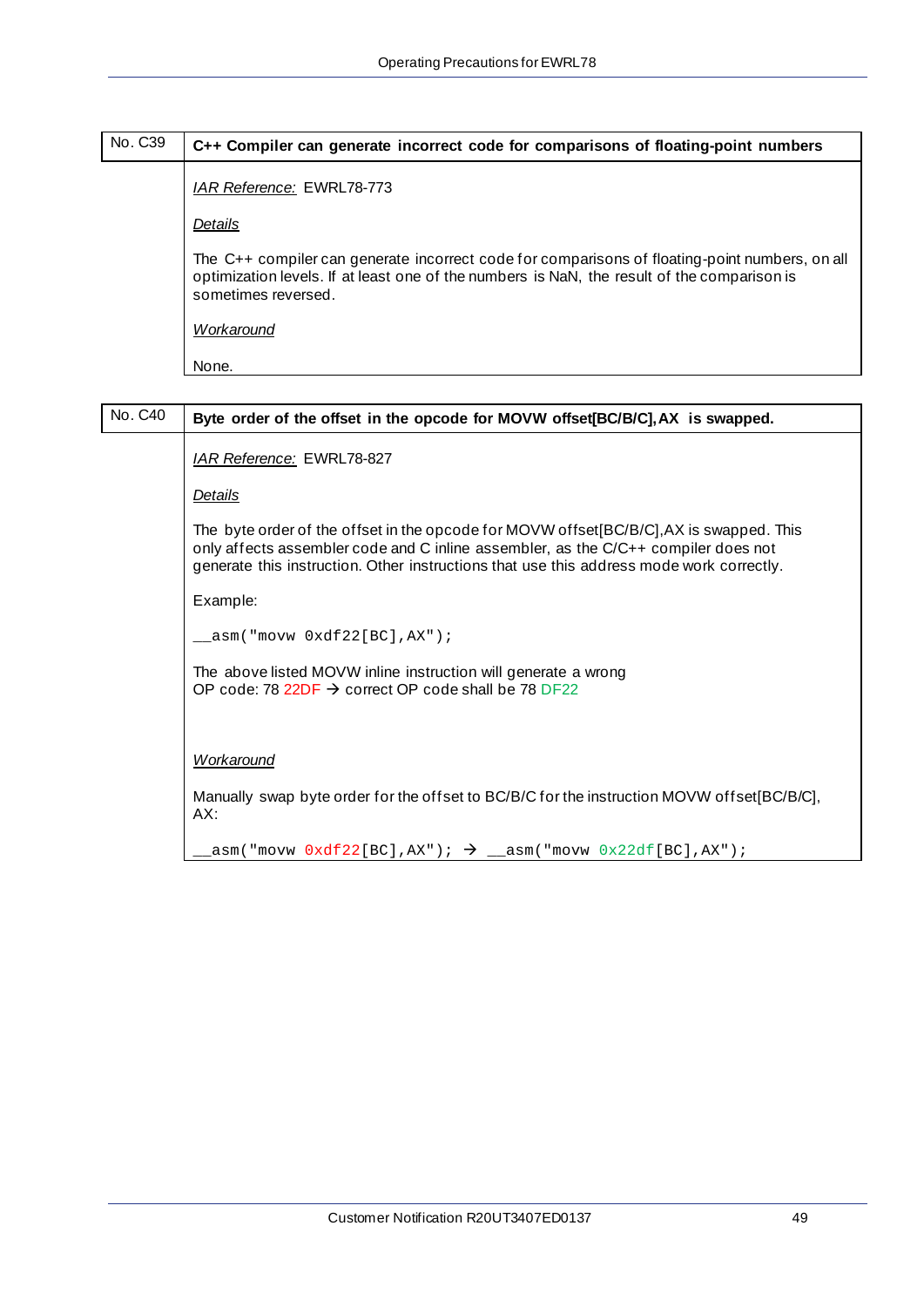| No. C39 | **C++ Compiler can generate incorrect code for comparisons of floating-point numbers** |
|---|---|

*IAR Reference:* EWRL78-773

*Details*

The C++ compiler can generate incorrect code for comparisons of floating-point numbers, on all optimization levels. If at least one of the numbers is NaN, the result of the comparison is sometimes reversed.

*Workaround*

None.

| No. C40 | **Byte order of the offset in the opcode for MOVW offset[BC/B/C],AX is swapped.** |
|---|---|

*IAR Reference:* EWRL78-827

*Details*

The byte order of the offset in the opcode for MOVW offset[BC/B/C],AX is swapped. This only affects assembler code and C inline assembler, as the C/C++ compiler does not generate this instruction. Other instructions that use this address mode work correctly.

Example:

```
__asm("movw 0xdf22[BC],AX");
```

The above listed MOVW inline instruction will generate a wrong OP code: 78 22DF → correct OP code shall be 78 DF22

*Workaround*

Manually swap byte order for the offset to BC/B/C for the instruction MOVW offset[BC/B/C], AX:

```
__asm("movw 0xdf22[BC],AX"); → __asm("movw 0x22df[BC],AX");
```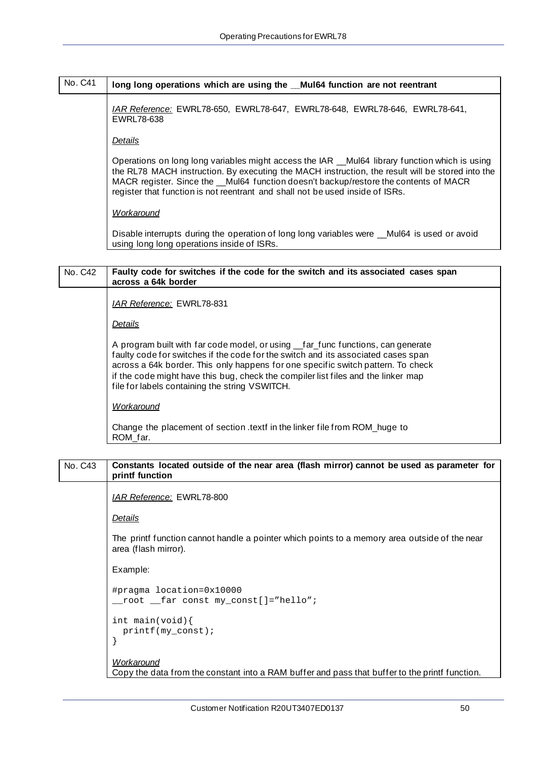## No. C41 long long operations which are using the __Mul64 function are not reentrant

*IAR Reference:* EWRL78-650, EWRL78-647, EWRL78-648, EWRL78-646, EWRL78-641, EWRL78-638

*Details*

Operations on long long variables might access the IAR __Mul64 library function which is using the RL78 MACH instruction. By executing the MACH instruction, the result will be stored into the MACR register. Since the __Mul64 function doesn't backup/restore the contents of MACR register that function is not reentrant and shall not be used inside of ISRs.

*Workaround*

Disable interrupts during the operation of long long variables were __Mul64 is used or avoid using long long operations inside of ISRs.

## No. C42 Faulty code for switches if the code for the switch and its associated cases span across a 64k border

*IAR Reference:* EWRL78-831

*Details*

A program built with far code model, or using __far_func functions, can generate faulty code for switches if the code for the switch and its associated cases span across a 64k border. This only happens for one specific switch pattern. To check if the code might have this bug, check the compiler list files and the linker map file for labels containing the string VSWITCH.

*Workaround*

Change the placement of section .textf in the linker file from ROM_huge to ROM_far.

## No. C43 Constants located outside of the near area (flash mirror) cannot be used as parameter for printf function

*IAR Reference:* EWRL78-800

*Details*

The printf function cannot handle a pointer which points to a memory area outside of the near area (flash mirror).

Example:

```
#pragma location=0x10000
__root __far const my_const[]="hello";

int main(void){
  printf(my_const);
}
```

*Workaround*

Copy the data from the constant into a RAM buffer and pass that buffer to the printf function.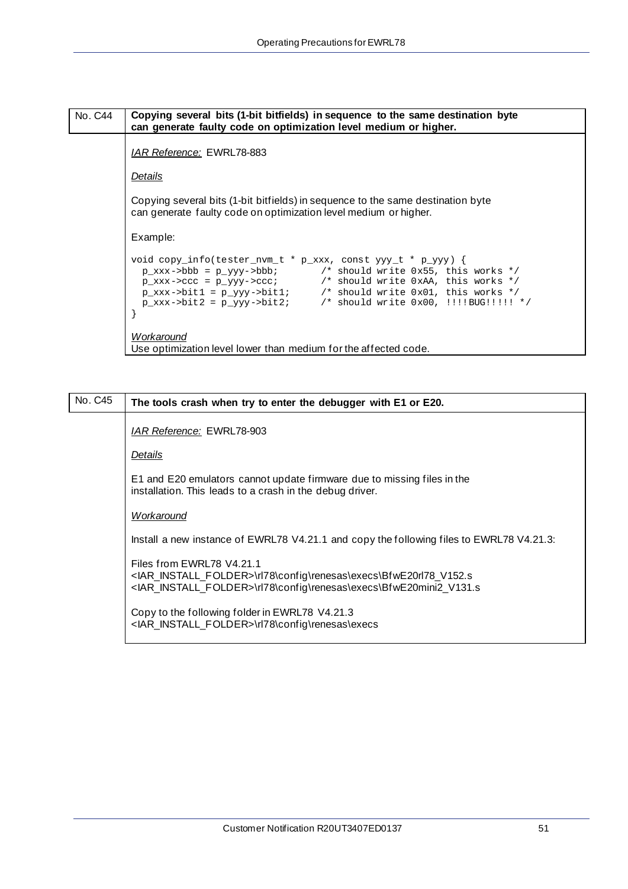| No. C44 | **Copying several bits (1-bit bitfields) in sequence to the same destination byte can generate faulty code on optimization level medium or higher.** |
|---|---|

*IAR Reference:* EWRL78-883

*Details*

Copying several bits (1-bit bitfields) in sequence to the same destination byte can generate faulty code on optimization level medium or higher.

Example:

```
void copy_info(tester_nvm_t * p_xxx, const yyy_t * p_yyy) {
  p_xxx->bbb = p_yyy->bbb;        /* should write 0x55, this works */
  p_xxx->ccc = p_yyy->ccc;        /* should write 0xAA, this works */
  p_xxx->bit1 = p_yyy->bit1;      /* should write 0x01, this works */
  p_xxx->bit2 = p_yyy->bit2;      /* should write 0x00, !!!!BUG!!!!! */
}
```

*Workaround*

Use optimization level lower than medium for the affected code.

| No. C45 | **The tools crash when try to enter the debugger with E1 or E20.** |
|---|---|

*IAR Reference:* EWRL78-903

*Details*

E1 and E20 emulators cannot update firmware due to missing files in the installation. This leads to a crash in the debug driver.

*Workaround*

Install a new instance of EWRL78 V4.21.1 and copy the following files to EWRL78 V4.21.3:

Files from EWRL78 V4.21.1
<IAR_INSTALL_FOLDER>\rl78\config\renesas\execs\BfwE20rl78_V152.s
<IAR_INSTALL_FOLDER>\rl78\config\renesas\execs\BfwE20mini2_V131.s

Copy to the following folder in EWRL78 V4.21.3
<IAR_INSTALL_FOLDER>\rl78\config\renesas\execs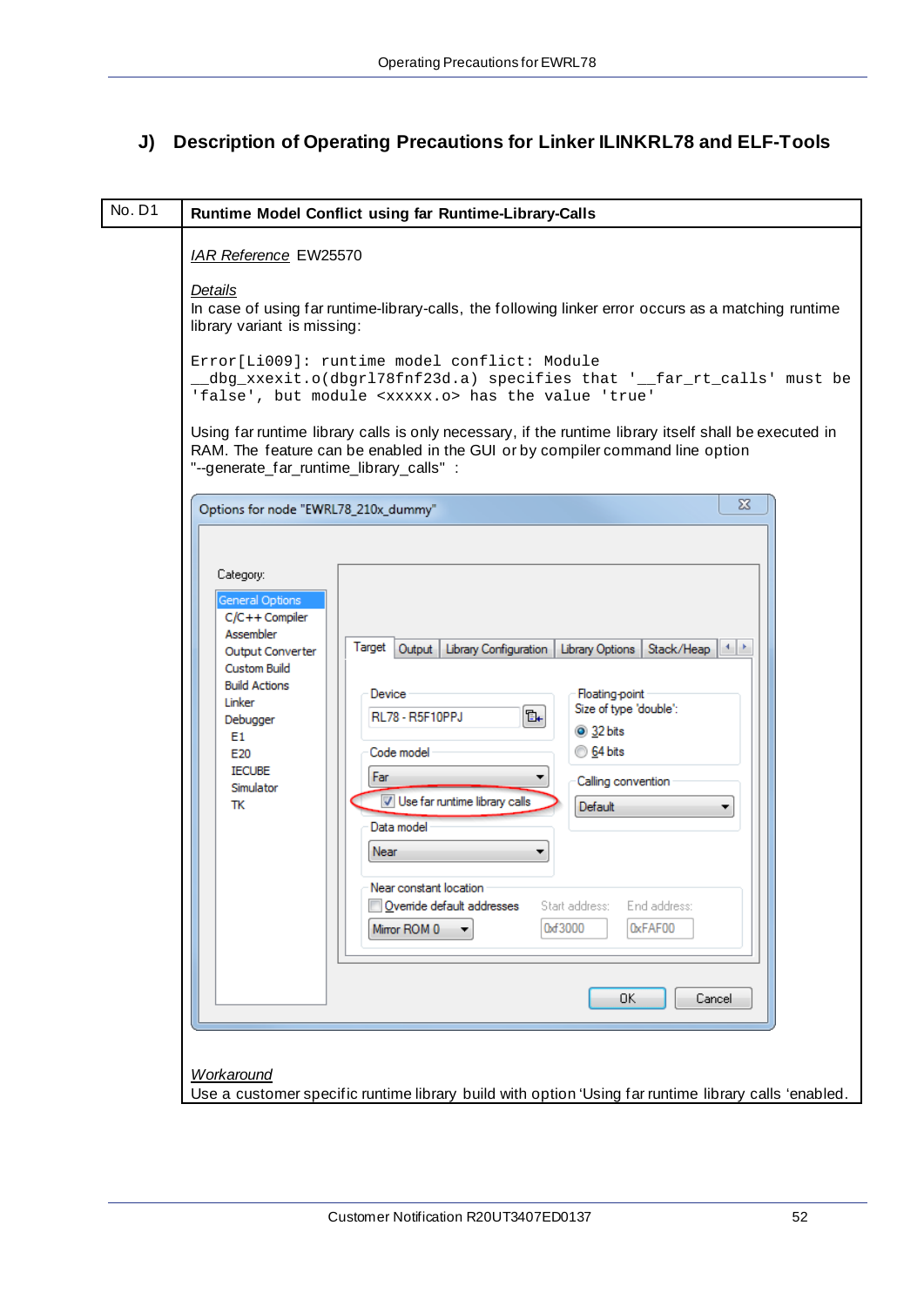## J) Description of Operating Precautions for Linker ILINKRL78 and ELF-Tools

| No. D1 | **Runtime Model Conflict using far Runtime-Library-Calls** |
|---|---|

*IAR Reference* EW25570

*Details*

In case of using far runtime-library-calls, the following linker error occurs as a matching runtime library variant is missing:

```
Error[Li009]: runtime model conflict: Module
__dbg_xxexit.o(dbgrl78fnf23d.a) specifies that '__far_rt_calls' must be
'false', but module <xxxxx.o> has the value 'true'
```

Using far runtime library calls is only necessary, if the runtime library itself shall be executed in RAM. The feature can be enabled in the GUI or by compiler command line option "--generate_far_runtime_library_calls" :

*Workaround*

Use a customer specific runtime library build with option 'Using far runtime library calls 'enabled.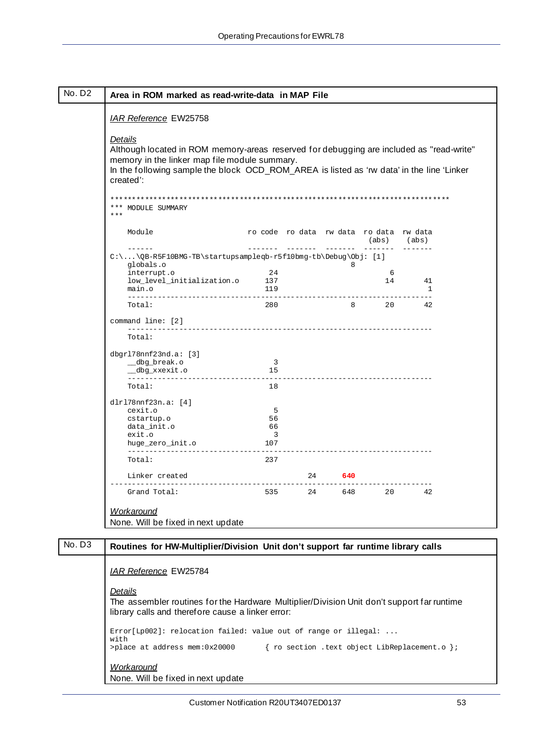## No. D2 — Area in ROM marked as read-write-data in MAP File

*IAR Reference* EW25758

*Details*

Although located in ROM memory-areas reserved for debugging are included as "read-write" memory in the linker map file module summary.
In the following sample the block OCD_ROM_AREA is listed as 'rw data' in the line 'Linker created':

```
*******************************************************************************
*** MODULE SUMMARY
***

    Module                          ro code  ro data  rw data  ro data  rw data
                                                                (abs)    (abs)
    ------                          -------  -------  -------  -------  -------
C:\...\QB-R5F10BMG-TB\startupsampleqb-r5f10bmg-tb\Debug\Obj: [1]
    globals.o                                              8
    interrupt.o                          24                          6
    low_level_initialization.o          137                         14       41
    main.o                              119                                   1
    ---------------------------------------------------------------------------
    Total:                              280                8        20       42

command line: [2]
    ---------------------------------------------------------------------------
    Total:

dbgrl78nnf23nd.a: [3]
    __dbg_break.o                         3
    __dbg_xxexit.o                       15
    ---------------------------------------------------------------------------
    Total:                               18

dlrl78nnf23n.a: [4]
    cexit.o                               5
    cstartup.o                           56
    data_init.o                          66
    exit.o                                3
    huge_zero_init.o                    107
    ---------------------------------------------------------------------------
    Total:                              237

    Linker created                                24      640
-------------------------------------------------------------------------------
    Grand Total:                        535       24      648       20       42
```

*Workaround*

None. Will be fixed in next update

## No. D3 — Routines for HW-Multiplier/Division Unit don't support far runtime library calls

*IAR Reference* EW25784

*Details*

The assembler routines for the Hardware Multiplier/Division Unit don't support far runtime library calls and therefore cause a linker error:

```
Error[Lp002]: relocation failed: value out of range or illegal: ...
with
>place at address mem:0x20000       { ro section .text object LibReplacement.o };
```

*Workaround*

None. Will be fixed in next update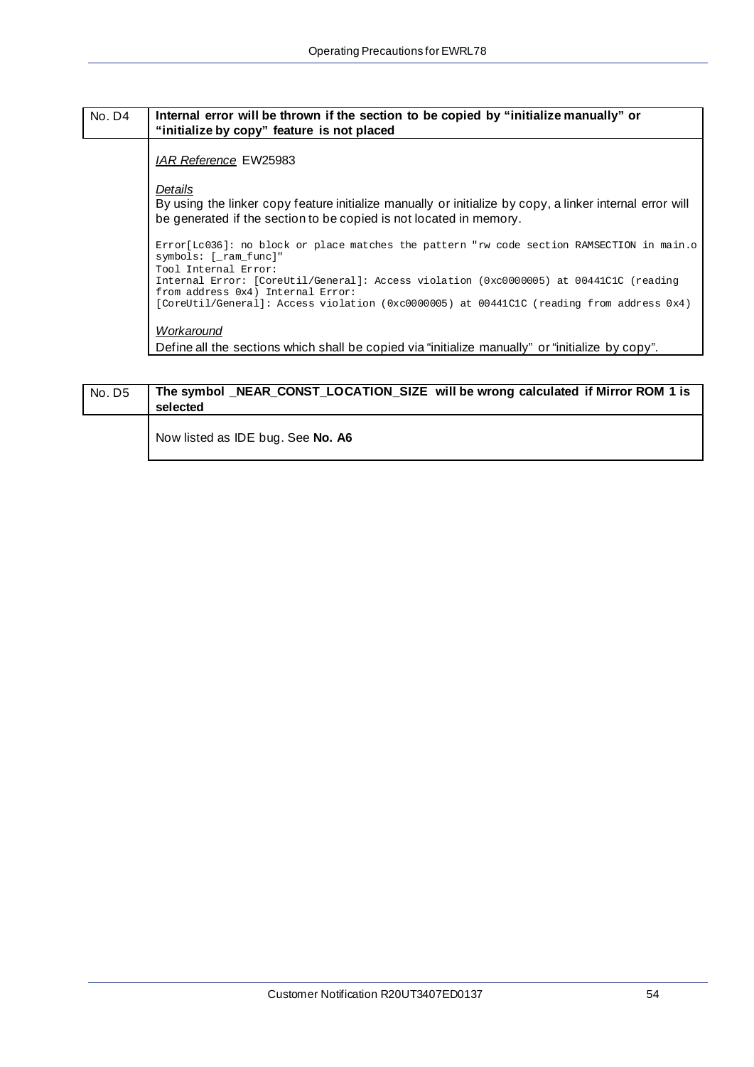| No. D4 | Internal error will be thrown if the section to be copied by “initialize manually” or “initialize by copy” feature is not placed |
|---|---|

*IAR Reference* EW25983

*Details*

By using the linker copy feature initialize manually or initialize by copy, a linker internal error will be generated if the section to be copied is not located in memory.

```
Error[Lc036]: no block or place matches the pattern "rw code section RAMSECTION in main.o
symbols: [_ram_func]"
Tool Internal Error:
Internal Error: [CoreUtil/General]: Access violation (0xc0000005) at 00441C1C (reading
from address 0x4) Internal Error:
[CoreUtil/General]: Access violation (0xc0000005) at 00441C1C (reading from address 0x4)
```

*Workaround*

Define all the sections which shall be copied via “initialize manually” or “initialize by copy”.

| No. D5 | The symbol _NEAR_CONST_LOCATION_SIZE will be wrong calculated if Mirror ROM 1 is selected |
|---|---|

Now listed as IDE bug. See **No. A6**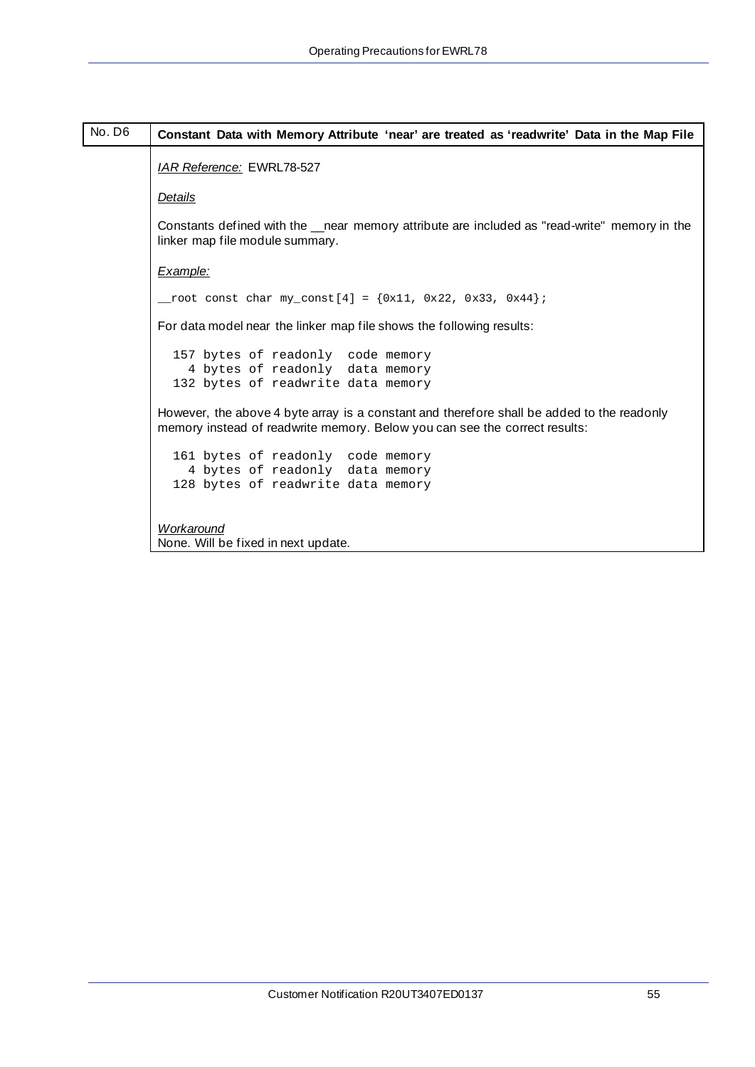| No. D6 | Constant Data with Memory Attribute 'near' are treated as 'readwrite' Data in the Map File |
|---|---|

*IAR Reference:* EWRL78-527

*Details*

Constants defined with the __near memory attribute are included as "read-write" memory in the linker map file module summary.

*Example:*

```
__root const char my_const[4] = {0x11, 0x22, 0x33, 0x44};
```

For data model near the linker map file shows the following results:

```
  157 bytes of readonly  code memory
    4 bytes of readonly  data memory
  132 bytes of readwrite data memory
```

However, the above 4 byte array is a constant and therefore shall be added to the readonly memory instead of readwrite memory. Below you can see the correct results:

```
  161 bytes of readonly  code memory
    4 bytes of readonly  data memory
  128 bytes of readwrite data memory
```

*Workaround*

None. Will be fixed in next update.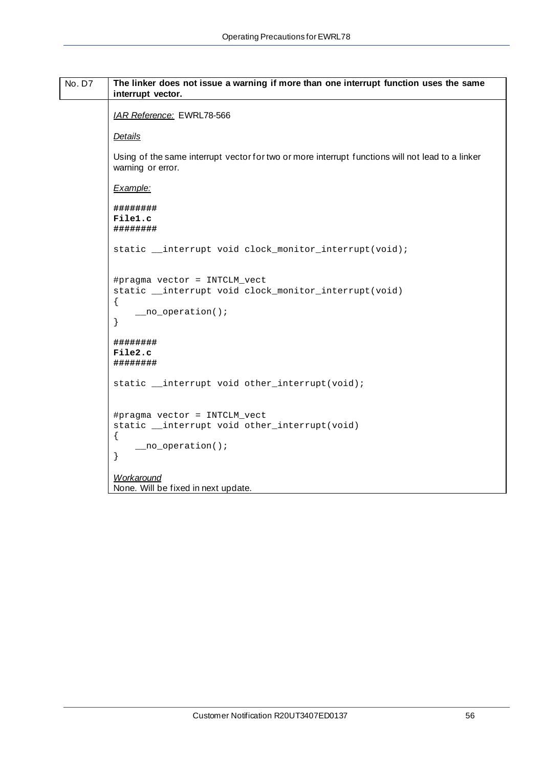| No. D7 | The linker does not issue a warning if more than one interrupt function uses the same interrupt vector. |
|---|---|

*IAR Reference:* EWRL78-566

*Details*

Using of the same interrupt vector for two or more interrupt functions will not lead to a linker warning or error.

*Example:*

```
########
File1.c
########

static __interrupt void clock_monitor_interrupt(void);


#pragma vector = INTCLM_vect
static __interrupt void clock_monitor_interrupt(void)
{
    __no_operation();
}

########
File2.c
########

static __interrupt void other_interrupt(void);


#pragma vector = INTCLM_vect
static __interrupt void other_interrupt(void)
{
    __no_operation();
}
```

*Workaround*

None. Will be fixed in next update.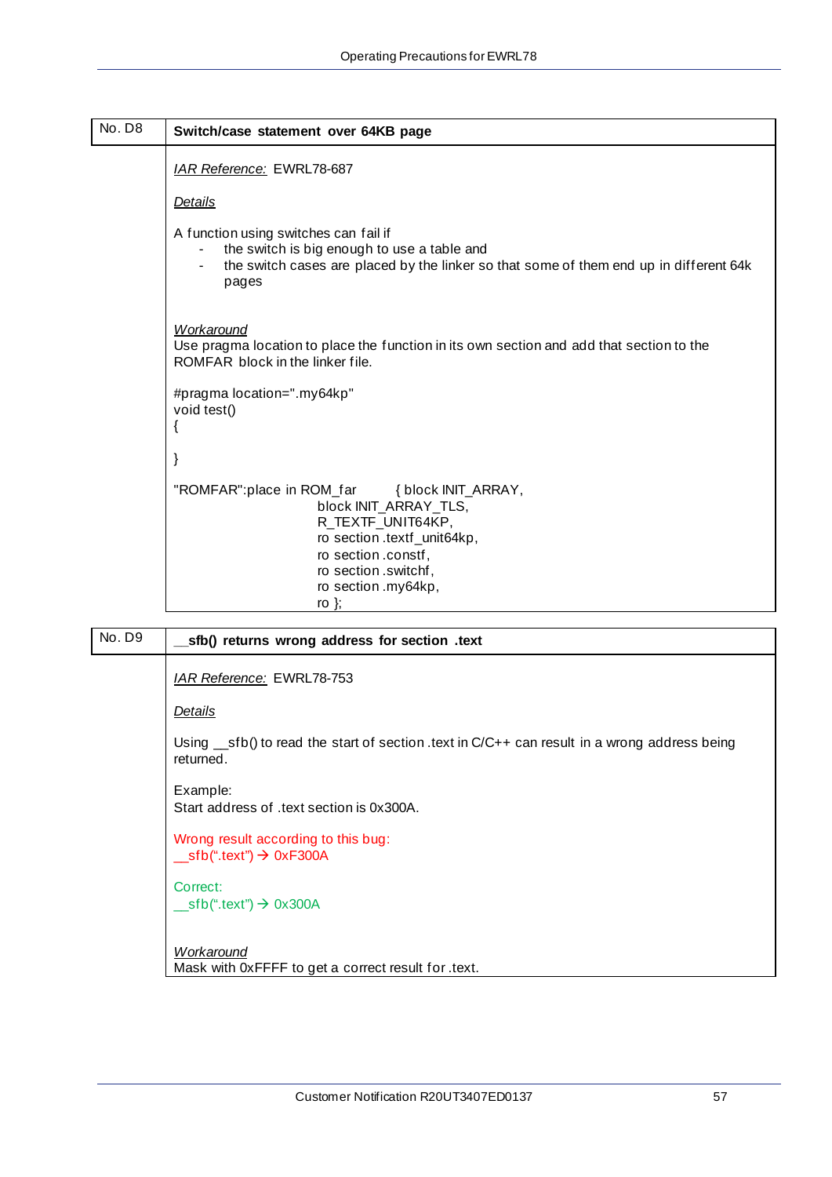## No. D8 — Switch/case statement over 64KB page

*IAR Reference:* EWRL78-687

*Details*

A function using switches can fail if

- the switch is big enough to use a table and
- the switch cases are placed by the linker so that some of them end up in different 64k pages

*Workaround*

Use pragma location to place the function in its own section and add that section to the ROMFAR block in the linker file.

```
#pragma location=".my64kp"
void test()
{

}
```

```
"ROMFAR":place in ROM_far        { block INIT_ARRAY,
                           block INIT_ARRAY_TLS,
                           R_TEXTF_UNIT64KP,
                           ro section .textf_unit64kp,
                           ro section .constf,
                           ro section .switchf,
                           ro section .my64kp,
                           ro };
```

## No. D9 — __sfb() returns wrong address for section .text

*IAR Reference:* EWRL78-753

*Details*

Using __sfb() to read the start of section .text in C/C++ can result in a wrong address being returned.

Example:
Start address of .text section is 0x300A.

Wrong result according to this bug:
__sfb(".text") → 0xF300A

Correct:
__sfb(".text") → 0x300A

*Workaround*

Mask with 0xFFFF to get a correct result for .text.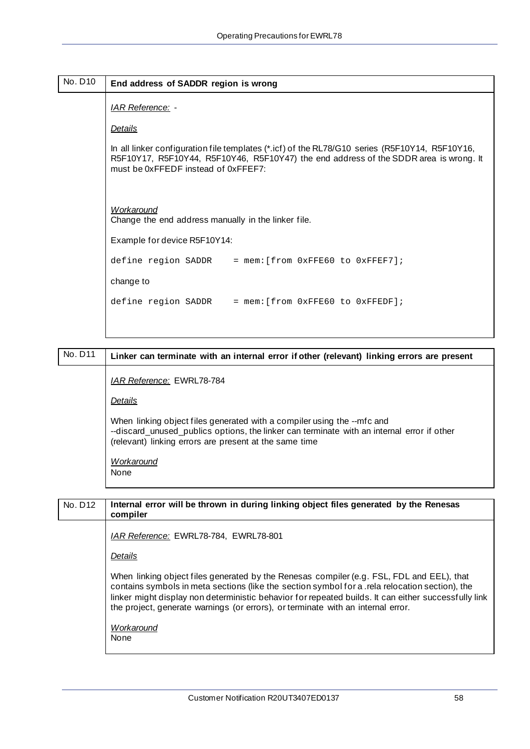## No. D10 End address of SADDR region is wrong

*IAR Reference:* -

*Details*

In all linker configuration file templates (*.icf) of the RL78/G10 series (R5F10Y14, R5F10Y16, R5F10Y17, R5F10Y44, R5F10Y46, R5F10Y47) the end address of the SDDR area is wrong. It must be 0xFFEDF instead of 0xFFEF7:

*Workaround*

Change the end address manually in the linker file.

Example for device R5F10Y14:

```
define region SADDR    = mem:[from 0xFFE60 to 0xFFEF7];
```

change to

```
define region SADDR    = mem:[from 0xFFE60 to 0xFFEDF];
```

## No. D11 Linker can terminate with an internal error if other (relevant) linking errors are present

*IAR Reference:* EWRL78-784

*Details*

When linking object files generated with a compiler using the --mfc and --discard_unused_publics options, the linker can terminate with an internal error if other (relevant) linking errors are present at the same time

*Workaround*

None

## No. D12 Internal error will be thrown in during linking object files generated by the Renesas compiler

*IAR Reference:* EWRL78-784, EWRL78-801

*Details*

When linking object files generated by the Renesas compiler (e.g. FSL, FDL and EEL), that contains symbols in meta sections (like the section symbol for a .rela relocation section), the linker might display non deterministic behavior for repeated builds. It can either successfully link the project, generate warnings (or errors), or terminate with an internal error.

*Workaround*

None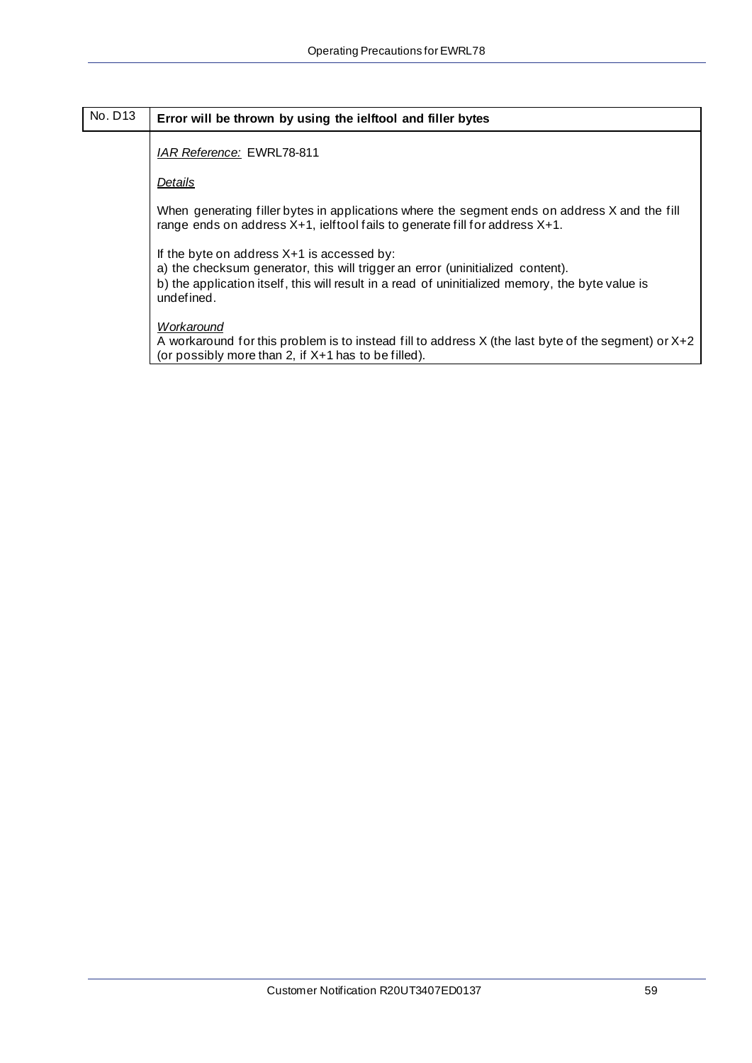| No. D13 | **Error will be thrown by using the ielftool and filler bytes** |
|---|---|

*IAR Reference:* EWRL78-811

*Details*

When generating filler bytes in applications where the segment ends on address X and the fill range ends on address X+1, ielftool fails to generate fill for address X+1.

If the byte on address X+1 is accessed by:
a) the checksum generator, this will trigger an error (uninitialized content).
b) the application itself, this will result in a read of uninitialized memory, the byte value is undefined.

*Workaround*
A workaround for this problem is to instead fill to address X (the last byte of the segment) or X+2 (or possibly more than 2, if X+1 has to be filled).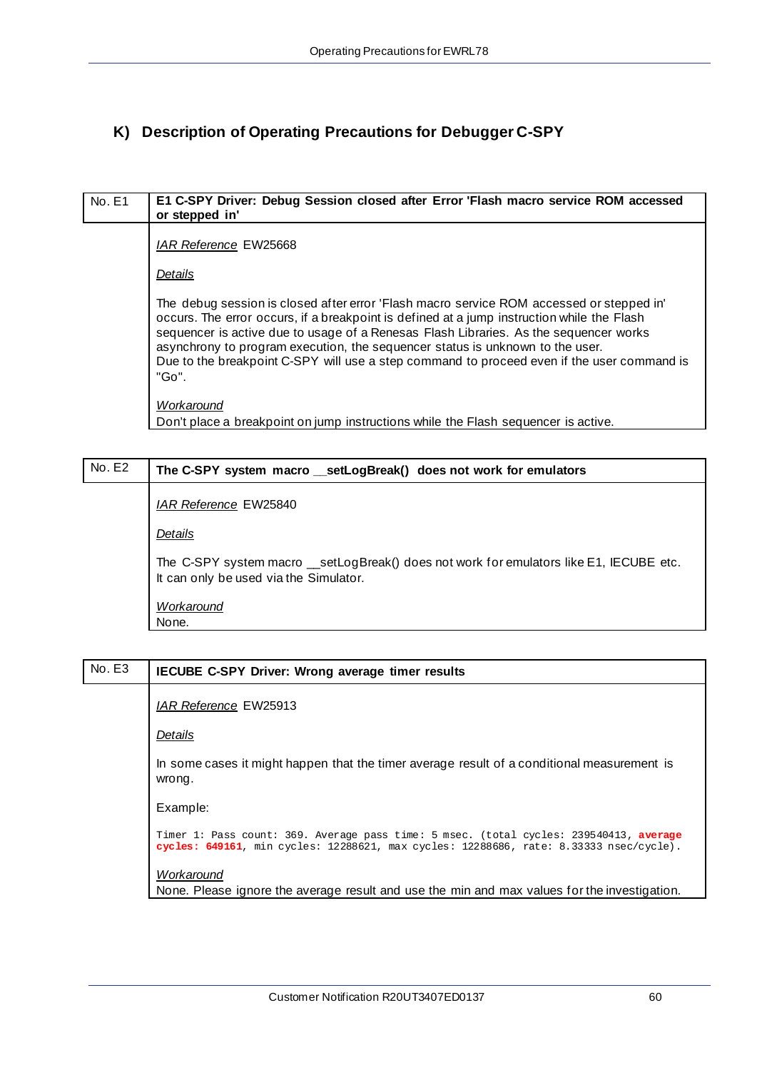## K) Description of Operating Precautions for Debugger C-SPY

| No. E1 | **E1 C-SPY Driver: Debug Session closed after Error 'Flash macro service ROM accessed or stepped in'** |
|---|---|
| | <u>*IAR Reference*</u> EW25668<br><br><u>*Details*</u><br><br>The debug session is closed after error 'Flash macro service ROM accessed or stepped in' occurs. The error occurs, if a breakpoint is defined at a jump instruction while the Flash sequencer is active due to usage of a Renesas Flash Libraries. As the sequencer works asynchrony to program execution, the sequencer status is unknown to the user.<br>Due to the breakpoint C-SPY will use a step command to proceed even if the user command is "Go".<br><br><u>*Workaround*</u><br>Don't place a breakpoint on jump instructions while the Flash sequencer is active. |

| No. E2 | **The C-SPY system macro __setLogBreak() does not work for emulators** |
|---|---|
| | <u>*IAR Reference*</u> EW25840<br><br><u>*Details*</u><br><br>The C-SPY system macro __setLogBreak() does not work for emulators like E1, IECUBE etc. It can only be used via the Simulator.<br><br><u>*Workaround*</u><br>None. |

| No. E3 | **IECUBE C-SPY Driver: Wrong average timer results** |
|---|---|
| | <u>*IAR Reference*</u> EW25913<br><br><u>*Details*</u><br><br>In some cases it might happen that the timer average result of a conditional measurement is wrong.<br><br>Example:<br><br>`Timer 1: Pass count: 369. Average pass time: 5 msec. (total cycles: 239540413, average cycles: 649161, min cycles: 12288621, max cycles: 12288686, rate: 8.33333 nsec/cycle).`<br><br><u>*Workaround*</u><br>None. Please ignore the average result and use the min and max values for the investigation. |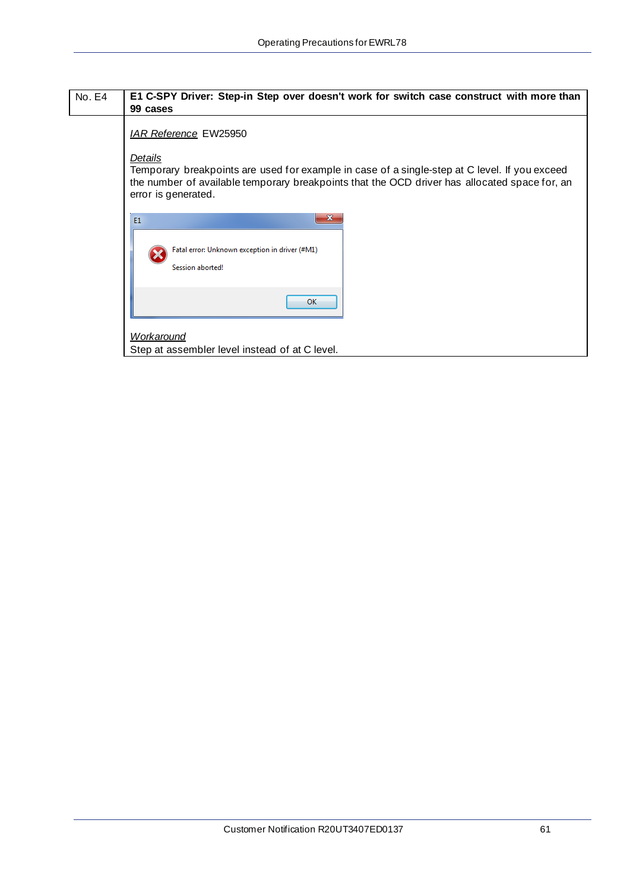| No. E4 | **E1 C-SPY Driver: Step-in Step over doesn't work for switch case construct with more than 99 cases** |
|---|---|
| | *IAR Reference* EW25950<br><br>*Details*<br>Temporary breakpoints are used for example in case of a single-step at C level. If you exceed the number of available temporary breakpoints that the OCD driver has allocated space for, an error is generated.<br><br>E1<br>Fatal error: Unknown exception in driver (#M1)<br>Session aborted!<br>OK<br><br>*Workaround*<br>Step at assembler level instead of at C level. |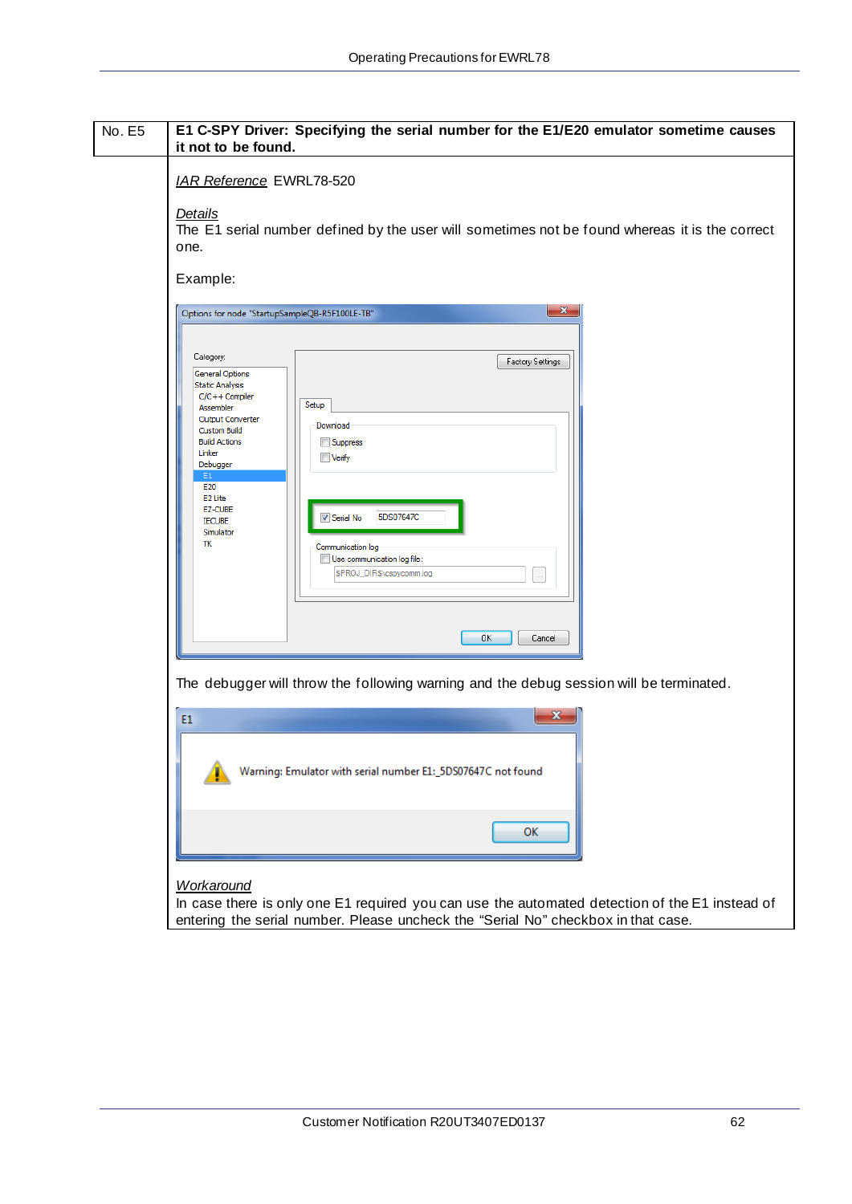| No. E5 | **E1 C-SPY Driver: Specifying the serial number for the E1/E20 emulator sometime causes it not to be found.** |
|---|---|

*IAR Reference* EWRL78-520

*Details*
The E1 serial number defined by the user will sometimes not be found whereas it is the correct one.

Example:

The debugger will throw the following warning and the debug session will be terminated.

*Workaround*
In case there is only one E1 required you can use the automated detection of the E1 instead of entering the serial number. Please uncheck the “Serial No” checkbox in that case.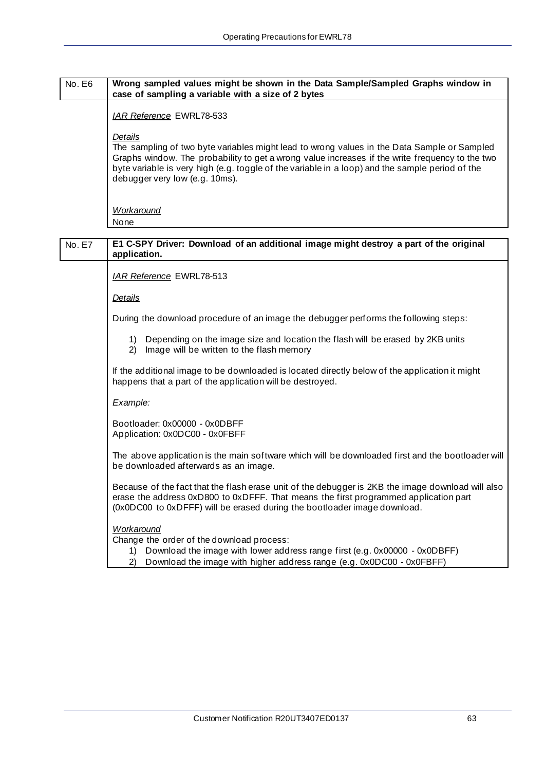| No. E6 | **Wrong sampled values might be shown in the Data Sample/Sampled Graphs window in case of sampling a variable with a size of 2 bytes** |
|---|---|

*IAR Reference* EWRL78-533

*Details*

The sampling of two byte variables might lead to wrong values in the Data Sample or Sampled Graphs window. The probability to get a wrong value increases if the write frequency to the two byte variable is very high (e.g. toggle of the variable in a loop) and the sample period of the debugger very low (e.g. 10ms).

*Workaround*

None

| No. E7 | **E1 C-SPY Driver: Download of an additional image might destroy a part of the original application.** |
|---|---|

*IAR Reference* EWRL78-513

*Details*

During the download procedure of an image the debugger performs the following steps:

1) Depending on the image size and location the flash will be erased by 2KB units
2) Image will be written to the flash memory

If the additional image to be downloaded is located directly below of the application it might happens that a part of the application will be destroyed.

*Example:*

Bootloader: 0x00000 - 0x0DBFF
Application: 0x0DC00 - 0x0FBFF

The above application is the main software which will be downloaded first and the bootloader will be downloaded afterwards as an image.

Because of the fact that the flash erase unit of the debugger is 2KB the image download will also erase the address 0xD800 to 0xDFFF. That means the first programmed application part (0x0DC00 to 0xDFFF) will be erased during the bootloader image download.

*Workaround*

Change the order of the download process:

1) Download the image with lower address range first (e.g. 0x00000 - 0x0DBFF)
2) Download the image with higher address range (e.g. 0x0DC00 - 0x0FBFF)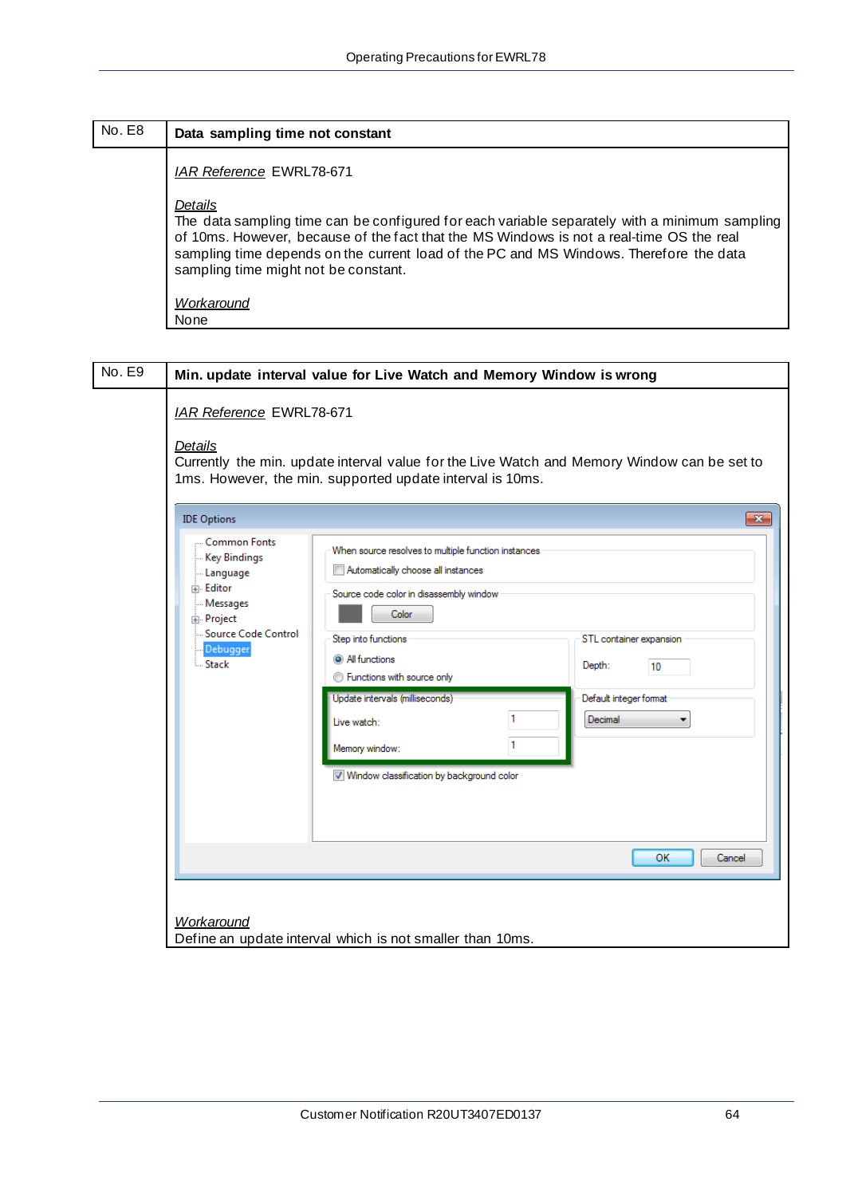## No. E8 — Data sampling time not constant

*IAR Reference* EWRL78-671

*Details*

The data sampling time can be configured for each variable separately with a minimum sampling of 10ms. However, because of the fact that the MS Windows is not a real-time OS the real sampling time depends on the current load of the PC and MS Windows. Therefore the data sampling time might not be constant.

*Workaround*

None

## No. E9 — Min. update interval value for Live Watch and Memory Window is wrong

*IAR Reference* EWRL78-671

*Details*

Currently the min. update interval value for the Live Watch and Memory Window can be set to 1ms. However, the min. supported update interval is 10ms.

*Workaround*

Define an update interval which is not smaller than 10ms.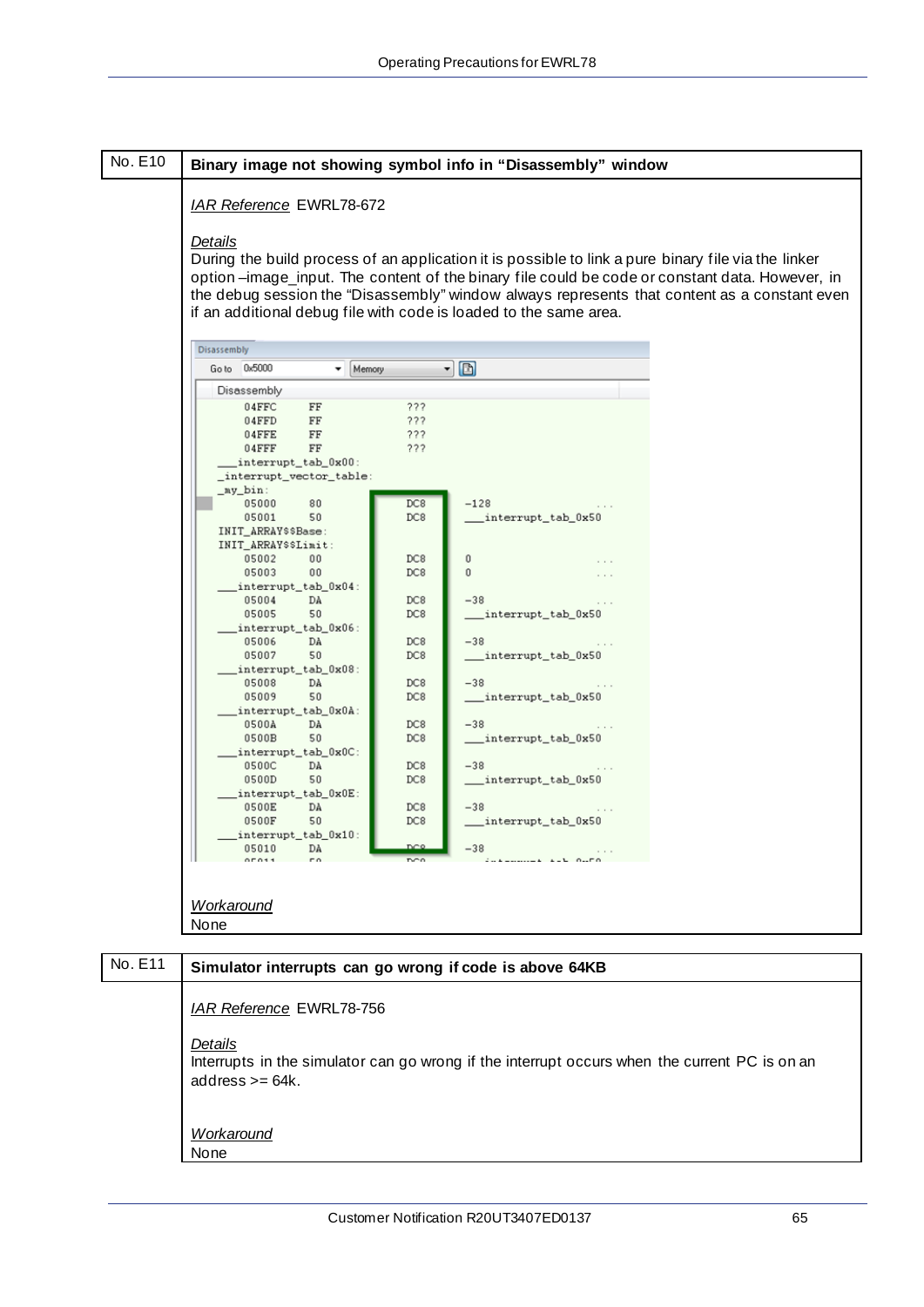| No. E10 | Binary image not showing symbol info in "Disassembly" window |
|---|---|

*IAR Reference* EWRL78-672

*Details*

During the build process of an application it is possible to link a pure binary file via the linker option –image_input. The content of the binary file could be code or constant data. However, in the debug session the "Disassembly" window always represents that content as a constant even if an additional debug file with code is loaded to the same area.

```
Disassembly
Go to  0x5000        Memory

Disassembly
    04FFC    FF         ???
    04FFD    FF         ???
    04FFE    FF         ???
    04FFF    FF         ???
__interrupt_tab_0x00:
_interrupt_vector_table:
_my_bin:
    05000    80         DC8        -128                  ...
    05001    50         DC8        __interrupt_tab_0x50
INIT_ARRAY$$Base:
INIT_ARRAY$$Limit:
    05002    00         DC8        0                     ...
    05003    00         DC8        0                     ...
__interrupt_tab_0x04:
    05004    DA         DC8        -38                   ...
    05005    50         DC8        __interrupt_tab_0x50
__interrupt_tab_0x06:
    05006    DA         DC8        -38                   ...
    05007    50         DC8        __interrupt_tab_0x50
__interrupt_tab_0x08:
    05008    DA         DC8        -38                   ...
    05009    50         DC8        __interrupt_tab_0x50
__interrupt_tab_0x0A:
    0500A    DA         DC8        -38                   ...
    0500B    50         DC8        __interrupt_tab_0x50
__interrupt_tab_0x0C:
    0500C    DA         DC8        -38                   ...
    0500D    50         DC8        __interrupt_tab_0x50
__interrupt_tab_0x0E:
    0500E    DA         DC8        -38                   ...
    0500F    50         DC8        __interrupt_tab_0x50
__interrupt_tab_0x10:
    05010    DA         DC8        -38                   ...
```

*Workaround*

None

| No. E11 | Simulator interrupts can go wrong if code is above 64KB |
|---|---|

*IAR Reference* EWRL78-756

*Details*

Interrupts in the simulator can go wrong if the interrupt occurs when the current PC is on an address >= 64k.

*Workaround*

None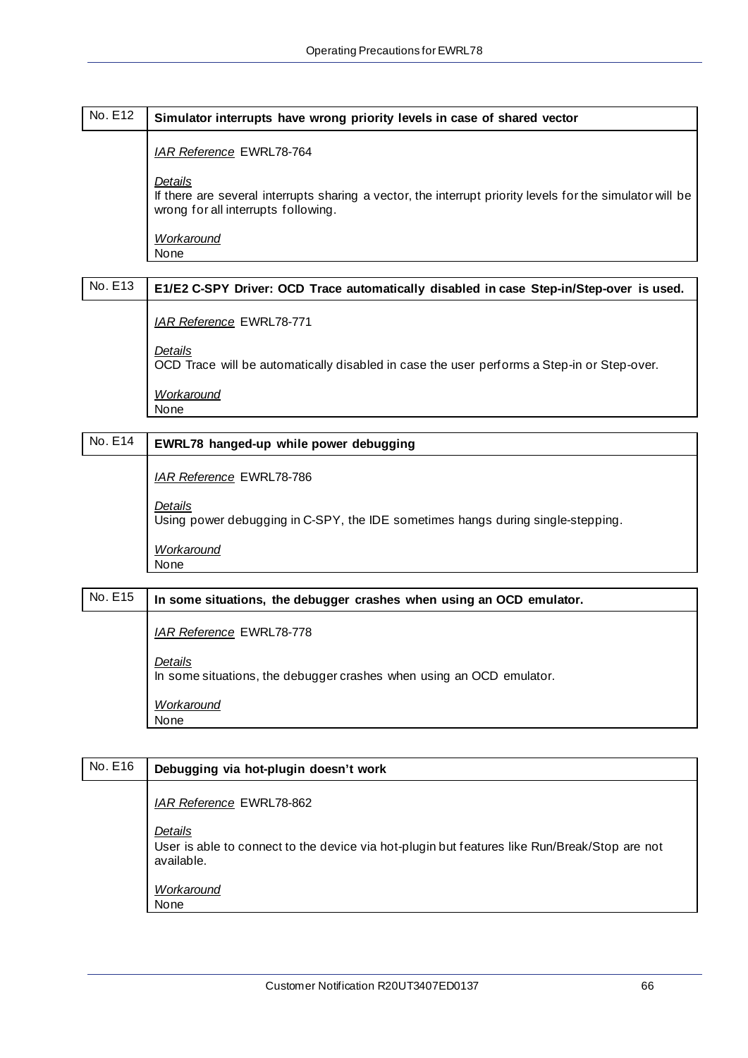| No. E12 | **Simulator interrupts have wrong priority levels in case of shared vector** |
|---|---|
| | *IAR Reference* EWRL78-764<br><br>*Details*<br>If there are several interrupts sharing a vector, the interrupt priority levels for the simulator will be wrong for all interrupts following.<br><br>*Workaround*<br>None |

| No. E13 | **E1/E2 C-SPY Driver: OCD Trace automatically disabled in case Step-in/Step-over is used.** |
|---|---|
| | *IAR Reference* EWRL78-771<br><br>*Details*<br>OCD Trace will be automatically disabled in case the user performs a Step-in or Step-over.<br><br>*Workaround*<br>None |

| No. E14 | **EWRL78 hanged-up while power debugging** |
|---|---|
| | *IAR Reference* EWRL78-786<br><br>*Details*<br>Using power debugging in C-SPY, the IDE sometimes hangs during single-stepping.<br><br>*Workaround*<br>None |

| No. E15 | **In some situations, the debugger crashes when using an OCD emulator.** |
|---|---|
| | *IAR Reference* EWRL78-778<br><br>*Details*<br>In some situations, the debugger crashes when using an OCD emulator.<br><br>*Workaround*<br>None |

| No. E16 | **Debugging via hot-plugin doesn't work** |
|---|---|
| | *IAR Reference* EWRL78-862<br><br>*Details*<br>User is able to connect to the device via hot-plugin but features like Run/Break/Stop are not available.<br><br>*Workaround*<br>None |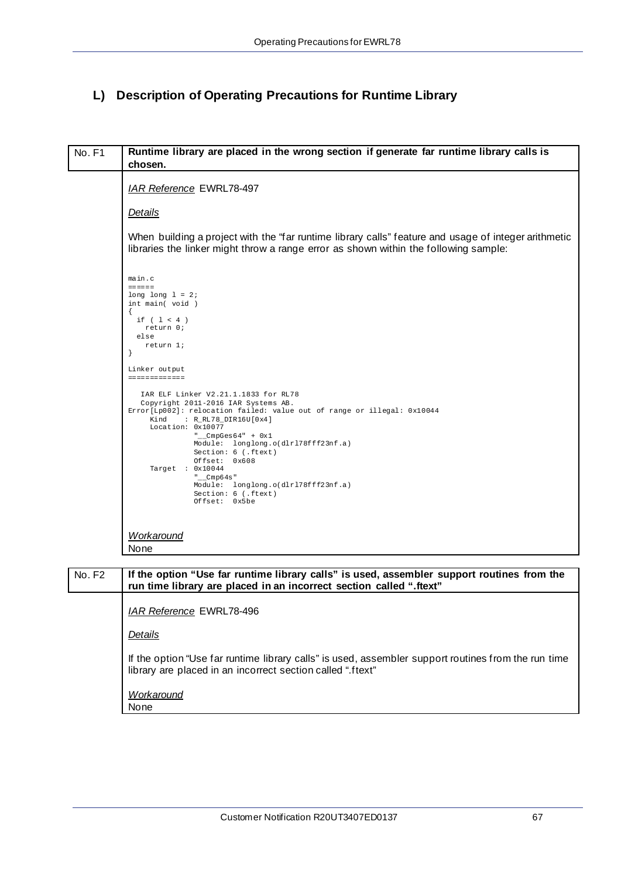## L) Description of Operating Precautions for Runtime Library

| No. F1 | **Runtime library are placed in the wrong section if generate far runtime library calls is chosen.** |
|---|---|

*IAR Reference* EWRL78-497

*Details*

When building a project with the "far runtime library calls" feature and usage of integer arithmetic libraries the linker might throw a range error as shown within the following sample:

```
main.c
=====
long long l = 2;
int main( void )
{
  if ( l < 4 )
    return 0;
  else
    return 1;
}

Linker output
============

   IAR ELF Linker V2.21.1.1833 for RL78
   Copyright 2011-2016 IAR Systems AB.
Error[Lp002]: relocation failed: value out of range or illegal: 0x10044
     Kind    : R_RL78_DIR16U[0x4]
     Location: 0x10077
               "__CmpGes64" + 0x1
               Module:  longlong.o(dlrl78fff23nf.a)
               Section: 6 (.ftext)
               Offset:  0x608
     Target  : 0x10044
               "__Cmp64s"
               Module:  longlong.o(dlrl78fff23nf.a)
               Section: 6 (.ftext)
               Offset:  0x5be
```

*Workaround*

None

| No. F2 | **If the option "Use far runtime library calls" is used, assembler support routines from the run time library are placed in an incorrect section called ".ftext"** |
|---|---|

*IAR Reference* EWRL78-496

*Details*

If the option "Use far runtime library calls" is used, assembler support routines from the run time library are placed in an incorrect section called ".ftext"

*Workaround*

None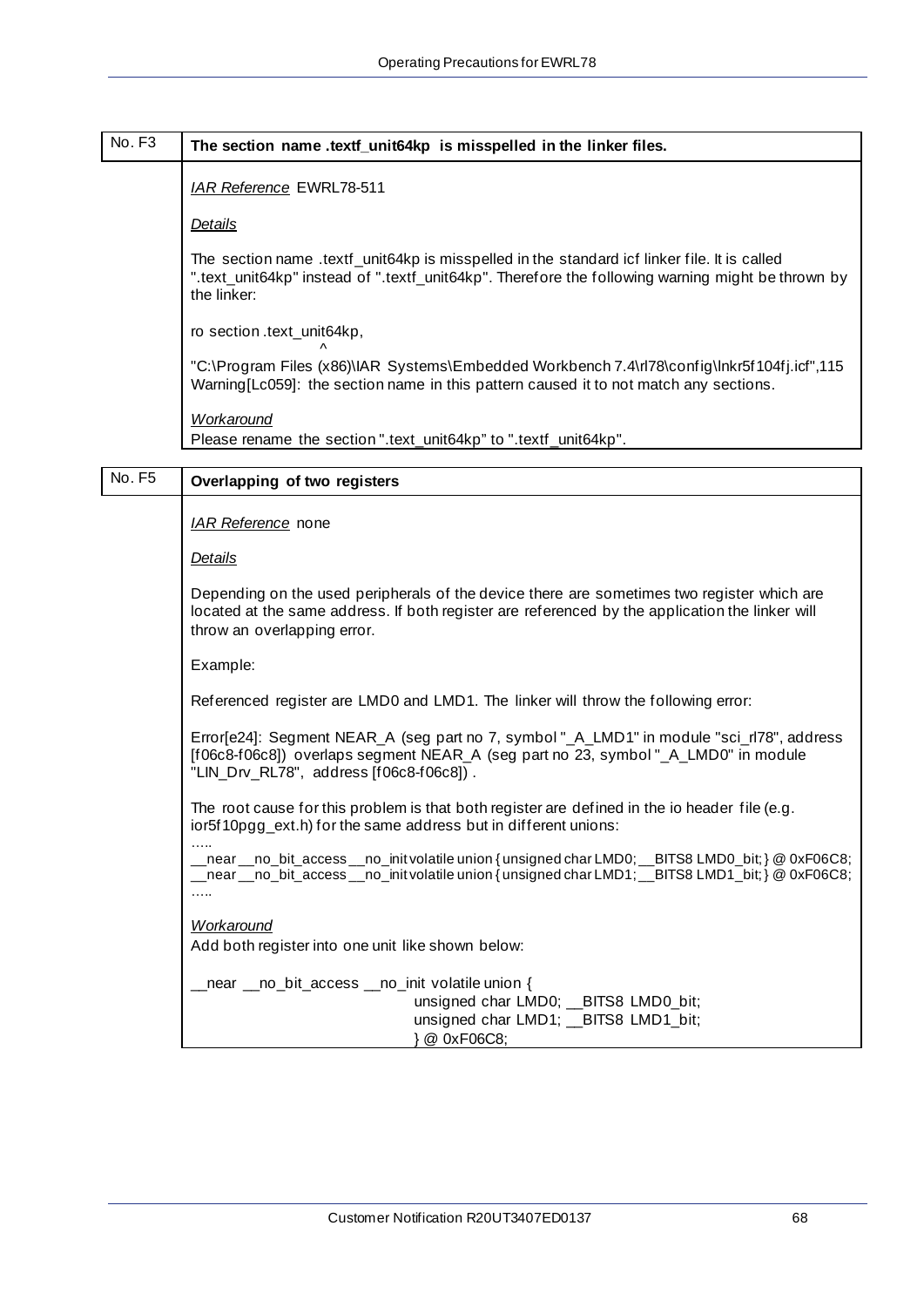## No. F3 — The section name .textf_unit64kp is misspelled in the linker files.

*IAR Reference* EWRL78-511

*Details*

The section name .textf_unit64kp is misspelled in the standard icf linker file. It is called ".text_unit64kp" instead of ".textf_unit64kp". Therefore the following warning might be thrown by the linker:

```
ro section .text_unit64kp,
                          ^
"C:\Program Files (x86)\IAR Systems\Embedded Workbench 7.4\rl78\config\lnkr5f104fj.icf",115
Warning[Lc059]: the section name in this pattern caused it to not match any sections.
```

*Workaround*

Please rename the section ".text_unit64kp" to ".textf_unit64kp".

## No. F5 — Overlapping of two registers

*IAR Reference* none

*Details*

Depending on the used peripherals of the device there are sometimes two register which are located at the same address. If both register are referenced by the application the linker will throw an overlapping error.

Example:

Referenced register are LMD0 and LMD1. The linker will throw the following error:

```
Error[e24]: Segment NEAR_A (seg part no 7, symbol "_A_LMD1" in module "sci_rl78", address
[f06c8-f06c8]) overlaps segment NEAR_A (seg part no 23, symbol "_A_LMD0" in module
"LIN_Drv_RL78", address [f06c8-f06c8]) .
```

The root cause for this problem is that both register are defined in the io header file (e.g. ior5f10pgg_ext.h) for the same address but in different unions:

```
.....
__near __no_bit_access __no_init volatile union { unsigned char LMD0; __BITS8 LMD0_bit; } @ 0xF06C8;
__near __no_bit_access __no_init volatile union { unsigned char LMD1; __BITS8 LMD1_bit; } @ 0xF06C8;
.....
```

*Workaround*

Add both register into one unit like shown below:

```
__near __no_bit_access __no_init volatile union {
                                unsigned char LMD0; __BITS8 LMD0_bit;
                                unsigned char LMD1; __BITS8 LMD1_bit;
                                } @ 0xF06C8;
```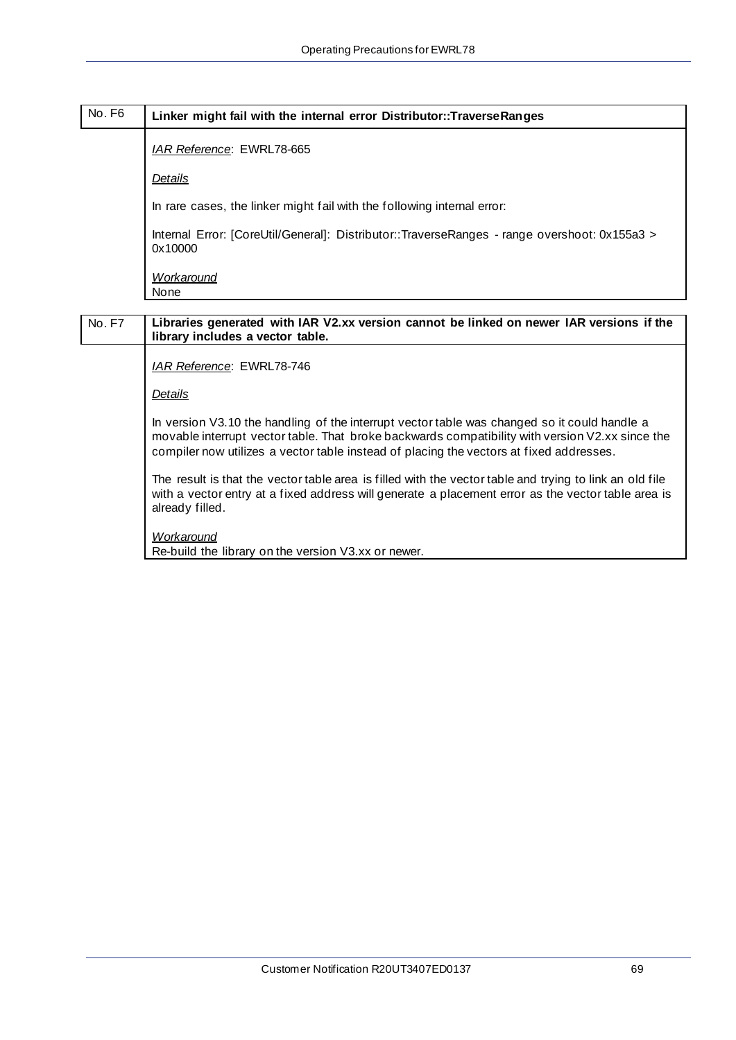| No. F6 | **Linker might fail with the internal error Distributor::TraverseRanges** |
| --- | --- |
| | *IAR Reference*: EWRL78-665<br><br>*Details*<br><br>In rare cases, the linker might fail with the following internal error:<br><br>Internal Error: [CoreUtil/General]: Distributor::TraverseRanges - range overshoot: 0x155a3 > 0x10000<br><br>*Workaround*<br>None |

| No. F7 | **Libraries generated with IAR V2.xx version cannot be linked on newer IAR versions if the library includes a vector table.** |
| --- | --- |
| | *IAR Reference*: EWRL78-746<br><br>*Details*<br><br>In version V3.10 the handling of the interrupt vector table was changed so it could handle a movable interrupt vector table. That broke backwards compatibility with version V2.xx since the compiler now utilizes a vector table instead of placing the vectors at fixed addresses.<br><br>The result is that the vector table area is filled with the vector table and trying to link an old file with a vector entry at a fixed address will generate a placement error as the vector table area is already filled.<br><br>*Workaround*<br>Re-build the library on the version V3.xx or newer. |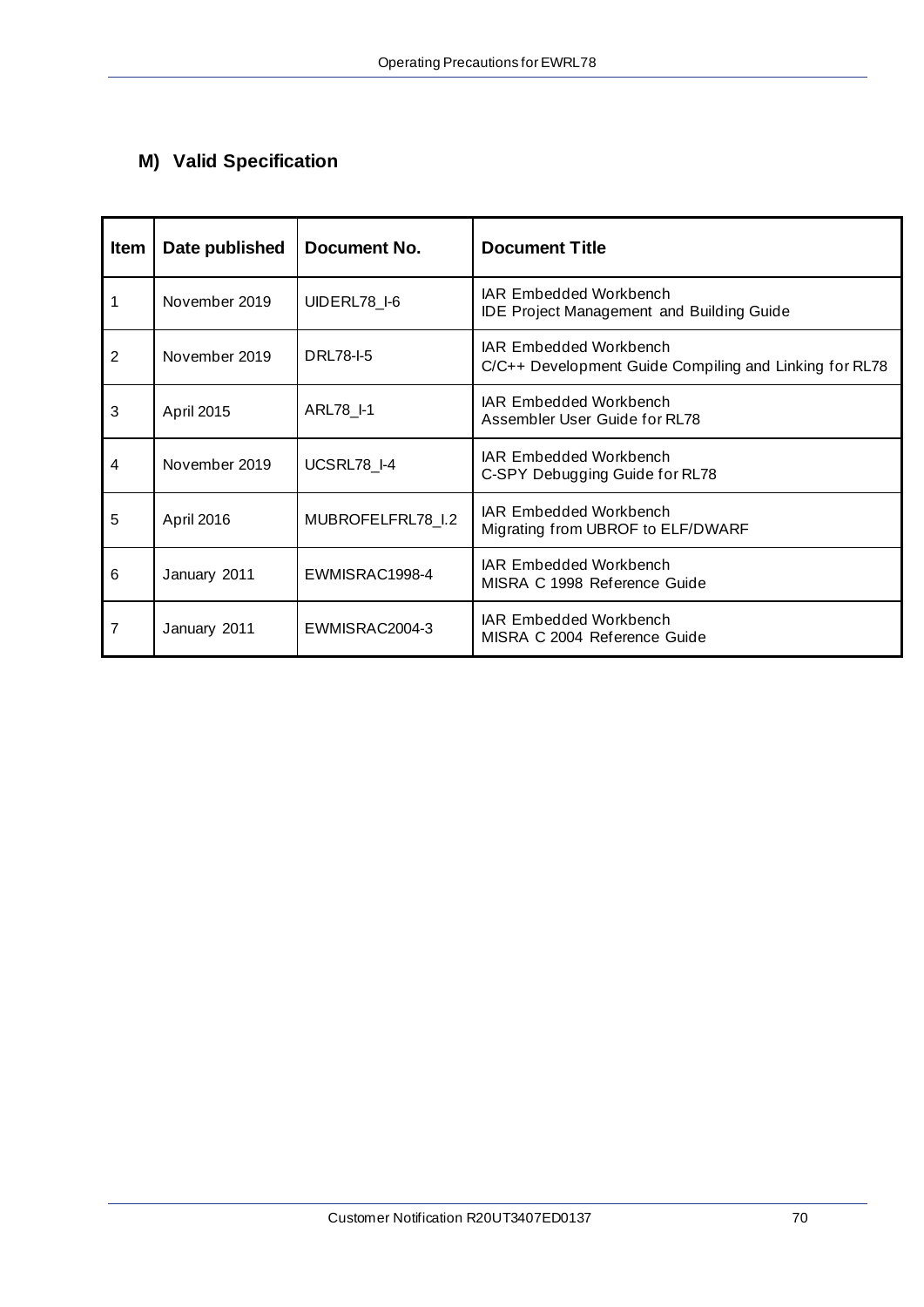## M) Valid Specification

| Item | Date published | Document No. | Document Title |
| --- | --- | --- | --- |
| 1 | November 2019 | UIDERL78_I-6 | IAR Embedded Workbench<br>IDE Project Management and Building Guide |
| 2 | November 2019 | DRL78-I-5 | IAR Embedded Workbench<br>C/C++ Development Guide Compiling and Linking for RL78 |
| 3 | April 2015 | ARL78_I-1 | IAR Embedded Workbench<br>Assembler User Guide for RL78 |
| 4 | November 2019 | UCSRL78_I-4 | IAR Embedded Workbench<br>C-SPY Debugging Guide for RL78 |
| 5 | April 2016 | MUBROFELFRL78_I.2 | IAR Embedded Workbench<br>Migrating from UBROF to ELF/DWARF |
| 6 | January 2011 | EWMISRAC1998-4 | IAR Embedded Workbench<br>MISRA C 1998 Reference Guide |
| 7 | January 2011 | EWMISRAC2004-3 | IAR Embedded Workbench<br>MISRA C 2004 Reference Guide |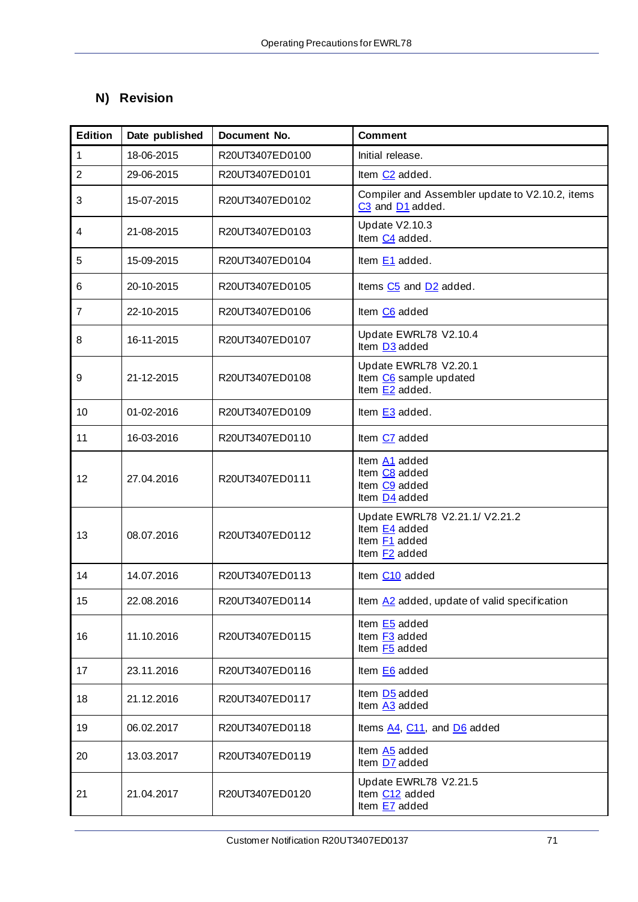## N) Revision

| Edition | Date published | Document No. | Comment |
|---|---|---|---|
| 1 | 18-06-2015 | R20UT3407ED0100 | Initial release. |
| 2 | 29-06-2015 | R20UT3407ED0101 | Item C2 added. |
| 3 | 15-07-2015 | R20UT3407ED0102 | Compiler and Assembler update to V2.10.2, items C3 and D1 added. |
| 4 | 21-08-2015 | R20UT3407ED0103 | Update V2.10.3<br>Item C4 added. |
| 5 | 15-09-2015 | R20UT3407ED0104 | Item E1 added. |
| 6 | 20-10-2015 | R20UT3407ED0105 | Items C5 and D2 added. |
| 7 | 22-10-2015 | R20UT3407ED0106 | Item C6 added |
| 8 | 16-11-2015 | R20UT3407ED0107 | Update EWRL78 V2.10.4<br>Item D3 added |
| 9 | 21-12-2015 | R20UT3407ED0108 | Update EWRL78 V2.20.1<br>Item C6 sample updated<br>Item E2 added. |
| 10 | 01-02-2016 | R20UT3407ED0109 | Item E3 added. |
| 11 | 16-03-2016 | R20UT3407ED0110 | Item C7 added |
| 12 | 27.04.2016 | R20UT3407ED0111 | Item A1 added<br>Item C8 added<br>Item C9 added<br>Item D4 added |
| 13 | 08.07.2016 | R20UT3407ED0112 | Update EWRL78 V2.21.1/ V2.21.2<br>Item E4 added<br>Item F1 added<br>Item F2 added |
| 14 | 14.07.2016 | R20UT3407ED0113 | Item C10 added |
| 15 | 22.08.2016 | R20UT3407ED0114 | Item A2 added, update of valid specification |
| 16 | 11.10.2016 | R20UT3407ED0115 | Item E5 added<br>Item F3 added<br>Item F5 added |
| 17 | 23.11.2016 | R20UT3407ED0116 | Item E6 added |
| 18 | 21.12.2016 | R20UT3407ED0117 | Item D5 added<br>Item A3 added |
| 19 | 06.02.2017 | R20UT3407ED0118 | Items A4, C11, and D6 added |
| 20 | 13.03.2017 | R20UT3407ED0119 | Item A5 added<br>Item D7 added |
| 21 | 21.04.2017 | R20UT3407ED0120 | Update EWRL78 V2.21.5<br>Item C12 added<br>Item E7 added |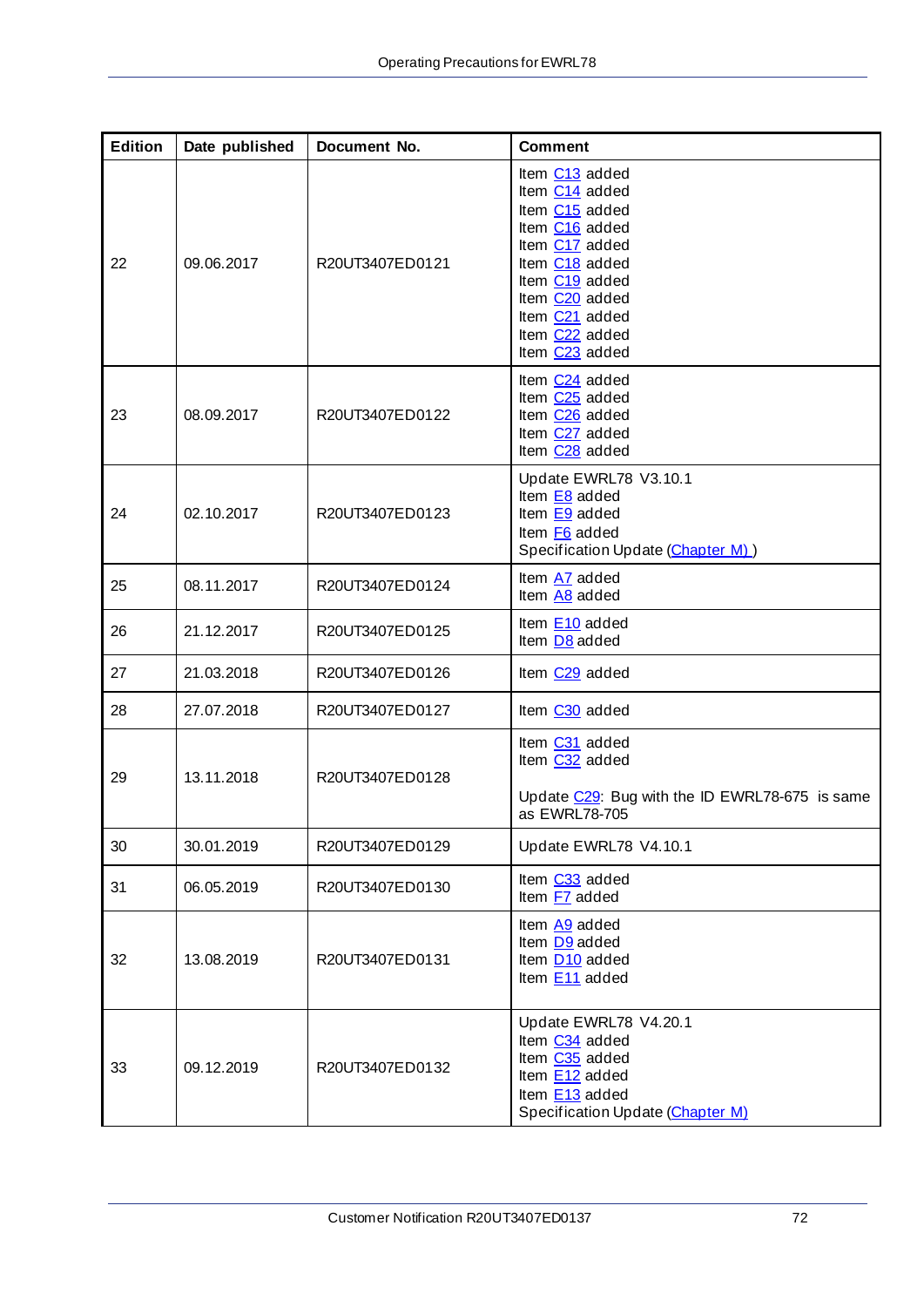| Edition | Date published | Document No. | Comment |
|---|---|---|---|
| 22 | 09.06.2017 | R20UT3407ED0121 | Item C13 added<br>Item C14 added<br>Item C15 added<br>Item C16 added<br>Item C17 added<br>Item C18 added<br>Item C19 added<br>Item C20 added<br>Item C21 added<br>Item C22 added<br>Item C23 added |
| 23 | 08.09.2017 | R20UT3407ED0122 | Item C24 added<br>Item C25 added<br>Item C26 added<br>Item C27 added<br>Item C28 added |
| 24 | 02.10.2017 | R20UT3407ED0123 | Update EWRL78 V3.10.1<br>Item E8 added<br>Item E9 added<br>Item F6 added<br>Specification Update (Chapter M) ) |
| 25 | 08.11.2017 | R20UT3407ED0124 | Item A7 added<br>Item A8 added |
| 26 | 21.12.2017 | R20UT3407ED0125 | Item E10 added<br>Item D8 added |
| 27 | 21.03.2018 | R20UT3407ED0126 | Item C29 added |
| 28 | 27.07.2018 | R20UT3407ED0127 | Item C30 added |
| 29 | 13.11.2018 | R20UT3407ED0128 | Item C31 added<br>Item C32 added<br><br>Update C29: Bug with the ID EWRL78-675 is same as EWRL78-705 |
| 30 | 30.01.2019 | R20UT3407ED0129 | Update EWRL78 V4.10.1 |
| 31 | 06.05.2019 | R20UT3407ED0130 | Item C33 added<br>Item F7 added |
| 32 | 13.08.2019 | R20UT3407ED0131 | Item A9 added<br>Item D9 added<br>Item D10 added<br>Item E11 added |
| 33 | 09.12.2019 | R20UT3407ED0132 | Update EWRL78 V4.20.1<br>Item C34 added<br>Item C35 added<br>Item E12 added<br>Item E13 added<br>Specification Update (Chapter M) |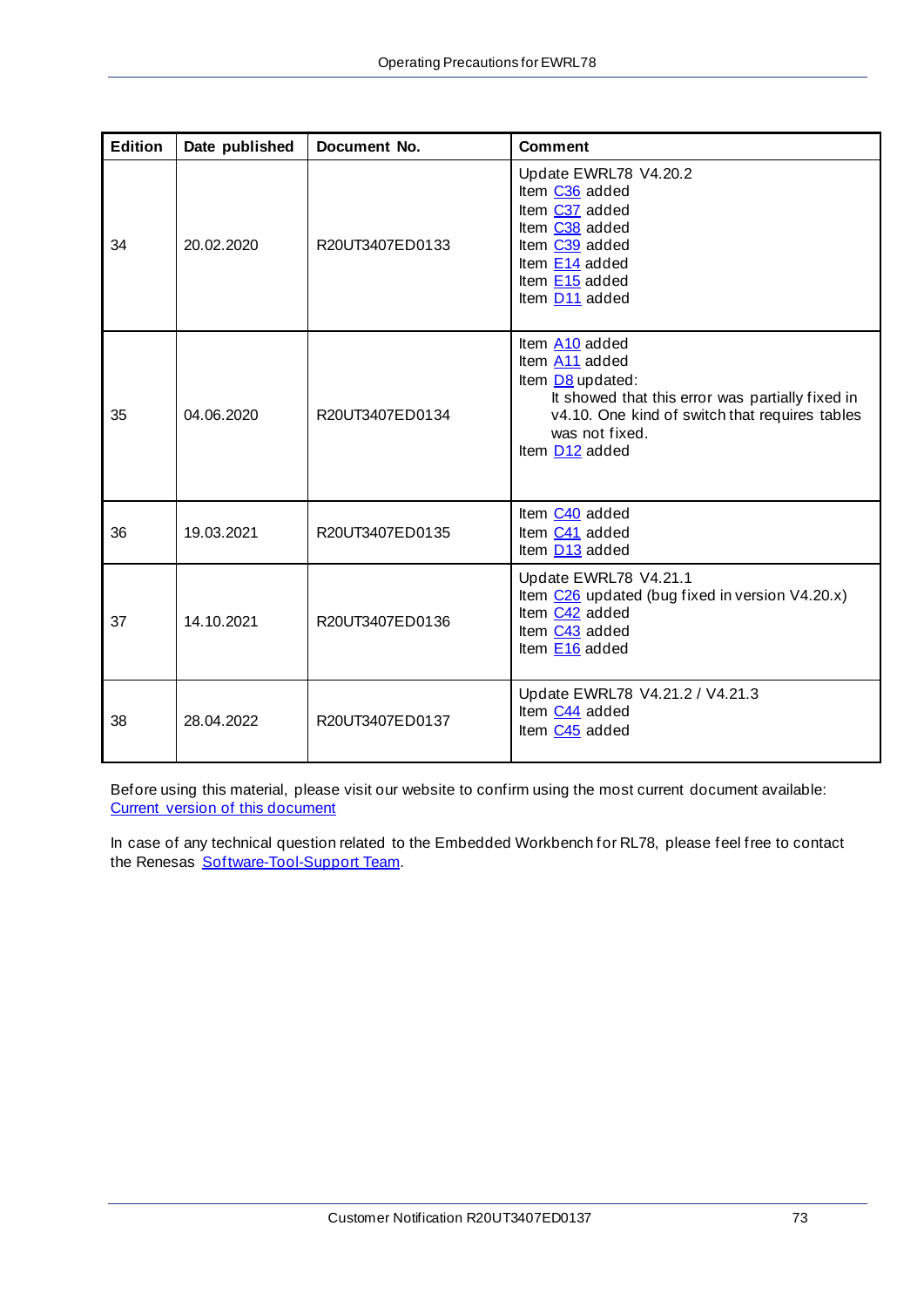| Edition | Date published | Document No. | Comment |
| --- | --- | --- | --- |
| 34 | 20.02.2020 | R20UT3407ED0133 | Update EWRL78 V4.20.2<br>Item C36 added<br>Item C37 added<br>Item C38 added<br>Item C39 added<br>Item E14 added<br>Item E15 added<br>Item D11 added |
| 35 | 04.06.2020 | R20UT3407ED0134 | Item A10 added<br>Item A11 added<br>Item D8 updated:<br>It showed that this error was partially fixed in v4.10. One kind of switch that requires tables was not fixed.<br>Item D12 added |
| 36 | 19.03.2021 | R20UT3407ED0135 | Item C40 added<br>Item C41 added<br>Item D13 added |
| 37 | 14.10.2021 | R20UT3407ED0136 | Update EWRL78 V4.21.1<br>Item C26 updated (bug fixed in version V4.20.x)<br>Item C42 added<br>Item C43 added<br>Item E16 added |
| 38 | 28.04.2022 | R20UT3407ED0137 | Update EWRL78 V4.21.2 / V4.21.3<br>Item C44 added<br>Item C45 added |

Before using this material, please visit our website to confirm using the most current document available:
Current version of this document

In case of any technical question related to the Embedded Workbench for RL78, please feel free to contact the Renesas Software-Tool-Support Team.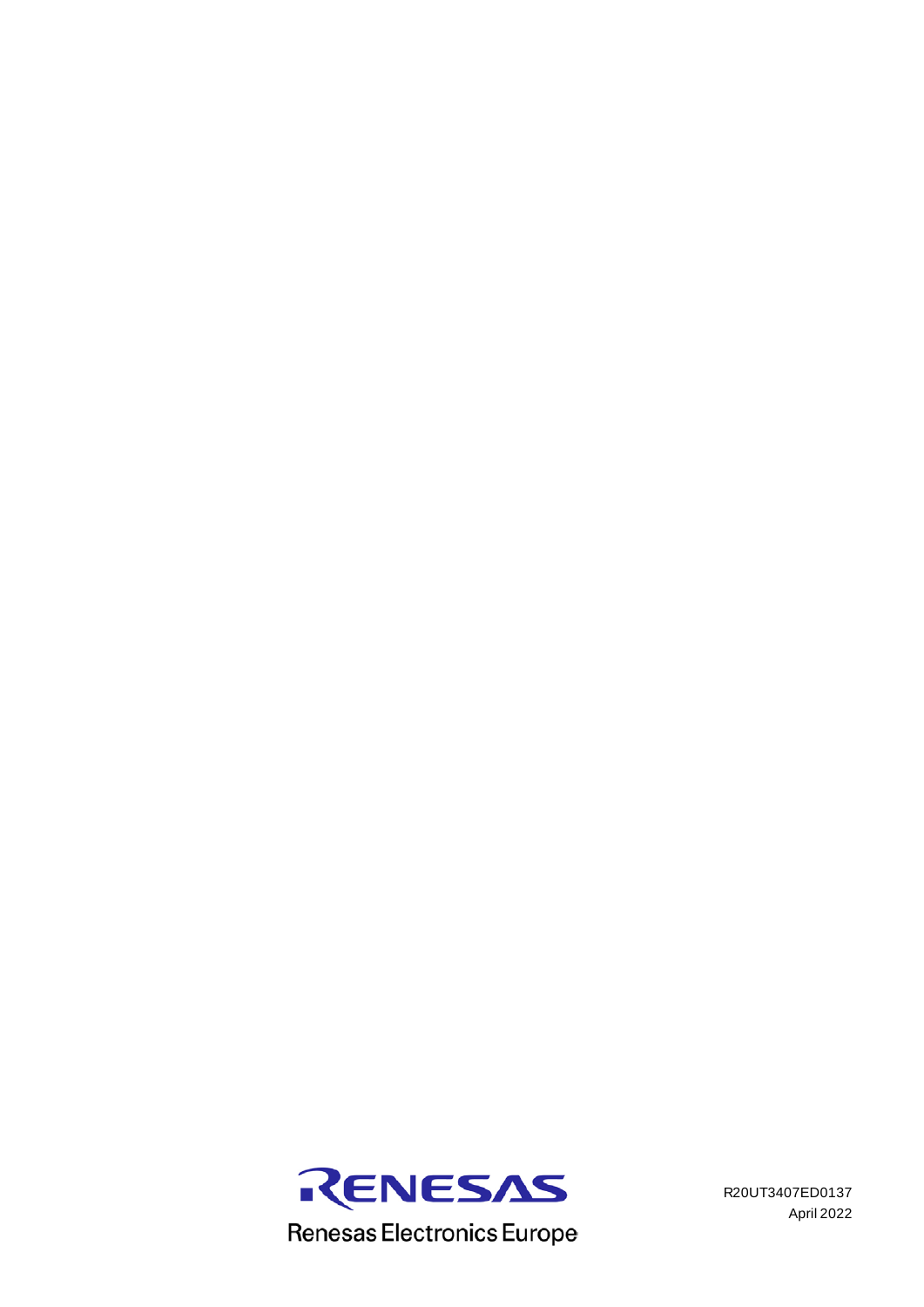RENESAS

Renesas Electronics Europe

R20UT3407ED0137

April 2022